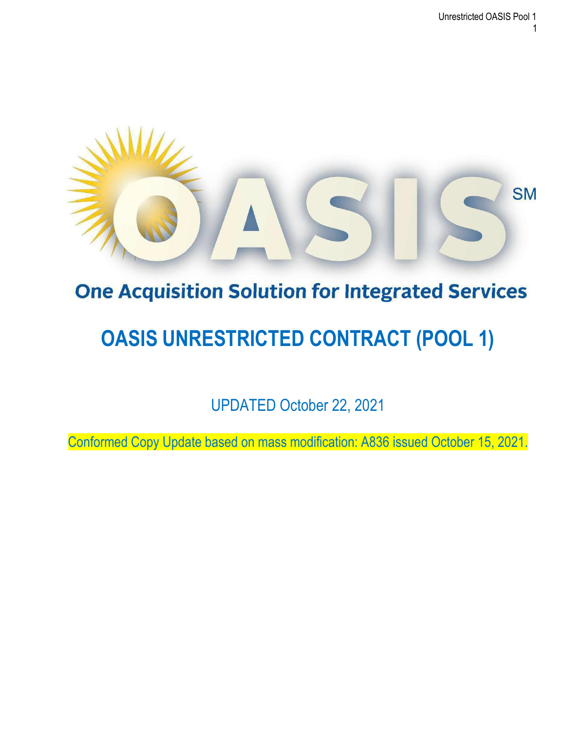OASIS SM

One Acquisition Solution for Integrated Services

# OASIS UNRESTRICTED CONTRACT (POOL 1)

UPDATED October 22, 2021

Conformed Copy Update based on mass modification: A836 issued October 15, 2021.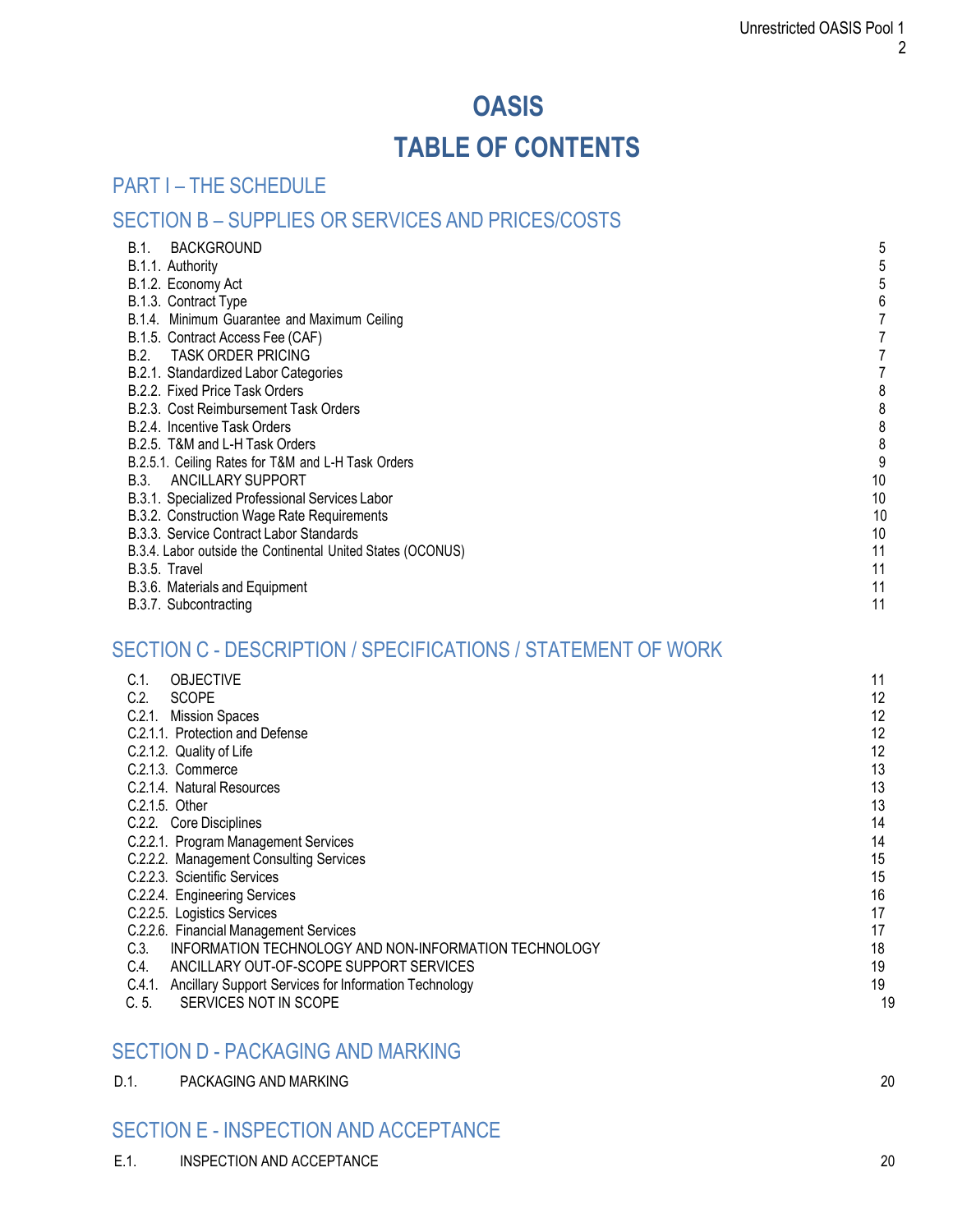# OASIS

# TABLE OF CONTENTS

## PART I – THE SCHEDULE

## SECTION B – SUPPLIES OR SERVICES AND PRICES/COSTS

| | |
|---|---|
| B.1. BACKGROUND | 5 |
| B.1.1. Authority | 5 |
| B.1.2. Economy Act | 5 |
| B.1.3. Contract Type | 6 |
| B.1.4. Minimum Guarantee and Maximum Ceiling | 7 |
| B.1.5. Contract Access Fee (CAF) | 7 |
| B.2. TASK ORDER PRICING | 7 |
| B.2.1. Standardized Labor Categories | 7 |
| B.2.2. Fixed Price Task Orders | 8 |
| B.2.3. Cost Reimbursement Task Orders | 8 |
| B.2.4. Incentive Task Orders | 8 |
| B.2.5. T&M and L-H Task Orders | 8 |
| B.2.5.1. Ceiling Rates for T&M and L-H Task Orders | 9 |
| B.3. ANCILLARY SUPPORT | 10 |
| B.3.1. Specialized Professional Services Labor | 10 |
| B.3.2. Construction Wage Rate Requirements | 10 |
| B.3.3. Service Contract Labor Standards | 10 |
| B.3.4. Labor outside the Continental United States (OCONUS) | 11 |
| B.3.5. Travel | 11 |
| B.3.6. Materials and Equipment | 11 |
| B.3.7. Subcontracting | 11 |

## SECTION C - DESCRIPTION / SPECIFICATIONS / STATEMENT OF WORK

| | |
|---|---|
| C.1. OBJECTIVE | 11 |
| C.2. SCOPE | 12 |
| C.2.1. Mission Spaces | 12 |
| C.2.1.1. Protection and Defense | 12 |
| C.2.1.2. Quality of Life | 12 |
| C.2.1.3. Commerce | 13 |
| C.2.1.4. Natural Resources | 13 |
| C.2.1.5. Other | 13 |
| C.2.2. Core Disciplines | 14 |
| C.2.2.1. Program Management Services | 14 |
| C.2.2.2. Management Consulting Services | 15 |
| C.2.2.3. Scientific Services | 15 |
| C.2.2.4. Engineering Services | 16 |
| C.2.2.5. Logistics Services | 17 |
| C.2.2.6. Financial Management Services | 17 |
| C.3. INFORMATION TECHNOLOGY AND NON-INFORMATION TECHNOLOGY | 18 |
| C.4. ANCILLARY OUT-OF-SCOPE SUPPORT SERVICES | 19 |
| C.4.1. Ancillary Support Services for Information Technology | 19 |
| C. 5. SERVICES NOT IN SCOPE | 19 |

## SECTION D - PACKAGING AND MARKING

| | |
|---|---|
| D.1. PACKAGING AND MARKING | 20 |

## SECTION E - INSPECTION AND ACCEPTANCE

| | |
|---|---|
| E.1. INSPECTION AND ACCEPTANCE | 20 |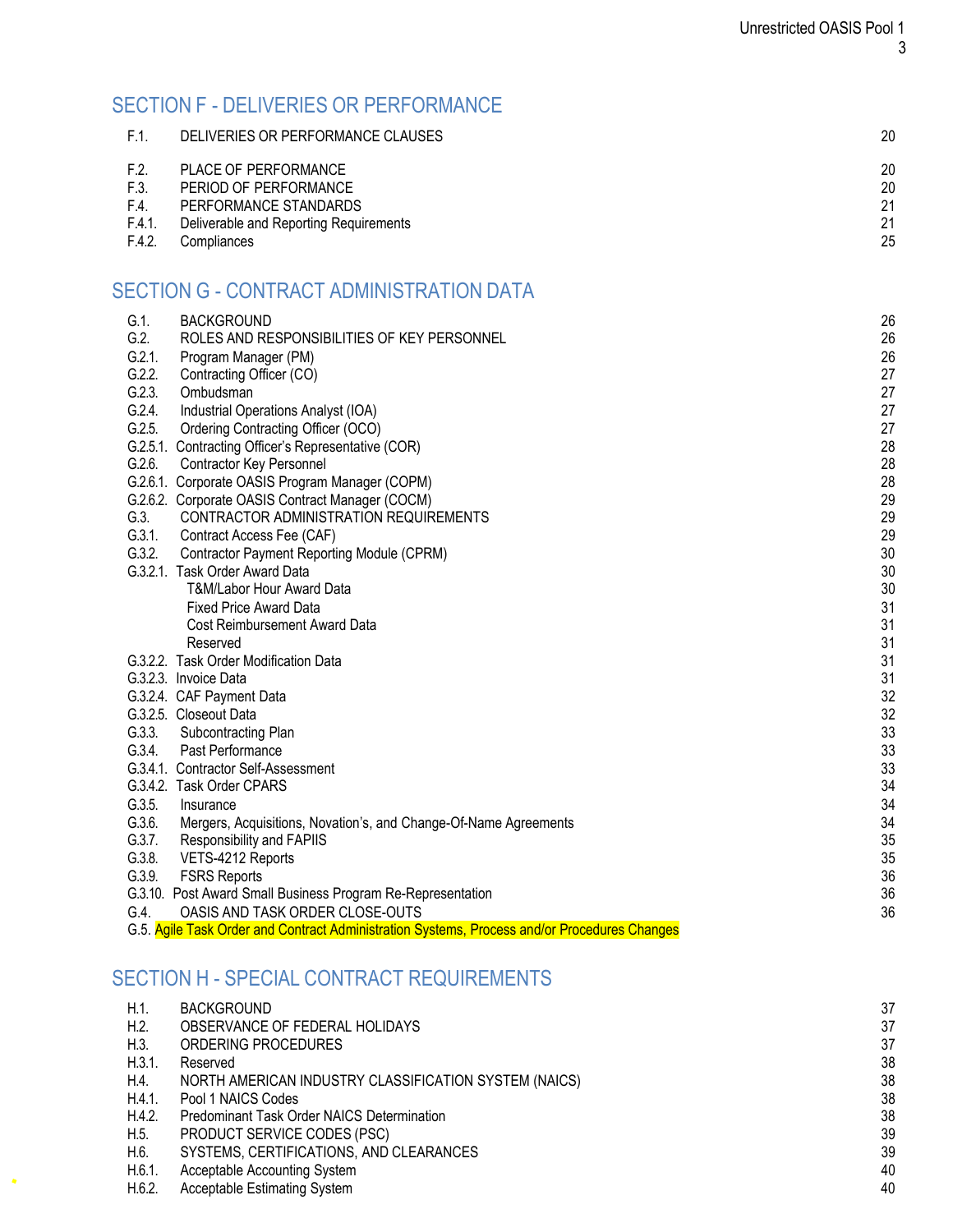## SECTION F - DELIVERIES OR PERFORMANCE

| | | |
|---|---|---|
| F.1. | DELIVERIES OR PERFORMANCE CLAUSES | 20 |
| F.2. | PLACE OF PERFORMANCE | 20 |
| F.3. | PERIOD OF PERFORMANCE | 20 |
| F.4. | PERFORMANCE STANDARDS | 21 |
| F.4.1. | Deliverable and Reporting Requirements | 21 |
| F.4.2. | Compliances | 25 |

## SECTION G - CONTRACT ADMINISTRATION DATA

| | | |
|---|---|---|
| G.1. | BACKGROUND | 26 |
| G.2. | ROLES AND RESPONSIBILITIES OF KEY PERSONNEL | 26 |
| G.2.1. | Program Manager (PM) | 26 |
| G.2.2. | Contracting Officer (CO) | 27 |
| G.2.3. | Ombudsman | 27 |
| G.2.4. | Industrial Operations Analyst (IOA) | 27 |
| G.2.5. | Ordering Contracting Officer (OCO) | 27 |
| G.2.5.1. | Contracting Officer's Representative (COR) | 28 |
| G.2.6. | Contractor Key Personnel | 28 |
| G.2.6.1. | Corporate OASIS Program Manager (COPM) | 28 |
| G.2.6.2. | Corporate OASIS Contract Manager (COCM) | 29 |
| G.3. | CONTRACTOR ADMINISTRATION REQUIREMENTS | 29 |
| G.3.1. | Contract Access Fee (CAF) | 29 |
| G.3.2. | Contractor Payment Reporting Module (CPRM) | 30 |
| G.3.2.1. | Task Order Award Data | 30 |
| | T&M/Labor Hour Award Data | 30 |
| | Fixed Price Award Data | 31 |
| | Cost Reimbursement Award Data | 31 |
| | Reserved | 31 |
| G.3.2.2. | Task Order Modification Data | 31 |
| G.3.2.3. | Invoice Data | 31 |
| G.3.2.4. | CAF Payment Data | 32 |
| G.3.2.5. | Closeout Data | 32 |
| G.3.3. | Subcontracting Plan | 33 |
| G.3.4. | Past Performance | 33 |
| G.3.4.1. | Contractor Self-Assessment | 33 |
| G.3.4.2. | Task Order CPARS | 34 |
| G.3.5. | Insurance | 34 |
| G.3.6. | Mergers, Acquisitions, Novation's, and Change-Of-Name Agreements | 34 |
| G.3.7. | Responsibility and FAPIIS | 35 |
| G.3.8. | VETS-4212 Reports | 35 |
| G.3.9. | FSRS Reports | 36 |
| G.3.10. | Post Award Small Business Program Re-Representation | 36 |
| G.4. | OASIS AND TASK ORDER CLOSE-OUTS | 36 |
| G.5. | Agile Task Order and Contract Administration Systems, Process and/or Procedures Changes | |

## SECTION H - SPECIAL CONTRACT REQUIREMENTS

| | | |
|---|---|---|
| H.1. | BACKGROUND | 37 |
| H.2. | OBSERVANCE OF FEDERAL HOLIDAYS | 37 |
| H.3. | ORDERING PROCEDURES | 37 |
| H.3.1. | Reserved | 38 |
| H.4. | NORTH AMERICAN INDUSTRY CLASSIFICATION SYSTEM (NAICS) | 38 |
| H.4.1. | Pool 1 NAICS Codes | 38 |
| H.4.2. | Predominant Task Order NAICS Determination | 38 |
| H.5. | PRODUCT SERVICE CODES (PSC) | 39 |
| H.6. | SYSTEMS, CERTIFICATIONS, AND CLEARANCES | 39 |
| H.6.1. | Acceptable Accounting System | 40 |
| H.6.2. | Acceptable Estimating System | 40 |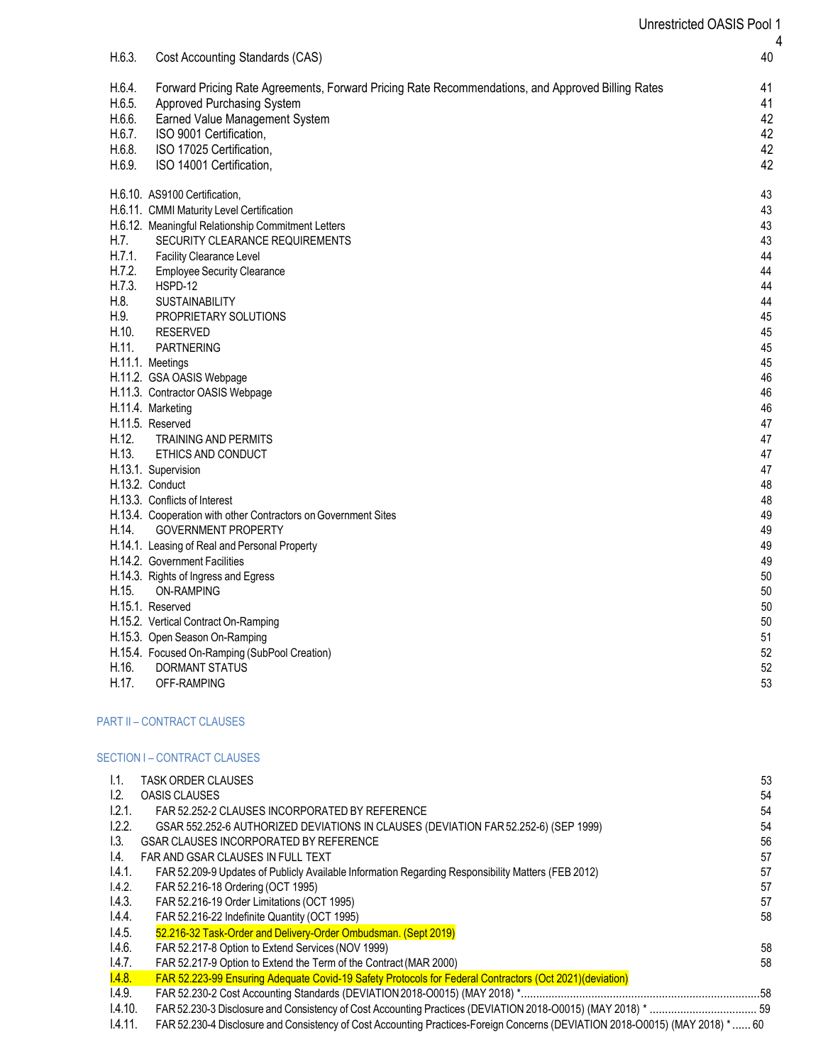| | | |
|---|---|---|
| H.6.3. | Cost Accounting Standards (CAS) | 40 |
| H.6.4. | Forward Pricing Rate Agreements, Forward Pricing Rate Recommendations, and Approved Billing Rates | 41 |
| H.6.5. | Approved Purchasing System | 41 |
| H.6.6. | Earned Value Management System | 42 |
| H.6.7. | ISO 9001 Certification, | 42 |
| H.6.8. | ISO 17025 Certification, | 42 |
| H.6.9. | ISO 14001 Certification, | 42 |
| H.6.10. | AS9100 Certification, | 43 |
| H.6.11. | CMMI Maturity Level Certification | 43 |
| H.6.12. | Meaningful Relationship Commitment Letters | 43 |
| H.7. | SECURITY CLEARANCE REQUIREMENTS | 43 |
| H.7.1. | Facility Clearance Level | 44 |
| H.7.2. | Employee Security Clearance | 44 |
| H.7.3. | HSPD-12 | 44 |
| H.8. | SUSTAINABILITY | 44 |
| H.9. | PROPRIETARY SOLUTIONS | 45 |
| H.10. | RESERVED | 45 |
| H.11. | PARTNERING | 45 |
| H.11.1. | Meetings | 45 |
| H.11.2. | GSA OASIS Webpage | 46 |
| H.11.3. | Contractor OASIS Webpage | 46 |
| H.11.4. | Marketing | 46 |
| H.11.5. | Reserved | 47 |
| H.12. | TRAINING AND PERMITS | 47 |
| H.13. | ETHICS AND CONDUCT | 47 |
| H.13.1. | Supervision | 47 |
| H.13.2. | Conduct | 48 |
| H.13.3. | Conflicts of Interest | 48 |
| H.13.4. | Cooperation with other Contractors on Government Sites | 49 |
| H.14. | GOVERNMENT PROPERTY | 49 |
| H.14.1. | Leasing of Real and Personal Property | 49 |
| H.14.2. | Government Facilities | 49 |
| H.14.3. | Rights of Ingress and Egress | 50 |
| H.15. | ON-RAMPING | 50 |
| H.15.1. | Reserved | 50 |
| H.15.2. | Vertical Contract On-Ramping | 50 |
| H.15.3. | Open Season On-Ramping | 51 |
| H.15.4. | Focused On-Ramping (SubPool Creation) | 52 |
| H.16. | DORMANT STATUS | 52 |
| H.17. | OFF-RAMPING | 53 |

## PART II – CONTRACT CLAUSES

## SECTION I – CONTRACT CLAUSES

| | | |
|---|---|---|
| I.1. | TASK ORDER CLAUSES | 53 |
| I.2. | OASIS CLAUSES | 54 |
| I.2.1. | FAR 52.252-2 CLAUSES INCORPORATED BY REFERENCE | 54 |
| I.2.2. | GSAR 552.252-6 AUTHORIZED DEVIATIONS IN CLAUSES (DEVIATION FAR 52.252-6) (SEP 1999) | 54 |
| I.3. | GSAR CLAUSES INCORPORATED BY REFERENCE | 56 |
| I.4. | FAR AND GSAR CLAUSES IN FULL TEXT | 57 |
| I.4.1. | FAR 52.209-9 Updates of Publicly Available Information Regarding Responsibility Matters (FEB 2012) | 57 |
| I.4.2. | FAR 52.216-18 Ordering (OCT 1995) | 57 |
| I.4.3. | FAR 52.216-19 Order Limitations (OCT 1995) | 57 |
| I.4.4. | FAR 52.216-22 Indefinite Quantity (OCT 1995) | 58 |
| I.4.5. | 52.216-32 Task-Order and Delivery-Order Ombudsman. (Sept 2019) | |
| I.4.6. | FAR 52.217-8 Option to Extend Services (NOV 1999) | 58 |
| I.4.7. | FAR 52.217-9 Option to Extend the Term of the Contract (MAR 2000) | 58 |
| I.4.8. | FAR 52.223-99 Ensuring Adequate Covid-19 Safety Protocols for Federal Contractors (Oct 2021)(deviation) | |
| I.4.9. | FAR 52.230-2 Cost Accounting Standards (DEVIATION 2018-O0015) (MAY 2018) * | 58 |
| I.4.10. | FAR 52.230-3 Disclosure and Consistency of Cost Accounting Practices (DEVIATION 2018-O0015) (MAY 2018) * | 59 |
| I.4.11. | FAR 52.230-4 Disclosure and Consistency of Cost Accounting Practices-Foreign Concerns (DEVIATION 2018-O0015) (MAY 2018) * | 60 |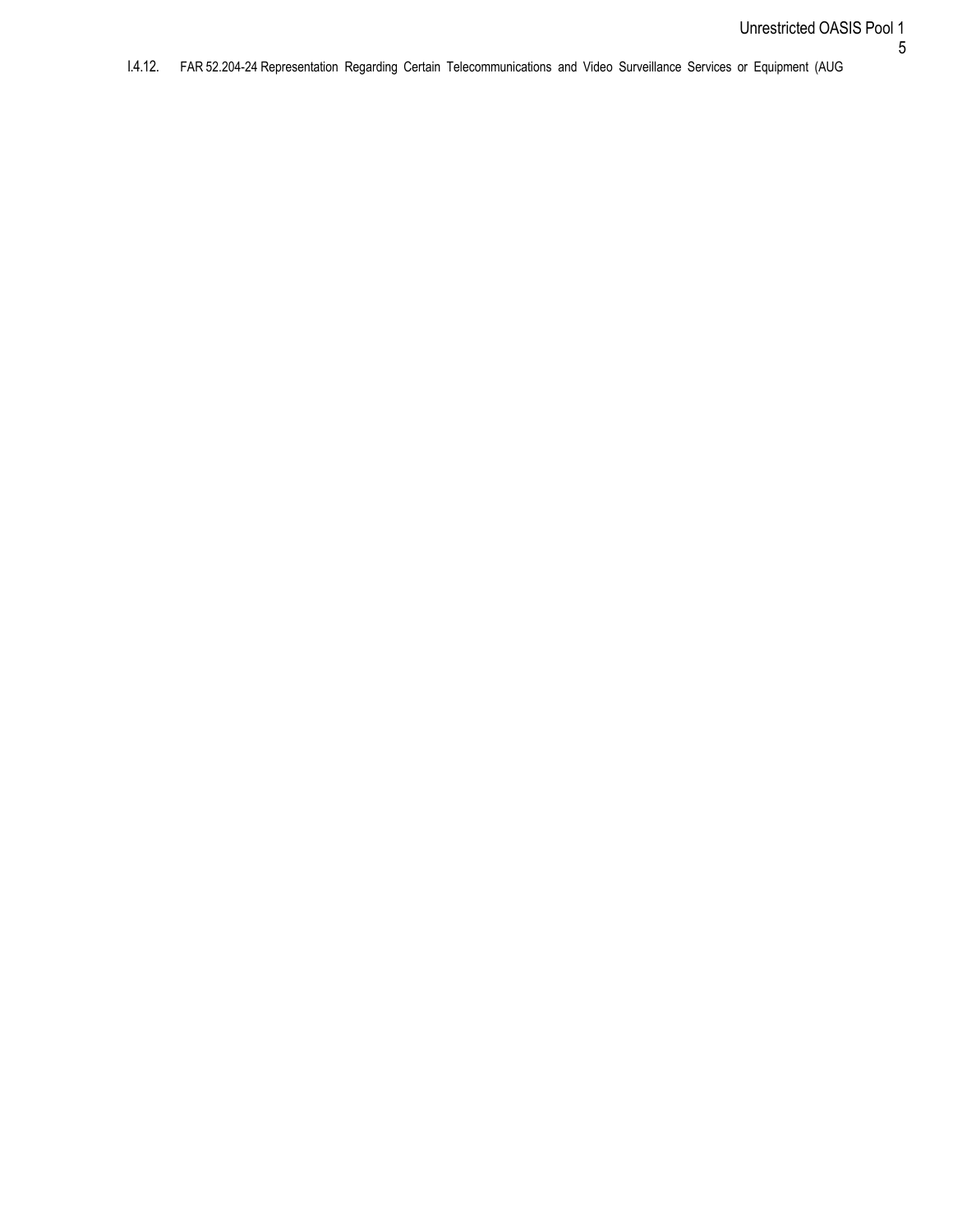I.4.12. FAR 52.204-24 Representation Regarding Certain Telecommunications and Video Surveillance Services or Equipment (AUG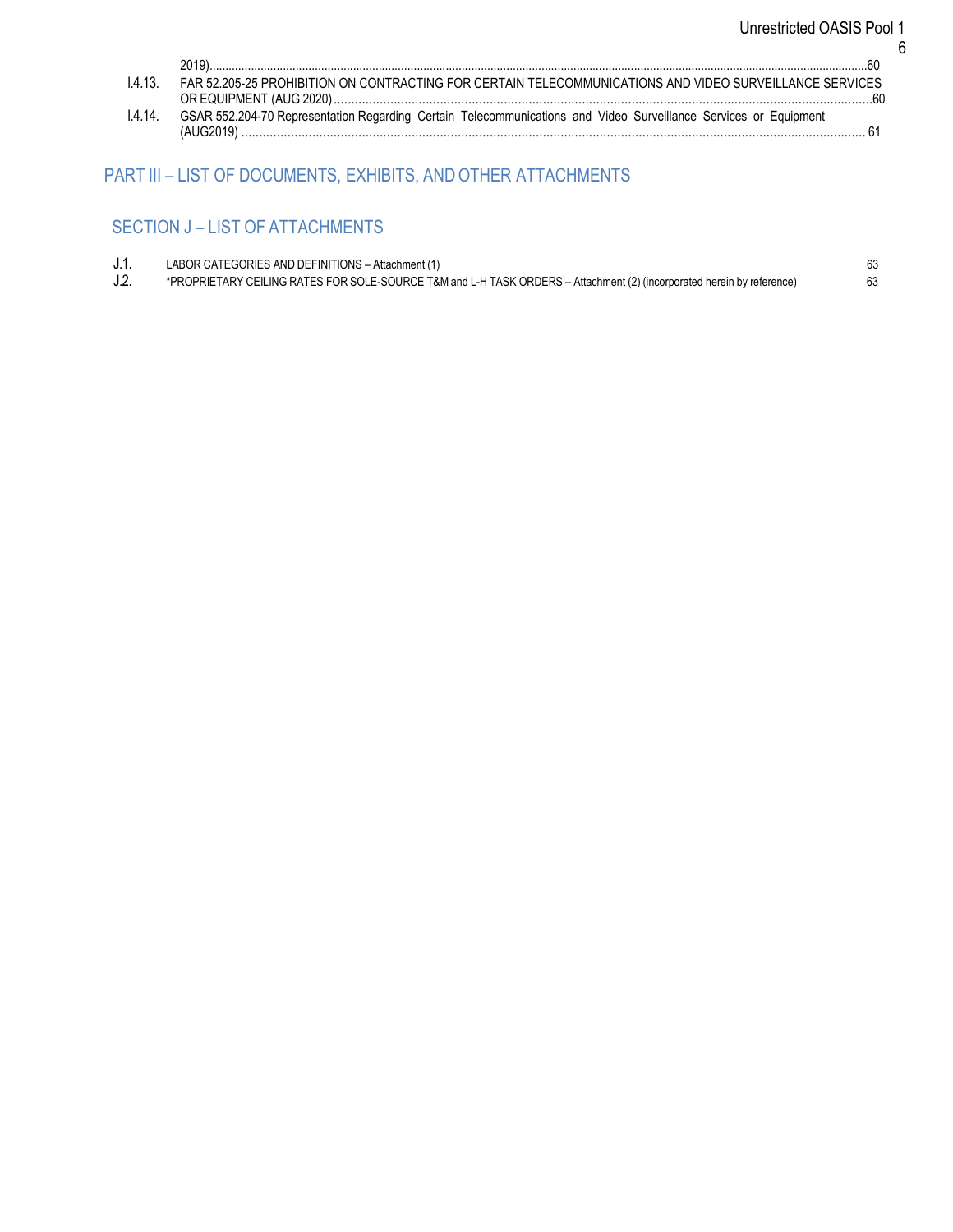2019)......................................................................................................60

I.4.13. FAR 52.205-25 PROHIBITION ON CONTRACTING FOR CERTAIN TELECOMMUNICATIONS AND VIDEO SURVEILLANCE SERVICES OR EQUIPMENT (AUG 2020)......................................................................................................60

I.4.14. GSAR 552.204-70 Representation Regarding Certain Telecommunications and Video Surveillance Services or Equipment (AUG2019) ...................................................................................................... 61

## PART III – LIST OF DOCUMENTS, EXHIBITS, AND OTHER ATTACHMENTS

## SECTION J – LIST OF ATTACHMENTS

J.1. LABOR CATEGORIES AND DEFINITIONS – Attachment (1) 63

J.2. *PROPRIETARY CEILING RATES FOR SOLE-SOURCE T&M and L-H TASK ORDERS – Attachment (2) (incorporated herein by reference) 63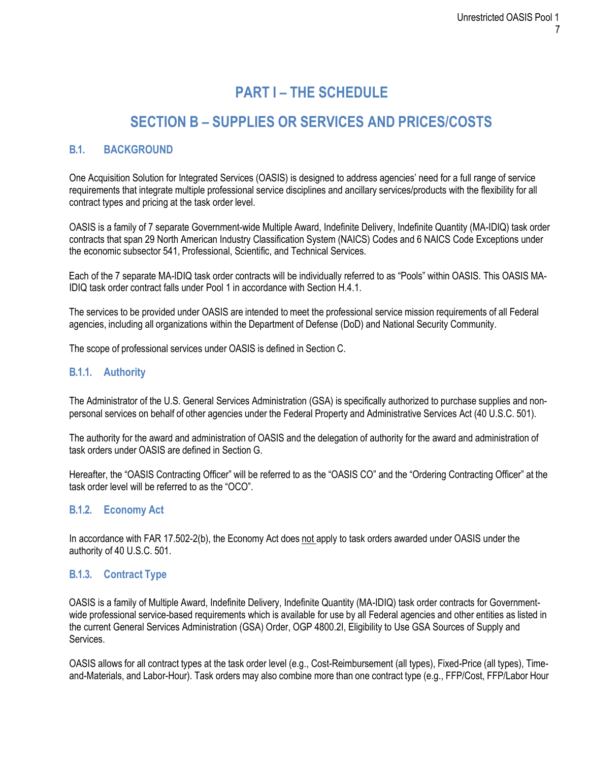# PART I – THE SCHEDULE

# SECTION B – SUPPLIES OR SERVICES AND PRICES/COSTS

## B.1. BACKGROUND

One Acquisition Solution for Integrated Services (OASIS) is designed to address agencies' need for a full range of service requirements that integrate multiple professional service disciplines and ancillary services/products with the flexibility for all contract types and pricing at the task order level.

OASIS is a family of 7 separate Government-wide Multiple Award, Indefinite Delivery, Indefinite Quantity (MA-IDIQ) task order contracts that span 29 North American Industry Classification System (NAICS) Codes and 6 NAICS Code Exceptions under the economic subsector 541, Professional, Scientific, and Technical Services.

Each of the 7 separate MA-IDIQ task order contracts will be individually referred to as "Pools" within OASIS. This OASIS MA-IDIQ task order contract falls under Pool 1 in accordance with Section H.4.1.

The services to be provided under OASIS are intended to meet the professional service mission requirements of all Federal agencies, including all organizations within the Department of Defense (DoD) and National Security Community.

The scope of professional services under OASIS is defined in Section C.

### B.1.1. Authority

The Administrator of the U.S. General Services Administration (GSA) is specifically authorized to purchase supplies and non-personal services on behalf of other agencies under the Federal Property and Administrative Services Act (40 U.S.C. 501).

The authority for the award and administration of OASIS and the delegation of authority for the award and administration of task orders under OASIS are defined in Section G.

Hereafter, the "OASIS Contracting Officer" will be referred to as the "OASIS CO" and the "Ordering Contracting Officer" at the task order level will be referred to as the "OCO".

### B.1.2. Economy Act

In accordance with FAR 17.502-2(b), the Economy Act does not apply to task orders awarded under OASIS under the authority of 40 U.S.C. 501.

### B.1.3. Contract Type

OASIS is a family of Multiple Award, Indefinite Delivery, Indefinite Quantity (MA-IDIQ) task order contracts for Government-wide professional service-based requirements which is available for use by all Federal agencies and other entities as listed in the current General Services Administration (GSA) Order, OGP 4800.2I, Eligibility to Use GSA Sources of Supply and Services.

OASIS allows for all contract types at the task order level (e.g., Cost-Reimbursement (all types), Fixed-Price (all types), Time-and-Materials, and Labor-Hour). Task orders may also combine more than one contract type (e.g., FFP/Cost, FFP/Labor Hour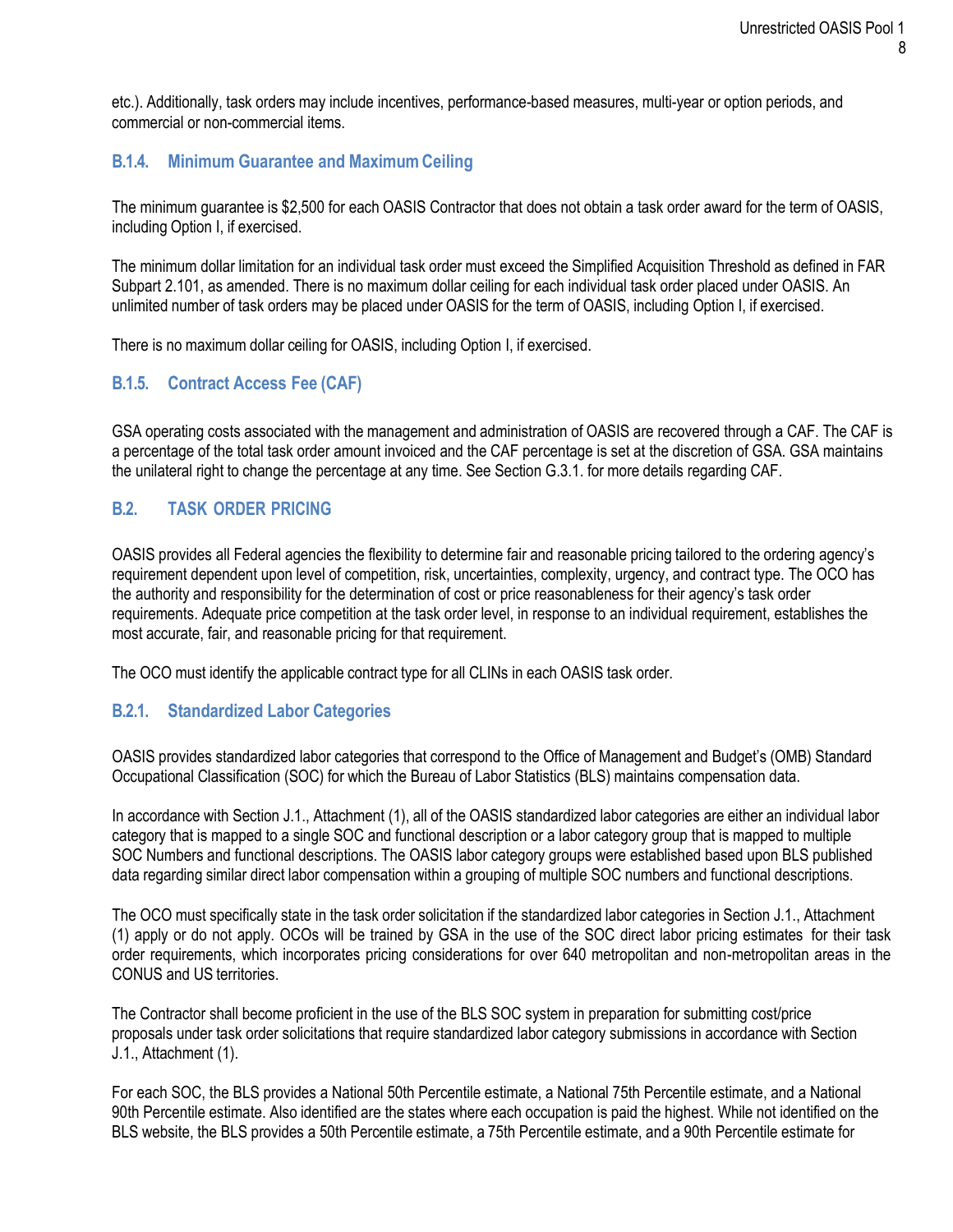etc.). Additionally, task orders may include incentives, performance-based measures, multi-year or option periods, and commercial or non-commercial items.

### B.1.4. Minimum Guarantee and Maximum Ceiling

The minimum guarantee is $2,500 for each OASIS Contractor that does not obtain a task order award for the term of OASIS, including Option I, if exercised.

The minimum dollar limitation for an individual task order must exceed the Simplified Acquisition Threshold as defined in FAR Subpart 2.101, as amended. There is no maximum dollar ceiling for each individual task order placed under OASIS. An unlimited number of task orders may be placed under OASIS for the term of OASIS, including Option I, if exercised.

There is no maximum dollar ceiling for OASIS, including Option I, if exercised.

### B.1.5. Contract Access Fee (CAF)

GSA operating costs associated with the management and administration of OASIS are recovered through a CAF. The CAF is a percentage of the total task order amount invoiced and the CAF percentage is set at the discretion of GSA. GSA maintains the unilateral right to change the percentage at any time. See Section G.3.1. for more details regarding CAF.

## B.2. TASK ORDER PRICING

OASIS provides all Federal agencies the flexibility to determine fair and reasonable pricing tailored to the ordering agency's requirement dependent upon level of competition, risk, uncertainties, complexity, urgency, and contract type. The OCO has the authority and responsibility for the determination of cost or price reasonableness for their agency's task order requirements. Adequate price competition at the task order level, in response to an individual requirement, establishes the most accurate, fair, and reasonable pricing for that requirement.

The OCO must identify the applicable contract type for all CLINs in each OASIS task order.

### B.2.1. Standardized Labor Categories

OASIS provides standardized labor categories that correspond to the Office of Management and Budget's (OMB) Standard Occupational Classification (SOC) for which the Bureau of Labor Statistics (BLS) maintains compensation data.

In accordance with Section J.1., Attachment (1), all of the OASIS standardized labor categories are either an individual labor category that is mapped to a single SOC and functional description or a labor category group that is mapped to multiple SOC Numbers and functional descriptions. The OASIS labor category groups were established based upon BLS published data regarding similar direct labor compensation within a grouping of multiple SOC numbers and functional descriptions.

The OCO must specifically state in the task order solicitation if the standardized labor categories in Section J.1., Attachment (1) apply or do not apply. OCOs will be trained by GSA in the use of the SOC direct labor pricing estimates for their task order requirements, which incorporates pricing considerations for over 640 metropolitan and non-metropolitan areas in the CONUS and US territories.

The Contractor shall become proficient in the use of the BLS SOC system in preparation for submitting cost/price proposals under task order solicitations that require standardized labor category submissions in accordance with Section J.1., Attachment (1).

For each SOC, the BLS provides a National 50th Percentile estimate, a National 75th Percentile estimate, and a National 90th Percentile estimate. Also identified are the states where each occupation is paid the highest. While not identified on the BLS website, the BLS provides a 50th Percentile estimate, a 75th Percentile estimate, and a 90th Percentile estimate for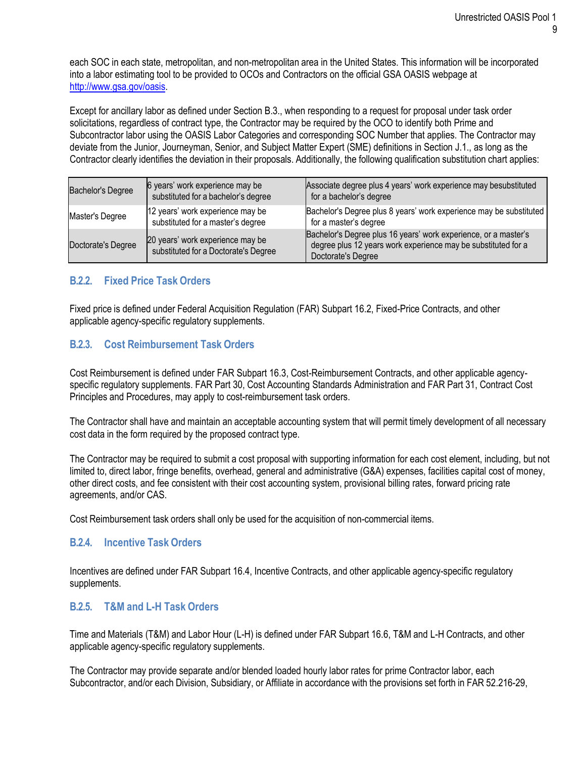each SOC in each state, metropolitan, and non-metropolitan area in the United States. This information will be incorporated into a labor estimating tool to be provided to OCOs and Contractors on the official GSA OASIS webpage at http://www.gsa.gov/oasis.

Except for ancillary labor as defined under Section B.3., when responding to a request for proposal under task order solicitations, regardless of contract type, the Contractor may be required by the OCO to identify both Prime and Subcontractor labor using the OASIS Labor Categories and corresponding SOC Number that applies. The Contractor may deviate from the Junior, Journeyman, Senior, and Subject Matter Expert (SME) definitions in Section J.1., as long as the Contractor clearly identifies the deviation in their proposals. Additionally, the following qualification substitution chart applies:

| | | |
|---|---|---|
| Bachelor's Degree | 6 years' work experience may be substituted for a bachelor's degree | Associate degree plus 4 years' work experience may besubstituted for a bachelor's degree |
| Master's Degree | 12 years' work experience may be substituted for a master's degree | Bachelor's Degree plus 8 years' work experience may be substituted for a master's degree |
| Doctorate's Degree | 20 years' work experience may be substituted for a Doctorate's Degree | Bachelor's Degree plus 16 years' work experience, or a master's degree plus 12 years work experience may be substituted for a Doctorate's Degree |

### B.2.2. Fixed Price Task Orders

Fixed price is defined under Federal Acquisition Regulation (FAR) Subpart 16.2, Fixed-Price Contracts, and other applicable agency-specific regulatory supplements.

### B.2.3. Cost Reimbursement Task Orders

Cost Reimbursement is defined under FAR Subpart 16.3, Cost-Reimbursement Contracts, and other applicable agency-specific regulatory supplements. FAR Part 30, Cost Accounting Standards Administration and FAR Part 31, Contract Cost Principles and Procedures, may apply to cost-reimbursement task orders.

The Contractor shall have and maintain an acceptable accounting system that will permit timely development of all necessary cost data in the form required by the proposed contract type.

The Contractor may be required to submit a cost proposal with supporting information for each cost element, including, but not limited to, direct labor, fringe benefits, overhead, general and administrative (G&A) expenses, facilities capital cost of money, other direct costs, and fee consistent with their cost accounting system, provisional billing rates, forward pricing rate agreements, and/or CAS.

Cost Reimbursement task orders shall only be used for the acquisition of non-commercial items.

### B.2.4. Incentive Task Orders

Incentives are defined under FAR Subpart 16.4, Incentive Contracts, and other applicable agency-specific regulatory supplements.

### B.2.5. T&M and L-H Task Orders

Time and Materials (T&M) and Labor Hour (L-H) is defined under FAR Subpart 16.6, T&M and L-H Contracts, and other applicable agency-specific regulatory supplements.

The Contractor may provide separate and/or blended loaded hourly labor rates for prime Contractor labor, each Subcontractor, and/or each Division, Subsidiary, or Affiliate in accordance with the provisions set forth in FAR 52.216-29,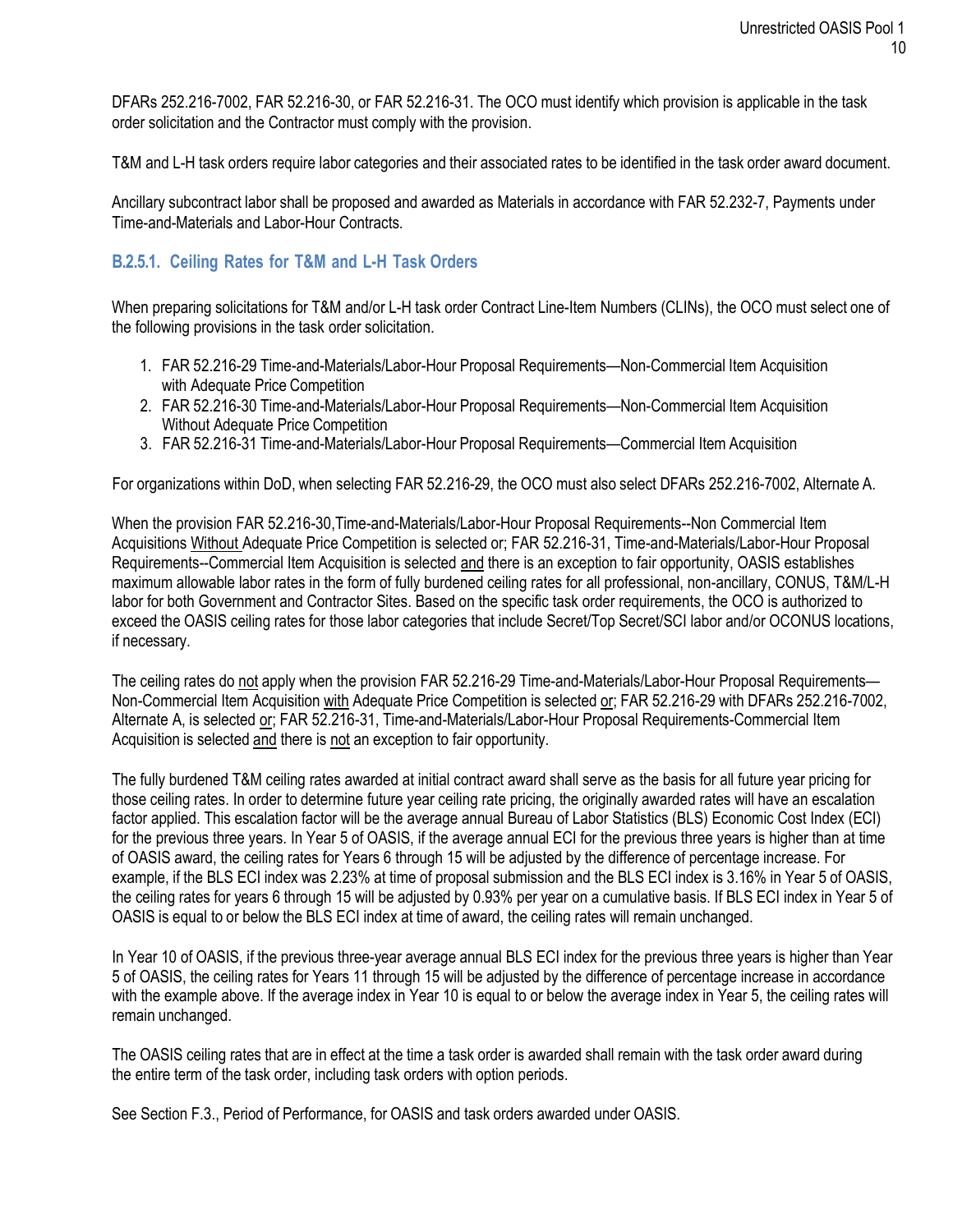DFARs 252.216-7002, FAR 52.216-30, or FAR 52.216-31. The OCO must identify which provision is applicable in the task order solicitation and the Contractor must comply with the provision.

T&M and L-H task orders require labor categories and their associated rates to be identified in the task order award document.

Ancillary subcontract labor shall be proposed and awarded as Materials in accordance with FAR 52.232-7, Payments under Time-and-Materials and Labor-Hour Contracts.

### B.2.5.1. Ceiling Rates for T&M and L-H Task Orders

When preparing solicitations for T&M and/or L-H task order Contract Line-Item Numbers (CLINs), the OCO must select one of the following provisions in the task order solicitation.

1. FAR 52.216-29 Time-and-Materials/Labor-Hour Proposal Requirements—Non-Commercial Item Acquisition with Adequate Price Competition
2. FAR 52.216-30 Time-and-Materials/Labor-Hour Proposal Requirements—Non-Commercial Item Acquisition Without Adequate Price Competition
3. FAR 52.216-31 Time-and-Materials/Labor-Hour Proposal Requirements—Commercial Item Acquisition

For organizations within DoD, when selecting FAR 52.216-29, the OCO must also select DFARs 252.216-7002, Alternate A.

When the provision FAR 52.216-30,Time-and-Materials/Labor-Hour Proposal Requirements--Non Commercial Item Acquisitions Without Adequate Price Competition is selected or; FAR 52.216-31, Time-and-Materials/Labor-Hour Proposal Requirements--Commercial Item Acquisition is selected and there is an exception to fair opportunity, OASIS establishes maximum allowable labor rates in the form of fully burdened ceiling rates for all professional, non-ancillary, CONUS, T&M/L-H labor for both Government and Contractor Sites. Based on the specific task order requirements, the OCO is authorized to exceed the OASIS ceiling rates for those labor categories that include Secret/Top Secret/SCI labor and/or OCONUS locations, if necessary.

The ceiling rates do not apply when the provision FAR 52.216-29 Time-and-Materials/Labor-Hour Proposal Requirements—Non-Commercial Item Acquisition with Adequate Price Competition is selected or; FAR 52.216-29 with DFARs 252.216-7002, Alternate A, is selected or; FAR 52.216-31, Time-and-Materials/Labor-Hour Proposal Requirements-Commercial Item Acquisition is selected and there is not an exception to fair opportunity.

The fully burdened T&M ceiling rates awarded at initial contract award shall serve as the basis for all future year pricing for those ceiling rates. In order to determine future year ceiling rate pricing, the originally awarded rates will have an escalation factor applied. This escalation factor will be the average annual Bureau of Labor Statistics (BLS) Economic Cost Index (ECI) for the previous three years. In Year 5 of OASIS, if the average annual ECI for the previous three years is higher than at time of OASIS award, the ceiling rates for Years 6 through 15 will be adjusted by the difference of percentage increase. For example, if the BLS ECI index was 2.23% at time of proposal submission and the BLS ECI index is 3.16% in Year 5 of OASIS, the ceiling rates for years 6 through 15 will be adjusted by 0.93% per year on a cumulative basis. If BLS ECI index in Year 5 of OASIS is equal to or below the BLS ECI index at time of award, the ceiling rates will remain unchanged.

In Year 10 of OASIS, if the previous three-year average annual BLS ECI index for the previous three years is higher than Year 5 of OASIS, the ceiling rates for Years 11 through 15 will be adjusted by the difference of percentage increase in accordance with the example above. If the average index in Year 10 is equal to or below the average index in Year 5, the ceiling rates will remain unchanged.

The OASIS ceiling rates that are in effect at the time a task order is awarded shall remain with the task order award during the entire term of the task order, including task orders with option periods.

See Section F.3., Period of Performance, for OASIS and task orders awarded under OASIS.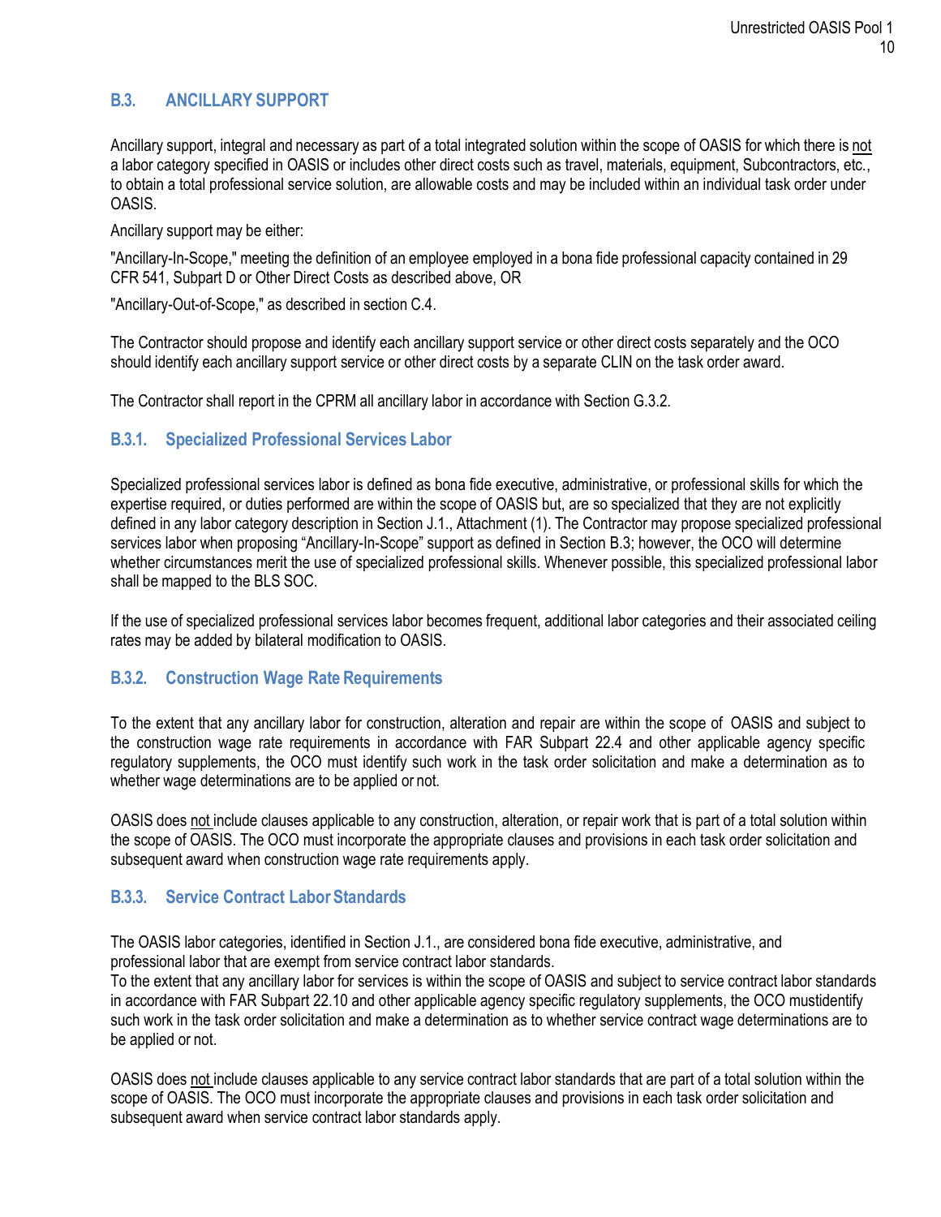## B.3. ANCILLARY SUPPORT

Ancillary support, integral and necessary as part of a total integrated solution within the scope of OASIS for which there is not a labor category specified in OASIS or includes other direct costs such as travel, materials, equipment, Subcontractors, etc., to obtain a total professional service solution, are allowable costs and may be included within an individual task order under OASIS.

Ancillary support may be either:

"Ancillary-In-Scope," meeting the definition of an employee employed in a bona fide professional capacity contained in 29 CFR 541, Subpart D or Other Direct Costs as described above, OR

"Ancillary-Out-of-Scope," as described in section C.4.

The Contractor should propose and identify each ancillary support service or other direct costs separately and the OCO should identify each ancillary support service or other direct costs by a separate CLIN on the task order award.

The Contractor shall report in the CPRM all ancillary labor in accordance with Section G.3.2.

### B.3.1. Specialized Professional Services Labor

Specialized professional services labor is defined as bona fide executive, administrative, or professional skills for which the expertise required, or duties performed are within the scope of OASIS but, are so specialized that they are not explicitly defined in any labor category description in Section J.1., Attachment (1). The Contractor may propose specialized professional services labor when proposing "Ancillary-In-Scope" support as defined in Section B.3; however, the OCO will determine whether circumstances merit the use of specialized professional skills. Whenever possible, this specialized professional labor shall be mapped to the BLS SOC.

If the use of specialized professional services labor becomes frequent, additional labor categories and their associated ceiling rates may be added by bilateral modification to OASIS.

### B.3.2. Construction Wage Rate Requirements

To the extent that any ancillary labor for construction, alteration and repair are within the scope of OASIS and subject to the construction wage rate requirements in accordance with FAR Subpart 22.4 and other applicable agency specific regulatory supplements, the OCO must identify such work in the task order solicitation and make a determination as to whether wage determinations are to be applied or not.

OASIS does not include clauses applicable to any construction, alteration, or repair work that is part of a total solution within the scope of OASIS. The OCO must incorporate the appropriate clauses and provisions in each task order solicitation and subsequent award when construction wage rate requirements apply.

### B.3.3. Service Contract Labor Standards

The OASIS labor categories, identified in Section J.1., are considered bona fide executive, administrative, and professional labor that are exempt from service contract labor standards.

To the extent that any ancillary labor for services is within the scope of OASIS and subject to service contract labor standards in accordance with FAR Subpart 22.10 and other applicable agency specific regulatory supplements, the OCO mustidentify such work in the task order solicitation and make a determination as to whether service contract wage determinations are to be applied or not.

OASIS does not include clauses applicable to any service contract labor standards that are part of a total solution within the scope of OASIS. The OCO must incorporate the appropriate clauses and provisions in each task order solicitation and subsequent award when service contract labor standards apply.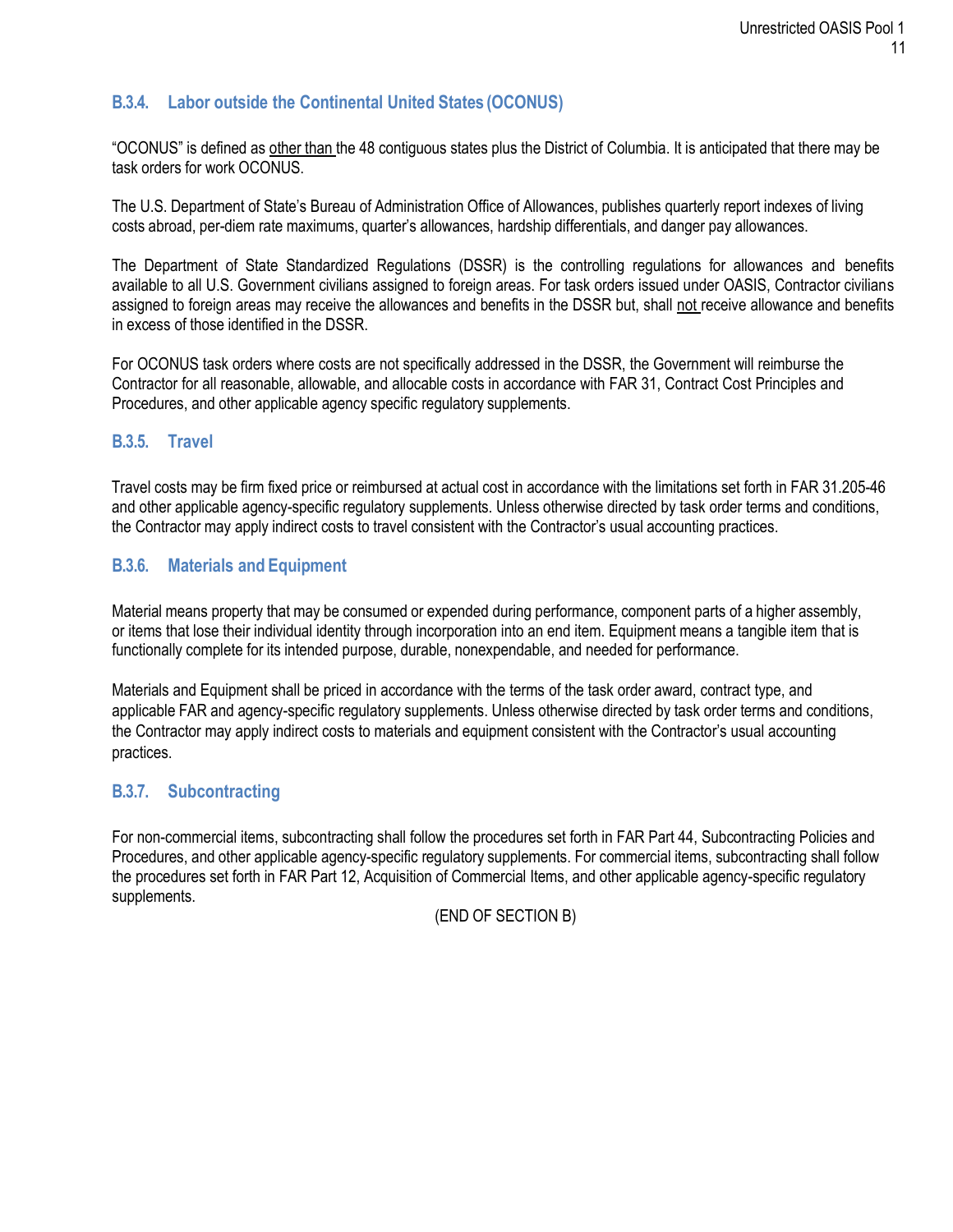### B.3.4. Labor outside the Continental United States (OCONUS)

"OCONUS" is defined as other than the 48 contiguous states plus the District of Columbia. It is anticipated that there may be task orders for work OCONUS.

The U.S. Department of State's Bureau of Administration Office of Allowances, publishes quarterly report indexes of living costs abroad, per-diem rate maximums, quarter's allowances, hardship differentials, and danger pay allowances.

The Department of State Standardized Regulations (DSSR) is the controlling regulations for allowances and benefits available to all U.S. Government civilians assigned to foreign areas. For task orders issued under OASIS, Contractor civilians assigned to foreign areas may receive the allowances and benefits in the DSSR but, shall not receive allowance and benefits in excess of those identified in the DSSR.

For OCONUS task orders where costs are not specifically addressed in the DSSR, the Government will reimburse the Contractor for all reasonable, allowable, and allocable costs in accordance with FAR 31, Contract Cost Principles and Procedures, and other applicable agency specific regulatory supplements.

### B.3.5. Travel

Travel costs may be firm fixed price or reimbursed at actual cost in accordance with the limitations set forth in FAR 31.205-46 and other applicable agency-specific regulatory supplements. Unless otherwise directed by task order terms and conditions, the Contractor may apply indirect costs to travel consistent with the Contractor's usual accounting practices.

### B.3.6. Materials and Equipment

Material means property that may be consumed or expended during performance, component parts of a higher assembly, or items that lose their individual identity through incorporation into an end item. Equipment means a tangible item that is functionally complete for its intended purpose, durable, nonexpendable, and needed for performance.

Materials and Equipment shall be priced in accordance with the terms of the task order award, contract type, and applicable FAR and agency-specific regulatory supplements. Unless otherwise directed by task order terms and conditions, the Contractor may apply indirect costs to materials and equipment consistent with the Contractor's usual accounting practices.

### B.3.7. Subcontracting

For non-commercial items, subcontracting shall follow the procedures set forth in FAR Part 44, Subcontracting Policies and Procedures, and other applicable agency-specific regulatory supplements. For commercial items, subcontracting shall follow the procedures set forth in FAR Part 12, Acquisition of Commercial Items, and other applicable agency-specific regulatory supplements.

(END OF SECTION B)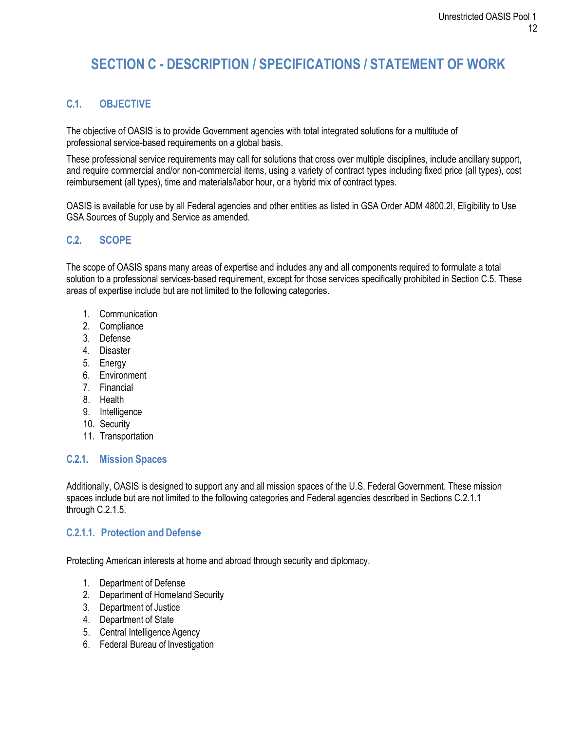# SECTION C - DESCRIPTION / SPECIFICATIONS / STATEMENT OF WORK

## C.1. OBJECTIVE

The objective of OASIS is to provide Government agencies with total integrated solutions for a multitude of professional service-based requirements on a global basis.

These professional service requirements may call for solutions that cross over multiple disciplines, include ancillary support, and require commercial and/or non-commercial items, using a variety of contract types including fixed price (all types), cost reimbursement (all types), time and materials/labor hour, or a hybrid mix of contract types.

OASIS is available for use by all Federal agencies and other entities as listed in GSA Order ADM 4800.2I, Eligibility to Use GSA Sources of Supply and Service as amended.

## C.2. SCOPE

The scope of OASIS spans many areas of expertise and includes any and all components required to formulate a total solution to a professional services-based requirement, except for those services specifically prohibited in Section C.5. These areas of expertise include but are not limited to the following categories.

1. Communication
2. Compliance
3. Defense
4. Disaster
5. Energy
6. Environment
7. Financial
8. Health
9. Intelligence
10. Security
11. Transportation

### C.2.1. Mission Spaces

Additionally, OASIS is designed to support any and all mission spaces of the U.S. Federal Government. These mission spaces include but are not limited to the following categories and Federal agencies described in Sections C.2.1.1 through C.2.1.5.

#### C.2.1.1. Protection and Defense

Protecting American interests at home and abroad through security and diplomacy.

1. Department of Defense
2. Department of Homeland Security
3. Department of Justice
4. Department of State
5. Central Intelligence Agency
6. Federal Bureau of Investigation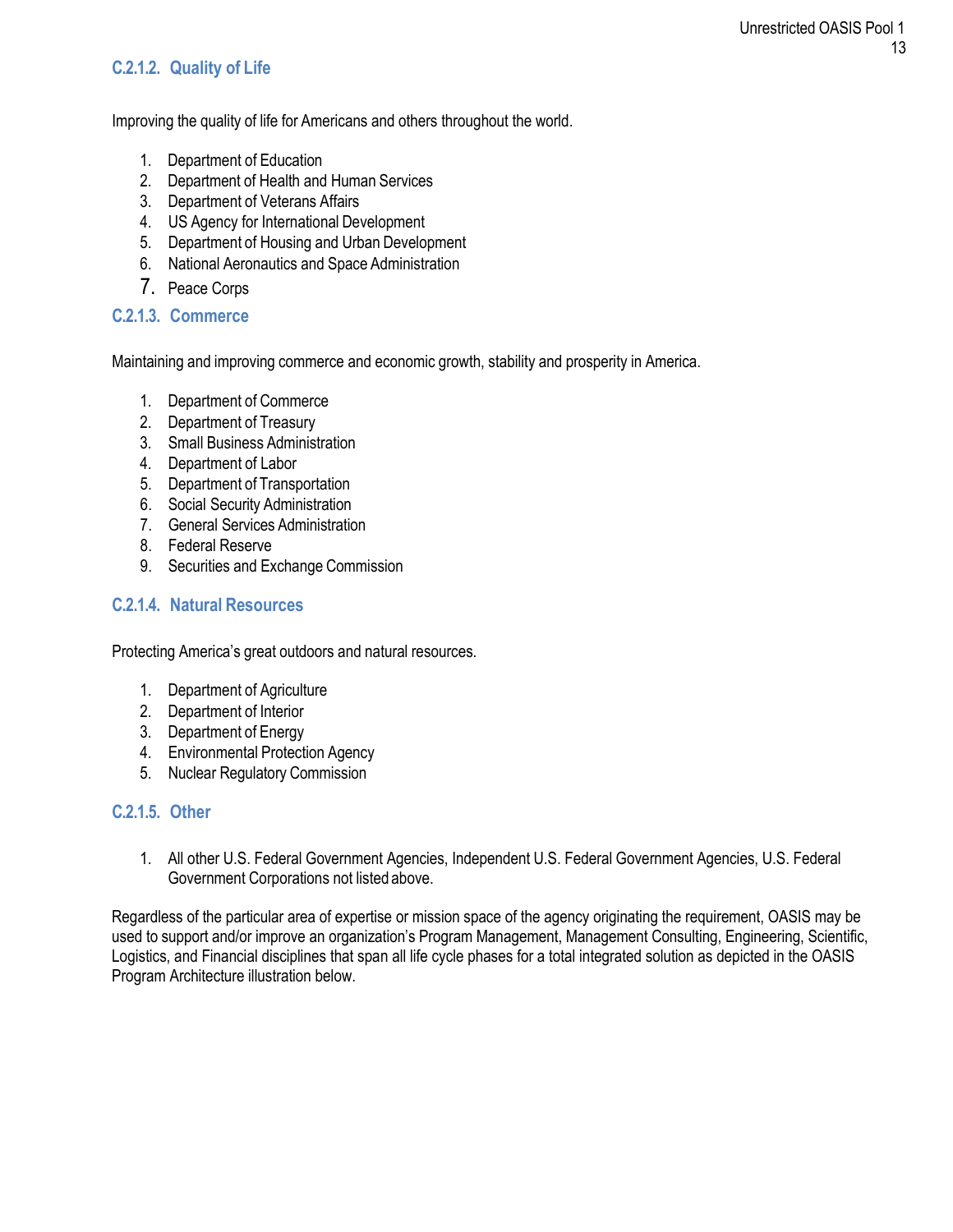### C.2.1.2. Quality of Life

Improving the quality of life for Americans and others throughout the world.

1. Department of Education
2. Department of Health and Human Services
3. Department of Veterans Affairs
4. US Agency for International Development
5. Department of Housing and Urban Development
6. National Aeronautics and Space Administration
7. Peace Corps

### C.2.1.3. Commerce

Maintaining and improving commerce and economic growth, stability and prosperity in America.

1. Department of Commerce
2. Department of Treasury
3. Small Business Administration
4. Department of Labor
5. Department of Transportation
6. Social Security Administration
7. General Services Administration
8. Federal Reserve
9. Securities and Exchange Commission

### C.2.1.4. Natural Resources

Protecting America's great outdoors and natural resources.

1. Department of Agriculture
2. Department of Interior
3. Department of Energy
4. Environmental Protection Agency
5. Nuclear Regulatory Commission

### C.2.1.5. Other

1. All other U.S. Federal Government Agencies, Independent U.S. Federal Government Agencies, U.S. Federal Government Corporations not listed above.

Regardless of the particular area of expertise or mission space of the agency originating the requirement, OASIS may be used to support and/or improve an organization's Program Management, Management Consulting, Engineering, Scientific, Logistics, and Financial disciplines that span all life cycle phases for a total integrated solution as depicted in the OASIS Program Architecture illustration below.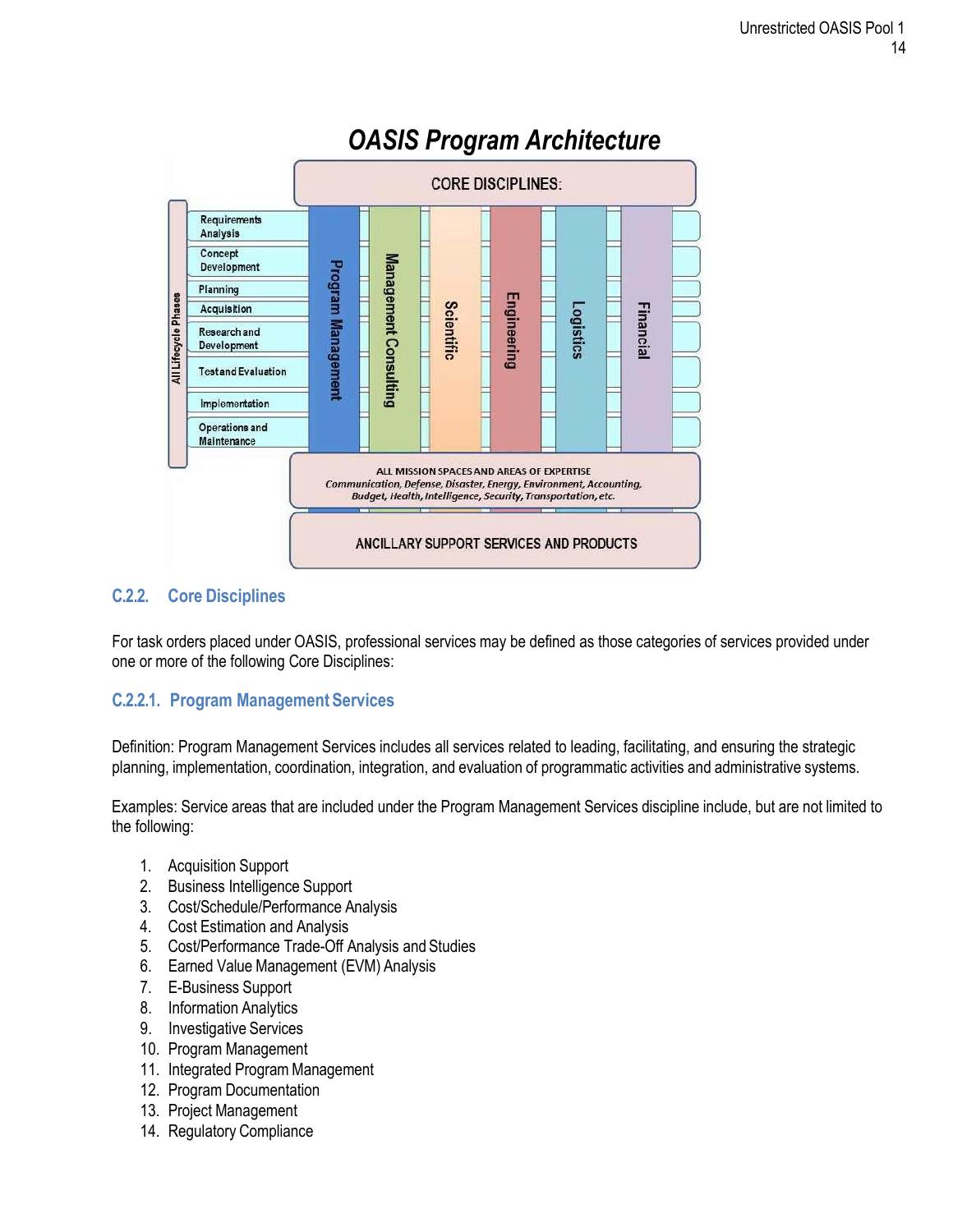## OASIS Program Architecture

CORE DISCIPLINES:

All Lifecycle Phases: Requirements Analysis; Concept Development; Planning; Acquisition; Research and Development; Test and Evaluation; Implementation; Operations and Maintenance

Program Management | Management Consulting | Scientific | Engineering | Logistics | Financial

ALL MISSION SPACES AND AREAS OF EXPERTISE
*Communication, Defense, Disaster, Energy, Environment, Accounting, Budget, Health, Intelligence, Security, Transportation, etc.*

ANCILLARY SUPPORT SERVICES AND PRODUCTS

### C.2.2. Core Disciplines

For task orders placed under OASIS, professional services may be defined as those categories of services provided under one or more of the following Core Disciplines:

#### C.2.2.1. Program Management Services

Definition: Program Management Services includes all services related to leading, facilitating, and ensuring the strategic planning, implementation, coordination, integration, and evaluation of programmatic activities and administrative systems.

Examples: Service areas that are included under the Program Management Services discipline include, but are not limited to the following:

1. Acquisition Support
2. Business Intelligence Support
3. Cost/Schedule/Performance Analysis
4. Cost Estimation and Analysis
5. Cost/Performance Trade-Off Analysis and Studies
6. Earned Value Management (EVM) Analysis
7. E-Business Support
8. Information Analytics
9. Investigative Services
10. Program Management
11. Integrated Program Management
12. Program Documentation
13. Project Management
14. Regulatory Compliance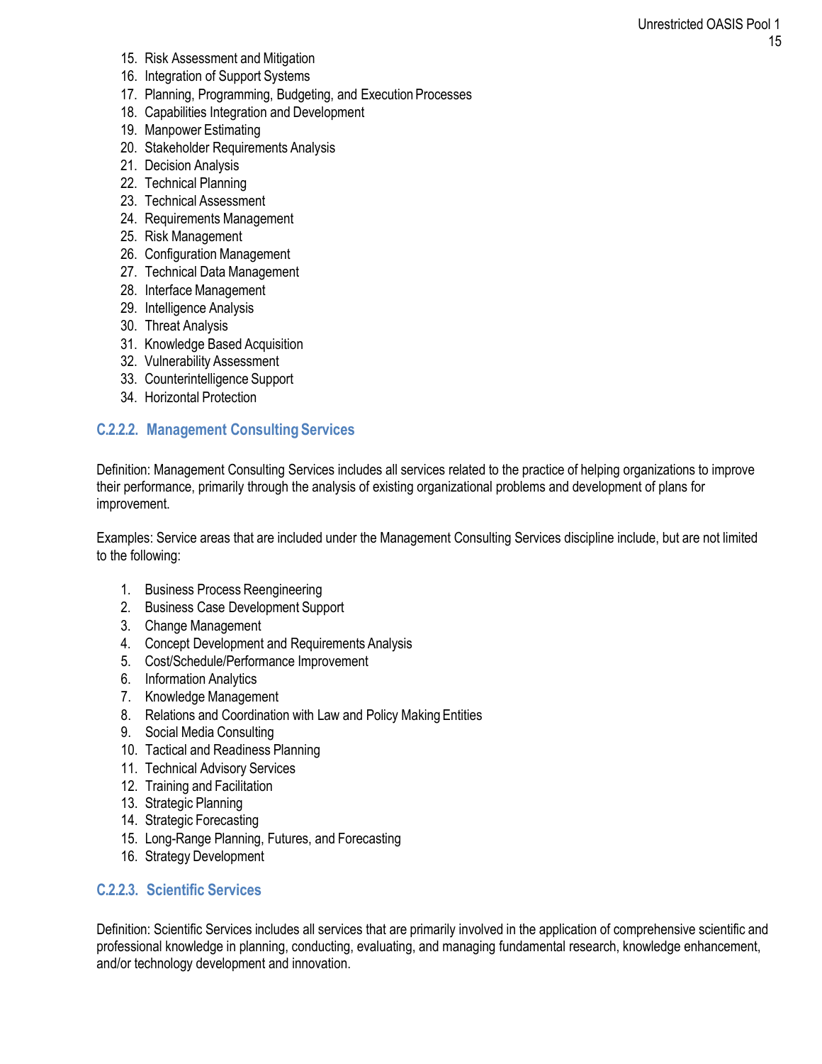15. Risk Assessment and Mitigation
16. Integration of Support Systems
17. Planning, Programming, Budgeting, and Execution Processes
18. Capabilities Integration and Development
19. Manpower Estimating
20. Stakeholder Requirements Analysis
21. Decision Analysis
22. Technical Planning
23. Technical Assessment
24. Requirements Management
25. Risk Management
26. Configuration Management
27. Technical Data Management
28. Interface Management
29. Intelligence Analysis
30. Threat Analysis
31. Knowledge Based Acquisition
32. Vulnerability Assessment
33. Counterintelligence Support
34. Horizontal Protection

### C.2.2.2. Management Consulting Services

Definition: Management Consulting Services includes all services related to the practice of helping organizations to improve their performance, primarily through the analysis of existing organizational problems and development of plans for improvement.

Examples: Service areas that are included under the Management Consulting Services discipline include, but are not limited to the following:

1. Business Process Reengineering
2. Business Case Development Support
3. Change Management
4. Concept Development and Requirements Analysis
5. Cost/Schedule/Performance Improvement
6. Information Analytics
7. Knowledge Management
8. Relations and Coordination with Law and Policy Making Entities
9. Social Media Consulting
10. Tactical and Readiness Planning
11. Technical Advisory Services
12. Training and Facilitation
13. Strategic Planning
14. Strategic Forecasting
15. Long-Range Planning, Futures, and Forecasting
16. Strategy Development

### C.2.2.3. Scientific Services

Definition: Scientific Services includes all services that are primarily involved in the application of comprehensive scientific and professional knowledge in planning, conducting, evaluating, and managing fundamental research, knowledge enhancement, and/or technology development and innovation.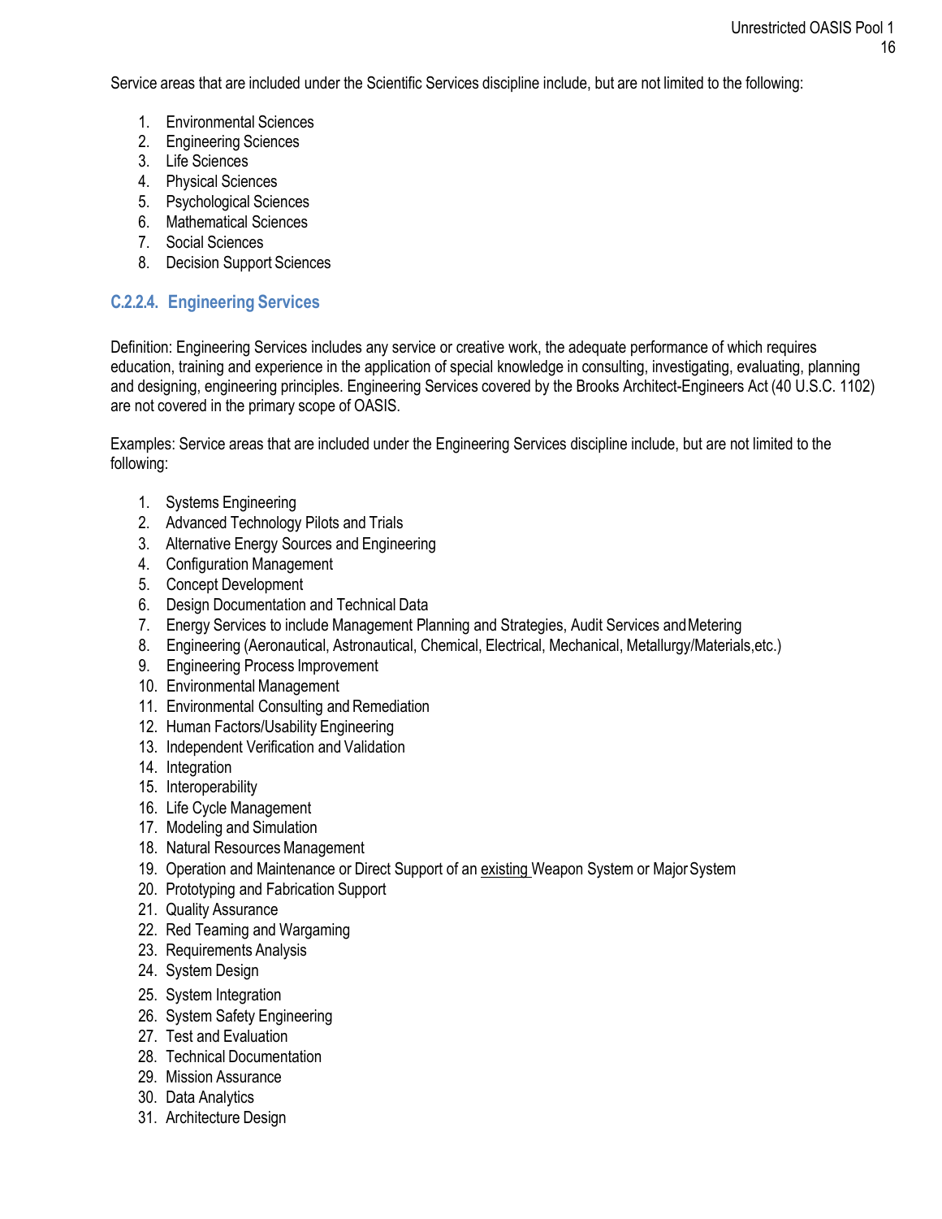Service areas that are included under the Scientific Services discipline include, but are not limited to the following:

1. Environmental Sciences
2. Engineering Sciences
3. Life Sciences
4. Physical Sciences
5. Psychological Sciences
6. Mathematical Sciences
7. Social Sciences
8. Decision Support Sciences

### C.2.2.4. Engineering Services

Definition: Engineering Services includes any service or creative work, the adequate performance of which requires education, training and experience in the application of special knowledge in consulting, investigating, evaluating, planning and designing, engineering principles. Engineering Services covered by the Brooks Architect-Engineers Act (40 U.S.C. 1102) are not covered in the primary scope of OASIS.

Examples: Service areas that are included under the Engineering Services discipline include, but are not limited to the following:

1. Systems Engineering
2. Advanced Technology Pilots and Trials
3. Alternative Energy Sources and Engineering
4. Configuration Management
5. Concept Development
6. Design Documentation and Technical Data
7. Energy Services to include Management Planning and Strategies, Audit Services and Metering
8. Engineering (Aeronautical, Astronautical, Chemical, Electrical, Mechanical, Metallurgy/Materials,etc.)
9. Engineering Process Improvement
10. Environmental Management
11. Environmental Consulting and Remediation
12. Human Factors/Usability Engineering
13. Independent Verification and Validation
14. Integration
15. Interoperability
16. Life Cycle Management
17. Modeling and Simulation
18. Natural Resources Management
19. Operation and Maintenance or Direct Support of an existing Weapon System or Major System
20. Prototyping and Fabrication Support
21. Quality Assurance
22. Red Teaming and Wargaming
23. Requirements Analysis
24. System Design
25. System Integration
26. System Safety Engineering
27. Test and Evaluation
28. Technical Documentation
29. Mission Assurance
30. Data Analytics
31. Architecture Design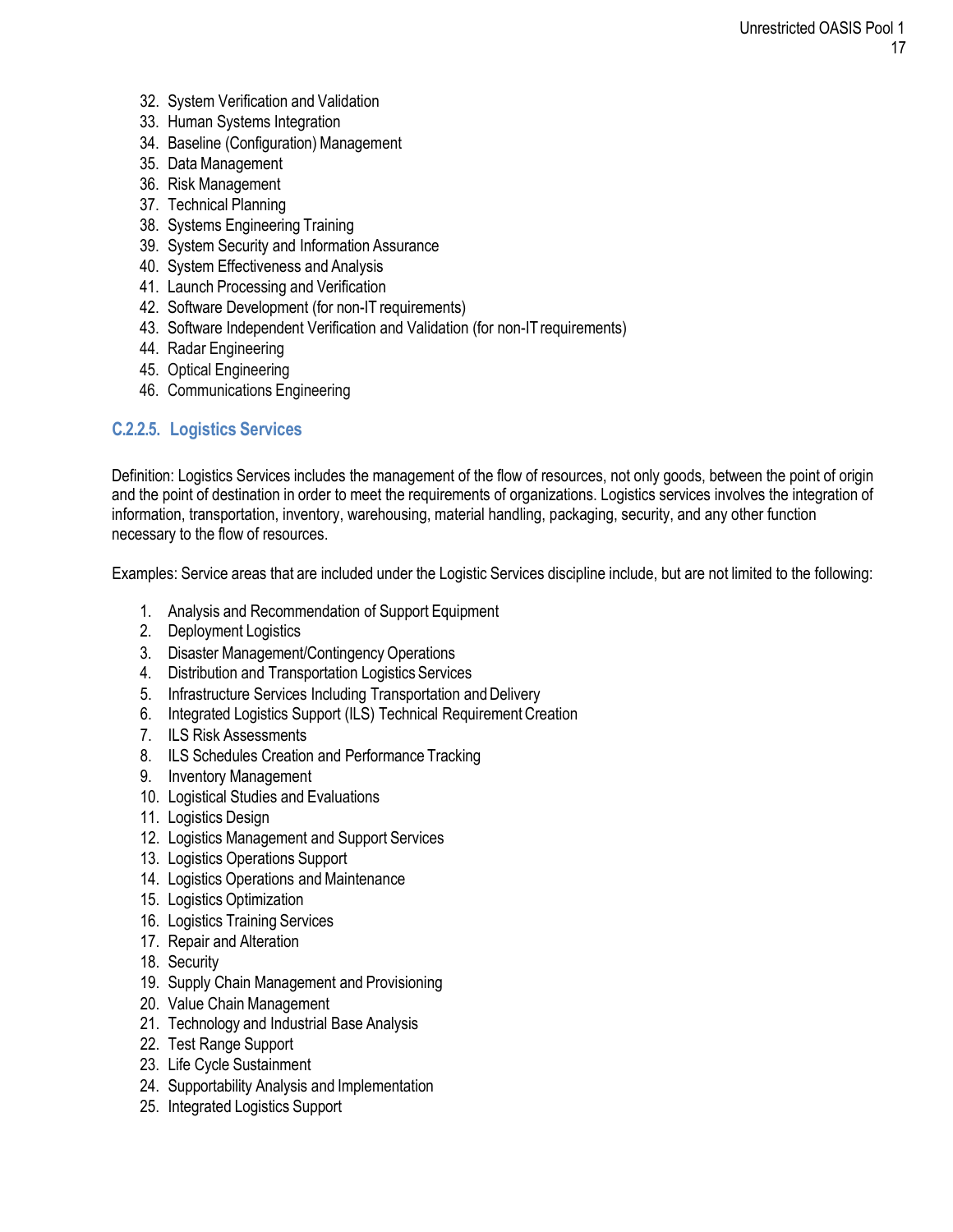32. System Verification and Validation
33. Human Systems Integration
34. Baseline (Configuration) Management
35. Data Management
36. Risk Management
37. Technical Planning
38. Systems Engineering Training
39. System Security and Information Assurance
40. System Effectiveness and Analysis
41. Launch Processing and Verification
42. Software Development (for non-IT requirements)
43. Software Independent Verification and Validation (for non-IT requirements)
44. Radar Engineering
45. Optical Engineering
46. Communications Engineering

### C.2.2.5. Logistics Services

Definition: Logistics Services includes the management of the flow of resources, not only goods, between the point of origin and the point of destination in order to meet the requirements of organizations. Logistics services involves the integration of information, transportation, inventory, warehousing, material handling, packaging, security, and any other function necessary to the flow of resources.

Examples: Service areas that are included under the Logistic Services discipline include, but are not limited to the following:

1. Analysis and Recommendation of Support Equipment
2. Deployment Logistics
3. Disaster Management/Contingency Operations
4. Distribution and Transportation Logistics Services
5. Infrastructure Services Including Transportation and Delivery
6. Integrated Logistics Support (ILS) Technical Requirement Creation
7. ILS Risk Assessments
8. ILS Schedules Creation and Performance Tracking
9. Inventory Management
10. Logistical Studies and Evaluations
11. Logistics Design
12. Logistics Management and Support Services
13. Logistics Operations Support
14. Logistics Operations and Maintenance
15. Logistics Optimization
16. Logistics Training Services
17. Repair and Alteration
18. Security
19. Supply Chain Management and Provisioning
20. Value Chain Management
21. Technology and Industrial Base Analysis
22. Test Range Support
23. Life Cycle Sustainment
24. Supportability Analysis and Implementation
25. Integrated Logistics Support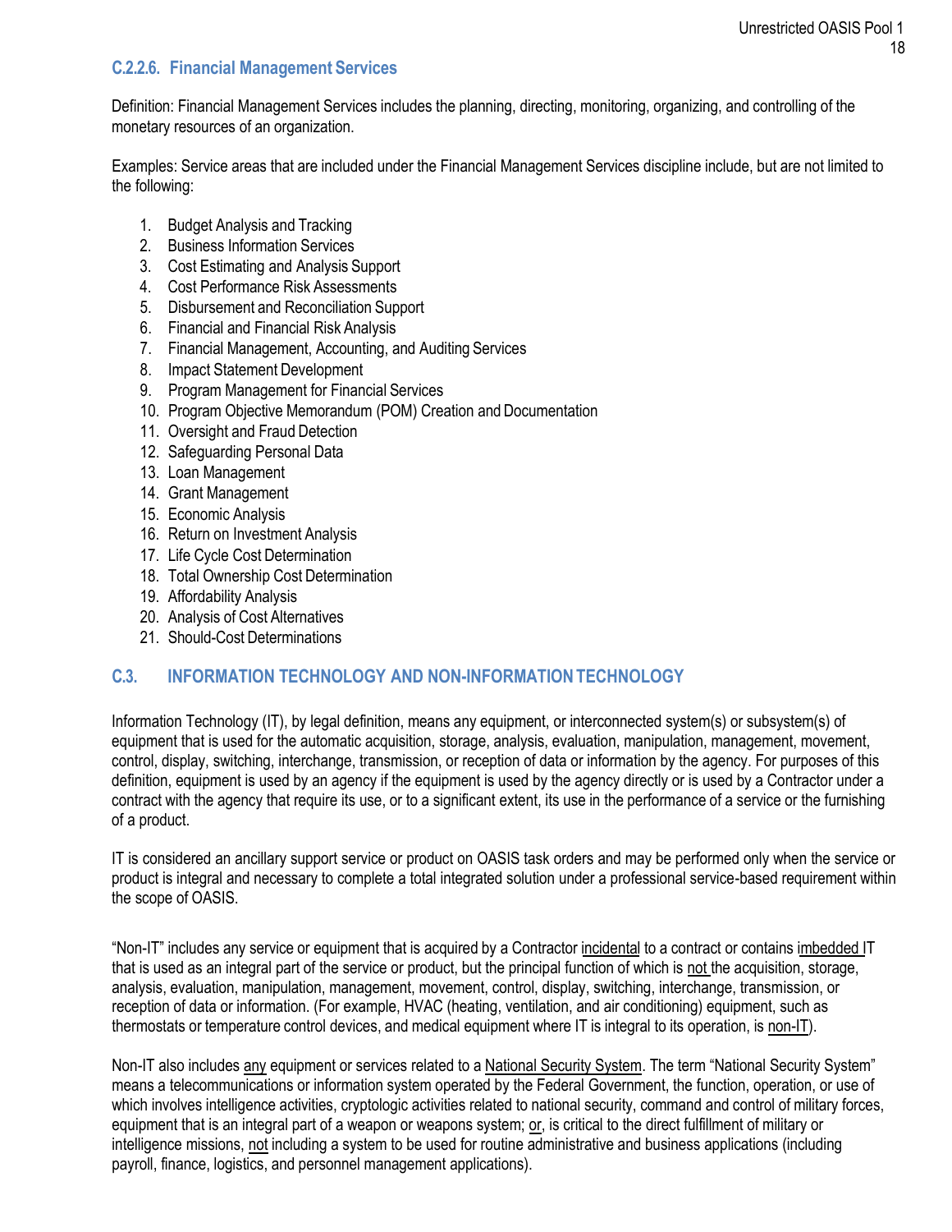### C.2.2.6. Financial Management Services

Definition: Financial Management Services includes the planning, directing, monitoring, organizing, and controlling of the monetary resources of an organization.

Examples: Service areas that are included under the Financial Management Services discipline include, but are not limited to the following:

1. Budget Analysis and Tracking
2. Business Information Services
3. Cost Estimating and Analysis Support
4. Cost Performance Risk Assessments
5. Disbursement and Reconciliation Support
6. Financial and Financial Risk Analysis
7. Financial Management, Accounting, and Auditing Services
8. Impact Statement Development
9. Program Management for Financial Services
10. Program Objective Memorandum (POM) Creation and Documentation
11. Oversight and Fraud Detection
12. Safeguarding Personal Data
13. Loan Management
14. Grant Management
15. Economic Analysis
16. Return on Investment Analysis
17. Life Cycle Cost Determination
18. Total Ownership Cost Determination
19. Affordability Analysis
20. Analysis of Cost Alternatives
21. Should-Cost Determinations

## C.3. INFORMATION TECHNOLOGY AND NON-INFORMATION TECHNOLOGY

Information Technology (IT), by legal definition, means any equipment, or interconnected system(s) or subsystem(s) of equipment that is used for the automatic acquisition, storage, analysis, evaluation, manipulation, management, movement, control, display, switching, interchange, transmission, or reception of data or information by the agency. For purposes of this definition, equipment is used by an agency if the equipment is used by the agency directly or is used by a Contractor under a contract with the agency that require its use, or to a significant extent, its use in the performance of a service or the furnishing of a product.

IT is considered an ancillary support service or product on OASIS task orders and may be performed only when the service or product is integral and necessary to complete a total integrated solution under a professional service-based requirement within the scope of OASIS.

"Non-IT" includes any service or equipment that is acquired by a Contractor incidental to a contract or contains imbedded IT that is used as an integral part of the service or product, but the principal function of which is not the acquisition, storage, analysis, evaluation, manipulation, management, movement, control, display, switching, interchange, transmission, or reception of data or information. (For example, HVAC (heating, ventilation, and air conditioning) equipment, such as thermostats or temperature control devices, and medical equipment where IT is integral to its operation, is non-IT).

Non-IT also includes any equipment or services related to a National Security System. The term "National Security System" means a telecommunications or information system operated by the Federal Government, the function, operation, or use of which involves intelligence activities, cryptologic activities related to national security, command and control of military forces, equipment that is an integral part of a weapon or weapons system; or, is critical to the direct fulfillment of military or intelligence missions, not including a system to be used for routine administrative and business applications (including payroll, finance, logistics, and personnel management applications).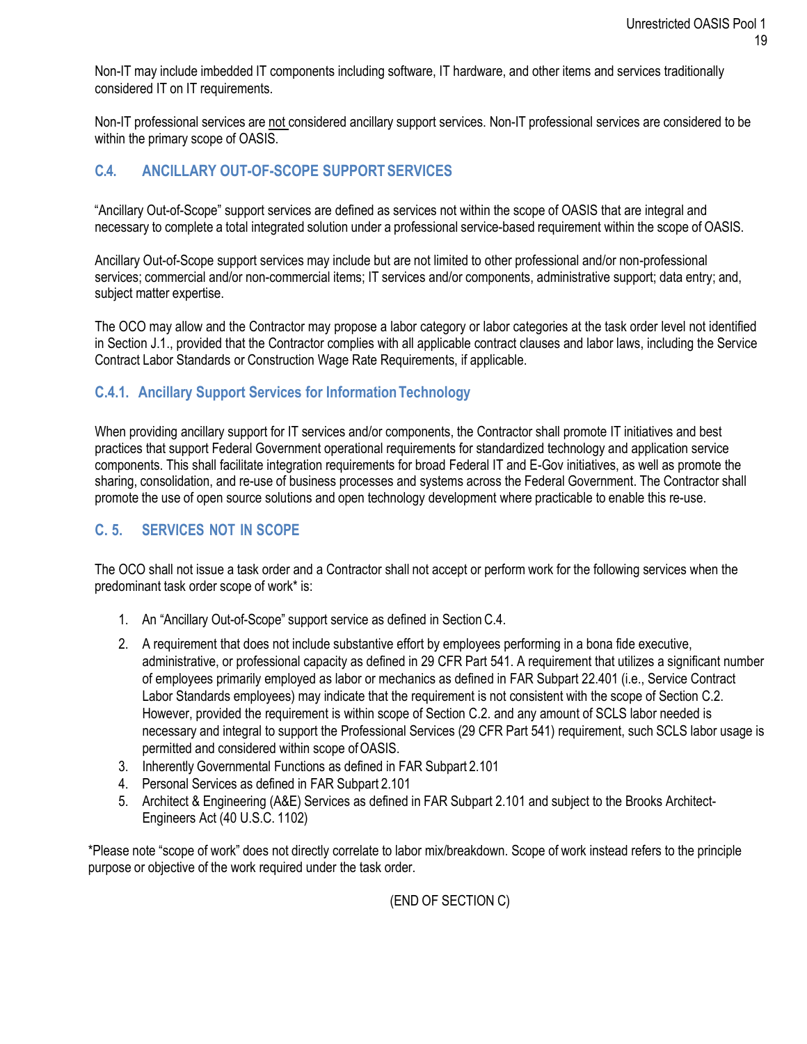Non-IT may include imbedded IT components including software, IT hardware, and other items and services traditionally considered IT on IT requirements.

Non-IT professional services are not considered ancillary support services. Non-IT professional services are considered to be within the primary scope of OASIS.

## C.4. ANCILLARY OUT-OF-SCOPE SUPPORT SERVICES

"Ancillary Out-of-Scope" support services are defined as services not within the scope of OASIS that are integral and necessary to complete a total integrated solution under a professional service-based requirement within the scope of OASIS.

Ancillary Out-of-Scope support services may include but are not limited to other professional and/or non-professional services; commercial and/or non-commercial items; IT services and/or components, administrative support; data entry; and, subject matter expertise.

The OCO may allow and the Contractor may propose a labor category or labor categories at the task order level not identified in Section J.1., provided that the Contractor complies with all applicable contract clauses and labor laws, including the Service Contract Labor Standards or Construction Wage Rate Requirements, if applicable.

### C.4.1. Ancillary Support Services for Information Technology

When providing ancillary support for IT services and/or components, the Contractor shall promote IT initiatives and best practices that support Federal Government operational requirements for standardized technology and application service components. This shall facilitate integration requirements for broad Federal IT and E-Gov initiatives, as well as promote the sharing, consolidation, and re-use of business processes and systems across the Federal Government. The Contractor shall promote the use of open source solutions and open technology development where practicable to enable this re-use.

## C. 5. SERVICES NOT IN SCOPE

The OCO shall not issue a task order and a Contractor shall not accept or perform work for the following services when the predominant task order scope of work* is:

1. An "Ancillary Out-of-Scope" support service as defined in Section C.4.
2. A requirement that does not include substantive effort by employees performing in a bona fide executive, administrative, or professional capacity as defined in 29 CFR Part 541. A requirement that utilizes a significant number of employees primarily employed as labor or mechanics as defined in FAR Subpart 22.401 (i.e., Service Contract Labor Standards employees) may indicate that the requirement is not consistent with the scope of Section C.2. However, provided the requirement is within scope of Section C.2. and any amount of SCLS labor needed is necessary and integral to support the Professional Services (29 CFR Part 541) requirement, such SCLS labor usage is permitted and considered within scope of OASIS.
3. Inherently Governmental Functions as defined in FAR Subpart 2.101
4. Personal Services as defined in FAR Subpart 2.101
5. Architect & Engineering (A&E) Services as defined in FAR Subpart 2.101 and subject to the Brooks Architect-Engineers Act (40 U.S.C. 1102)

*Please note "scope of work" does not directly correlate to labor mix/breakdown. Scope of work instead refers to the principle purpose or objective of the work required under the task order.

(END OF SECTION C)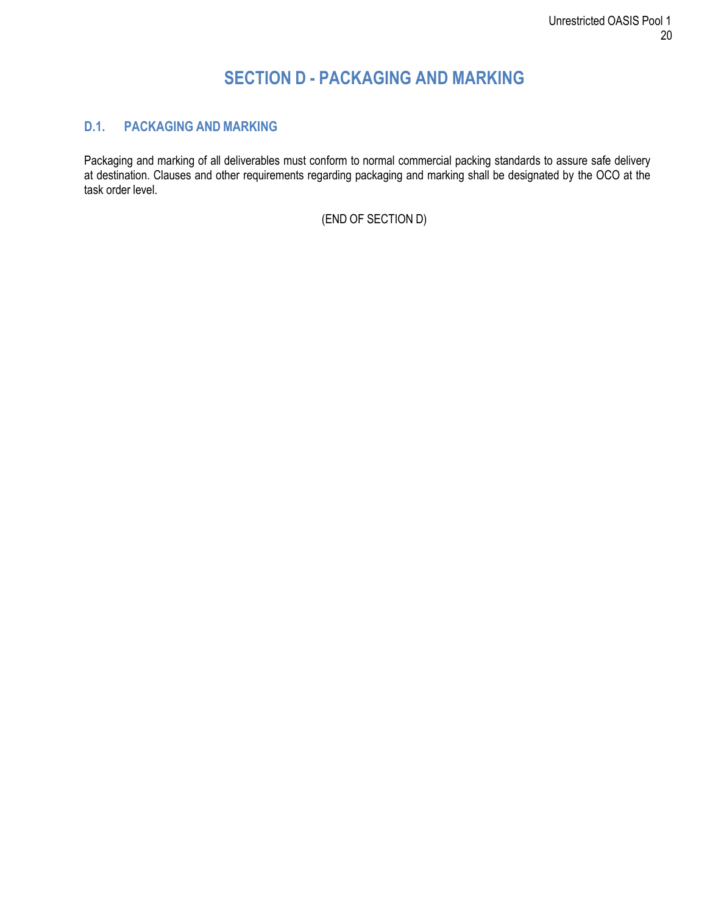# SECTION D - PACKAGING AND MARKING

## D.1. PACKAGING AND MARKING

Packaging and marking of all deliverables must conform to normal commercial packing standards to assure safe delivery at destination. Clauses and other requirements regarding packaging and marking shall be designated by the OCO at the task order level.

(END OF SECTION D)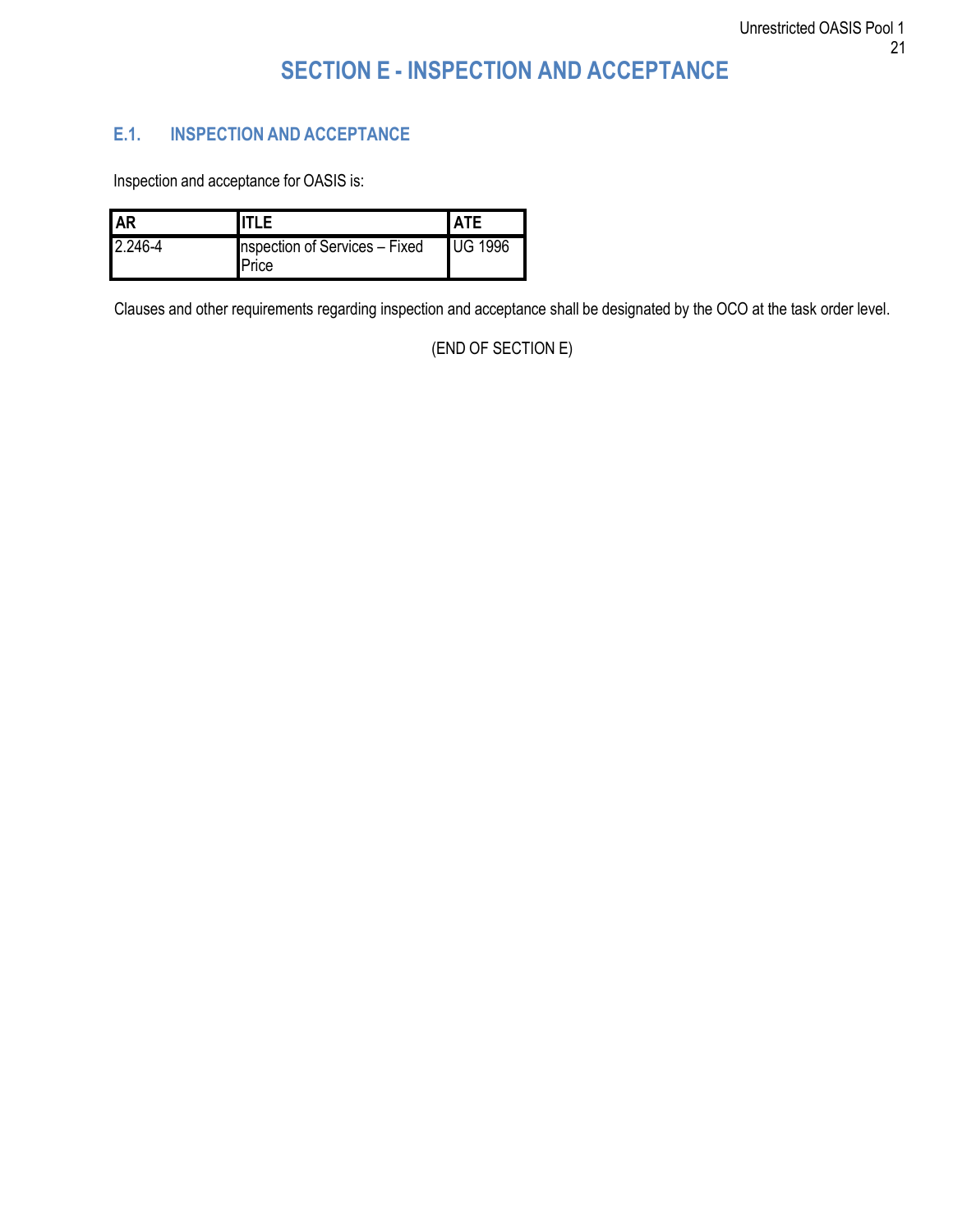# SECTION E - INSPECTION AND ACCEPTANCE

## E.1. INSPECTION AND ACCEPTANCE

Inspection and acceptance for OASIS is:

| AR | ITLE | ATE |
|---|---|---|
| 2.246-4 | nspection of Services – Fixed Price | UG 1996 |

Clauses and other requirements regarding inspection and acceptance shall be designated by the OCO at the task order level.

(END OF SECTION E)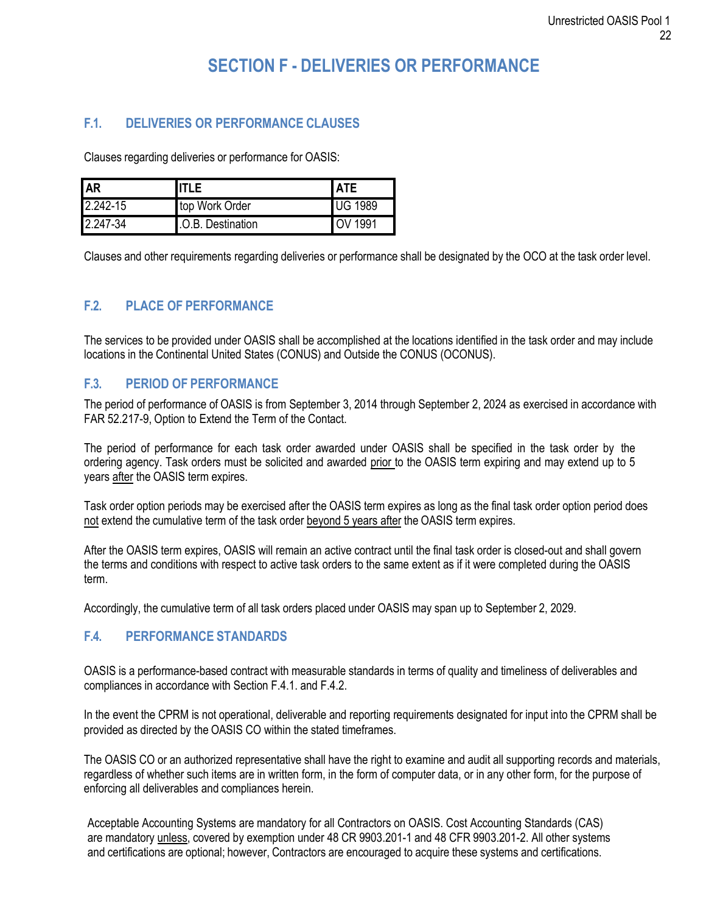# SECTION F - DELIVERIES OR PERFORMANCE

## F.1. DELIVERIES OR PERFORMANCE CLAUSES

Clauses regarding deliveries or performance for OASIS:

| AR | ITLE | ATE |
|---|---|---|
| 2.242-15 | top Work Order | UG 1989 |
| 2.247-34 | .O.B. Destination | OV 1991 |

Clauses and other requirements regarding deliveries or performance shall be designated by the OCO at the task order level.

## F.2. PLACE OF PERFORMANCE

The services to be provided under OASIS shall be accomplished at the locations identified in the task order and may include locations in the Continental United States (CONUS) and Outside the CONUS (OCONUS).

## F.3. PERIOD OF PERFORMANCE

The period of performance of OASIS is from September 3, 2014 through September 2, 2024 as exercised in accordance with FAR 52.217-9, Option to Extend the Term of the Contact.

The period of performance for each task order awarded under OASIS shall be specified in the task order by the ordering agency. Task orders must be solicited and awarded prior to the OASIS term expiring and may extend up to 5 years after the OASIS term expires.

Task order option periods may be exercised after the OASIS term expires as long as the final task order option period does not extend the cumulative term of the task order beyond 5 years after the OASIS term expires.

After the OASIS term expires, OASIS will remain an active contract until the final task order is closed-out and shall govern the terms and conditions with respect to active task orders to the same extent as if it were completed during the OASIS term.

Accordingly, the cumulative term of all task orders placed under OASIS may span up to September 2, 2029.

## F.4. PERFORMANCE STANDARDS

OASIS is a performance-based contract with measurable standards in terms of quality and timeliness of deliverables and compliances in accordance with Section F.4.1. and F.4.2.

In the event the CPRM is not operational, deliverable and reporting requirements designated for input into the CPRM shall be provided as directed by the OASIS CO within the stated timeframes.

The OASIS CO or an authorized representative shall have the right to examine and audit all supporting records and materials, regardless of whether such items are in written form, in the form of computer data, or in any other form, for the purpose of enforcing all deliverables and compliances herein.

Acceptable Accounting Systems are mandatory for all Contractors on OASIS. Cost Accounting Standards (CAS) are mandatory unless, covered by exemption under 48 CR 9903.201-1 and 48 CFR 9903.201-2. All other systems and certifications are optional; however, Contractors are encouraged to acquire these systems and certifications.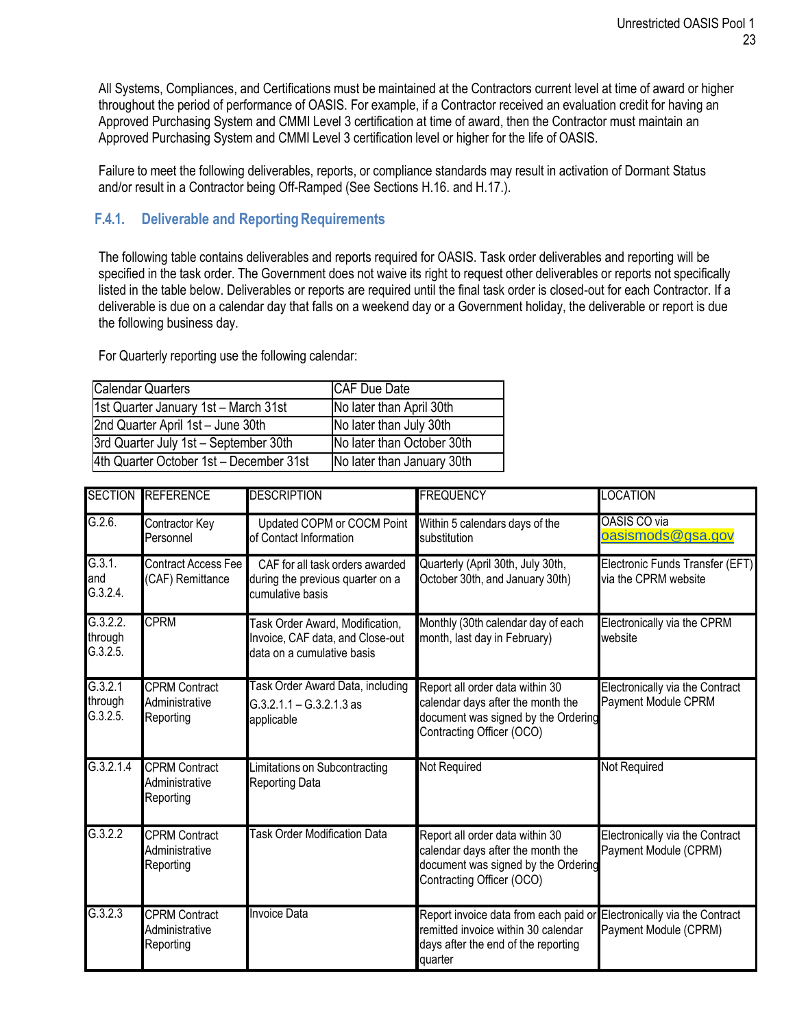All Systems, Compliances, and Certifications must be maintained at the Contractors current level at time of award or higher throughout the period of performance of OASIS. For example, if a Contractor received an evaluation credit for having an Approved Purchasing System and CMMI Level 3 certification at time of award, then the Contractor must maintain an Approved Purchasing System and CMMI Level 3 certification level or higher for the life of OASIS.

Failure to meet the following deliverables, reports, or compliance standards may result in activation of Dormant Status and/or result in a Contractor being Off-Ramped (See Sections H.16. and H.17.).

### F.4.1. Deliverable and Reporting Requirements

The following table contains deliverables and reports required for OASIS. Task order deliverables and reporting will be specified in the task order. The Government does not waive its right to request other deliverables or reports not specifically listed in the table below. Deliverables or reports are required until the final task order is closed-out for each Contractor. If a deliverable is due on a calendar day that falls on a weekend day or a Government holiday, the deliverable or report is due the following business day.

For Quarterly reporting use the following calendar:

| Calendar Quarters | CAF Due Date |
|---|---|
| 1st Quarter January 1st – March 31st | No later than April 30th |
| 2nd Quarter April 1st – June 30th | No later than July 30th |
| 3rd Quarter July 1st – September 30th | No later than October 30th |
| 4th Quarter October 1st – December 31st | No later than January 30th |

| SECTION | REFERENCE | DESCRIPTION | FREQUENCY | LOCATION |
|---|---|---|---|---|
| G.2.6. | Contractor Key Personnel | Updated COPM or COCM Point of Contact Information | Within 5 calendars days of the substitution | OASIS CO via oasismods@gsa.gov |
| G.3.1. and G.3.2.4. | Contract Access Fee (CAF) Remittance | CAF for all task orders awarded during the previous quarter on a cumulative basis | Quarterly (April 30th, July 30th, October 30th, and January 30th) | Electronic Funds Transfer (EFT) via the CPRM website |
| G.3.2.2. through G.3.2.5. | CPRM | Task Order Award, Modification, Invoice, CAF data, and Close-out data on a cumulative basis | Monthly (30th calendar day of each month, last day in February) | Electronically via the CPRM website |
| G.3.2.1 through G.3.2.5. | CPRM Contract Administrative Reporting | Task Order Award Data, including G.3.2.1.1 – G.3.2.1.3 as applicable | Report all order data within 30 calendar days after the month the document was signed by the Ordering Contracting Officer (OCO) | Electronically via the Contract Payment Module CPRM |
| G.3.2.1.4 | CPRM Contract Administrative Reporting | Limitations on Subcontracting Reporting Data | Not Required | Not Required |
| G.3.2.2 | CPRM Contract Administrative Reporting | Task Order Modification Data | Report all order data within 30 calendar days after the month the document was signed by the Ordering Contracting Officer (OCO) | Electronically via the Contract Payment Module (CPRM) |
| G.3.2.3 | CPRM Contract Administrative Reporting | Invoice Data | Report invoice data from each paid or remitted invoice within 30 calendar days after the end of the reporting quarter | Electronically via the Contract Payment Module (CPRM) |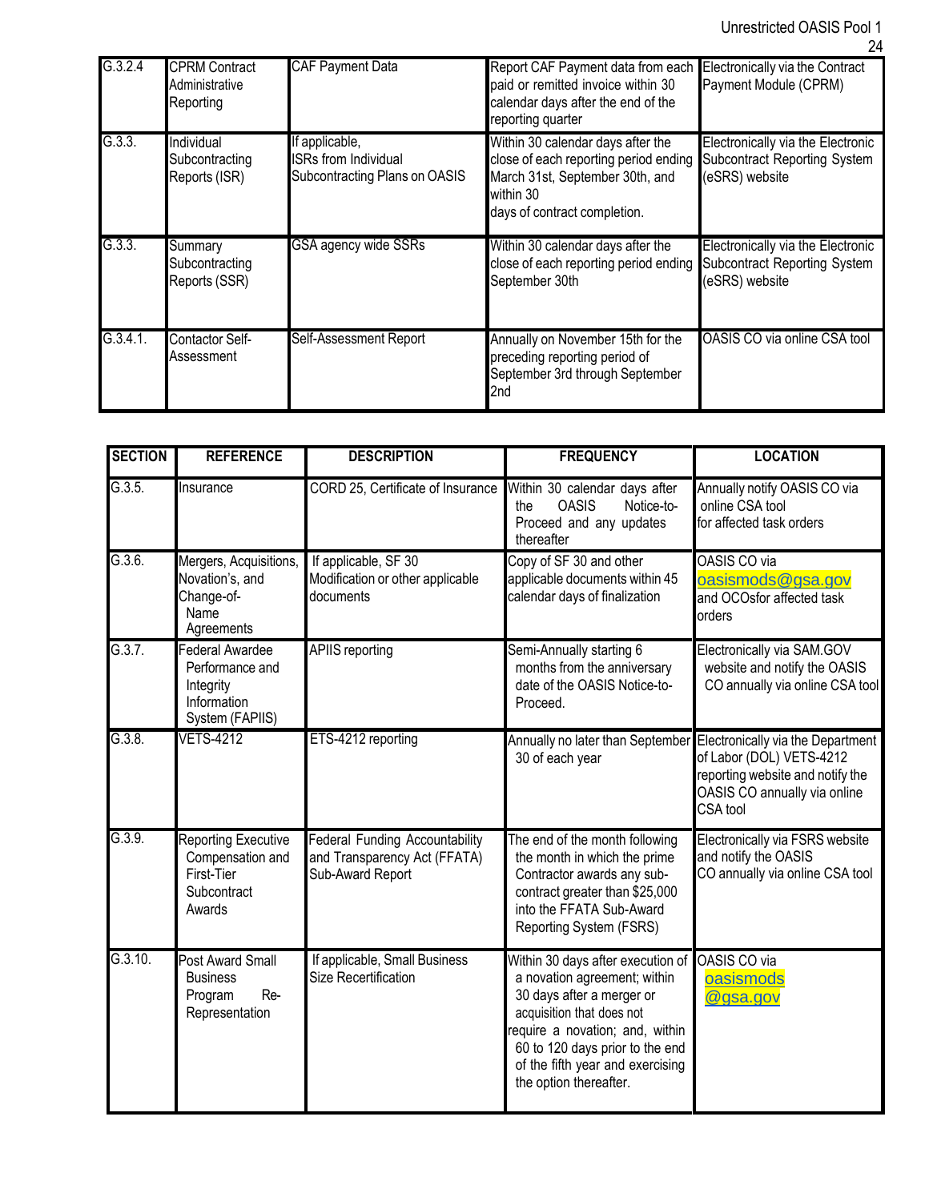| | | | | |
|---|---|---|---|---|
| G.3.2.4 | CPRM Contract Administrative Reporting | CAF Payment Data | Report CAF Payment data from each paid or remitted invoice within 30 calendar days after the end of the reporting quarter | Electronically via the Contract Payment Module (CPRM) |
| G.3.3. | Individual Subcontracting Reports (ISR) | If applicable, ISRs from Individual Subcontracting Plans on OASIS | Within 30 calendar days after the close of each reporting period ending March 31st, September 30th, and within 30 days of contract completion. | Electronically via the Electronic Subcontract Reporting System (eSRS) website |
| G.3.3. | Summary Subcontracting Reports (SSR) | GSA agency wide SSRs | Within 30 calendar days after the close of each reporting period ending September 30th | Electronically via the Electronic Subcontract Reporting System (eSRS) website |
| G.3.4.1. | Contactor Self-Assessment | Self-Assessment Report | Annually on November 15th for the preceding reporting period of September 3rd through September 2nd | OASIS CO via online CSA tool |

| SECTION | REFERENCE | DESCRIPTION | FREQUENCY | LOCATION |
|---|---|---|---|---|
| G.3.5. | Insurance | CORD 25, Certificate of Insurance | Within 30 calendar days after the OASIS Notice-to-Proceed and any updates thereafter | Annually notify OASIS CO via online CSA tool for affected task orders |
| G.3.6. | Mergers, Acquisitions, Novation's, and Change-of-Name Agreements | If applicable, SF 30 Modification or other applicable documents | Copy of SF 30 and other applicable documents within 45 calendar days of finalization | OASIS CO via oasismods@gsa.gov and OCOsfor affected task orders |
| G.3.7. | Federal Awardee Performance and Integrity Information System (FAPIIS) | APIIS reporting | Semi-Annually starting 6 months from the anniversary date of the OASIS Notice-to-Proceed. | Electronically via SAM.GOV website and notify the OASIS CO annually via online CSA tool |
| G.3.8. | VETS-4212 | ETS-4212 reporting | Annually no later than September 30 of each year | Electronically via the Department of Labor (DOL) VETS-4212 reporting website and notify the OASIS CO annually via online CSA tool |
| G.3.9. | Reporting Executive Compensation and First-Tier Subcontract Awards | Federal Funding Accountability and Transparency Act (FFATA) Sub-Award Report | The end of the month following the month in which the prime Contractor awards any sub-contract greater than $25,000 into the FFATA Sub-Award Reporting System (FSRS) | Electronically via FSRS website and notify the OASIS CO annually via online CSA tool |
| G.3.10. | Post Award Small Business Program Re-Representation | If applicable, Small Business Size Recertification | Within 30 days after execution of a novation agreement; within 30 days after a merger or acquisition that does not require a novation; and, within 60 to 120 days prior to the end of the fifth year and exercising the option thereafter. | OASIS CO via oasismods @gsa.gov |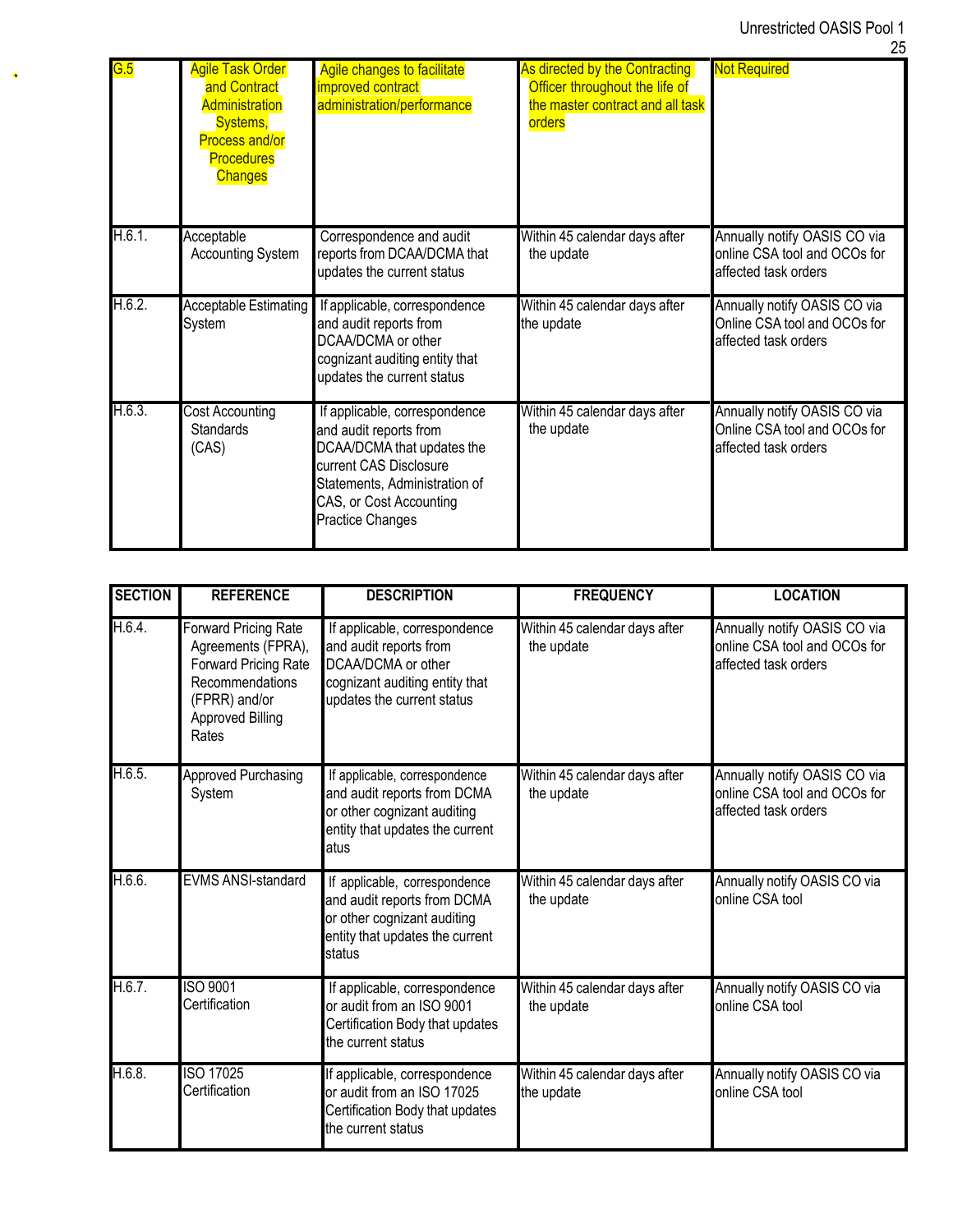| SECTION | REFERENCE | DESCRIPTION | FREQUENCY | LOCATION |
|---|---|---|---|---|
| G.5 | Agile Task Order and Contract Administration Systems, Process and/or Procedures Changes | Agile changes to facilitate improved contract administration/performance | As directed by the Contracting Officer throughout the life of the master contract and all task orders | Not Required |
| H.6.1. | Acceptable Accounting System | Correspondence and audit reports from DCAA/DCMA that updates the current status | Within 45 calendar days after the update | Annually notify OASIS CO via online CSA tool and OCOs for affected task orders |
| H.6.2. | Acceptable Estimating System | If applicable, correspondence and audit reports from DCAA/DCMA or other cognizant auditing entity that updates the current status | Within 45 calendar days after the update | Annually notify OASIS CO via Online CSA tool and OCOs for affected task orders |
| H.6.3. | Cost Accounting Standards (CAS) | If applicable, correspondence and audit reports from DCAA/DCMA that updates the current CAS Disclosure Statements, Administration of CAS, or Cost Accounting Practice Changes | Within 45 calendar days after the update | Annually notify OASIS CO via Online CSA tool and OCOs for affected task orders |
| H.6.4. | Forward Pricing Rate Agreements (FPRA), Forward Pricing Rate Recommendations (FPRR) and/or Approved Billing Rates | If applicable, correspondence and audit reports from DCAA/DCMA or other cognizant auditing entity that updates the current status | Within 45 calendar days after the update | Annually notify OASIS CO via online CSA tool and OCOs for affected task orders |
| H.6.5. | Approved Purchasing System | If applicable, correspondence and audit reports from DCMA or other cognizant auditing entity that updates the current atus | Within 45 calendar days after the update | Annually notify OASIS CO via online CSA tool and OCOs for affected task orders |
| H.6.6. | EVMS ANSI-standard | If applicable, correspondence and audit reports from DCMA or other cognizant auditing entity that updates the current status | Within 45 calendar days after the update | Annually notify OASIS CO via online CSA tool |
| H.6.7. | ISO 9001 Certification | If applicable, correspondence or audit from an ISO 9001 Certification Body that updates the current status | Within 45 calendar days after the update | Annually notify OASIS CO via online CSA tool |
| H.6.8. | ISO 17025 Certification | If applicable, correspondence or audit from an ISO 17025 Certification Body that updates the current status | Within 45 calendar days after the update | Annually notify OASIS CO via online CSA tool |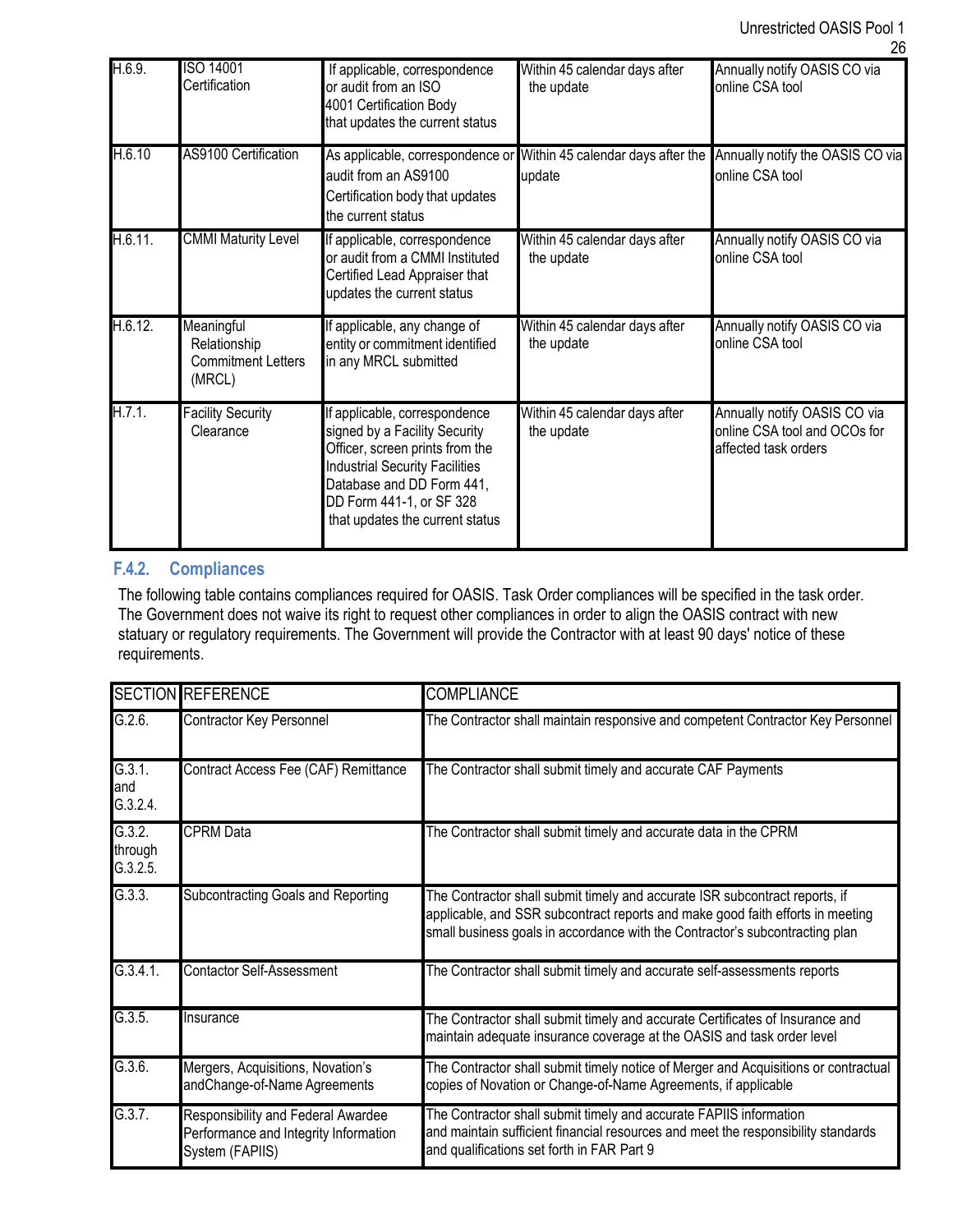| H.6.9. | ISO 14001 Certification | If applicable, correspondence or audit from an ISO 4001 Certification Body that updates the current status | Within 45 calendar days after the update | Annually notify OASIS CO via online CSA tool |
|---|---|---|---|---|
| H.6.10 | AS9100 Certification | As applicable, correspondence or audit from an AS9100 Certification body that updates the current status | Within 45 calendar days after the update | Annually notify the OASIS CO via online CSA tool |
| H.6.11. | CMMI Maturity Level | If applicable, correspondence or audit from a CMMI Instituted Certified Lead Appraiser that updates the current status | Within 45 calendar days after the update | Annually notify OASIS CO via online CSA tool |
| H.6.12. | Meaningful Relationship Commitment Letters (MRCL) | If applicable, any change of entity or commitment identified in any MRCL submitted | Within 45 calendar days after the update | Annually notify OASIS CO via online CSA tool |
| H.7.1. | Facility Security Clearance | If applicable, correspondence signed by a Facility Security Officer, screen prints from the Industrial Security Facilities Database and DD Form 441, DD Form 441-1, or SF 328 that updates the current status | Within 45 calendar days after the update | Annually notify OASIS CO via online CSA tool and OCOs for affected task orders |

### F.4.2. Compliances

The following table contains compliances required for OASIS. Task Order compliances will be specified in the task order. The Government does not waive its right to request other compliances in order to align the OASIS contract with new statuary or regulatory requirements. The Government will provide the Contractor with at least 90 days' notice of these requirements.

| SECTION | REFERENCE | COMPLIANCE |
|---|---|---|
| G.2.6. | Contractor Key Personnel | The Contractor shall maintain responsive and competent Contractor Key Personnel |
| G.3.1. and G.3.2.4. | Contract Access Fee (CAF) Remittance | The Contractor shall submit timely and accurate CAF Payments |
| G.3.2. through G.3.2.5. | CPRM Data | The Contractor shall submit timely and accurate data in the CPRM |
| G.3.3. | Subcontracting Goals and Reporting | The Contractor shall submit timely and accurate ISR subcontract reports, if applicable, and SSR subcontract reports and make good faith efforts in meeting small business goals in accordance with the Contractor's subcontracting plan |
| G.3.4.1. | Contactor Self-Assessment | The Contractor shall submit timely and accurate self-assessments reports |
| G.3.5. | Insurance | The Contractor shall submit timely and accurate Certificates of Insurance and maintain adequate insurance coverage at the OASIS and task order level |
| G.3.6. | Mergers, Acquisitions, Novation's andChange-of-Name Agreements | The Contractor shall submit timely notice of Merger and Acquisitions or contractual copies of Novation or Change-of-Name Agreements, if applicable |
| G.3.7. | Responsibility and Federal Awardee Performance and Integrity Information System (FAPIIS) | The Contractor shall submit timely and accurate FAPIIS information and maintain sufficient financial resources and meet the responsibility standards and qualifications set forth in FAR Part 9 |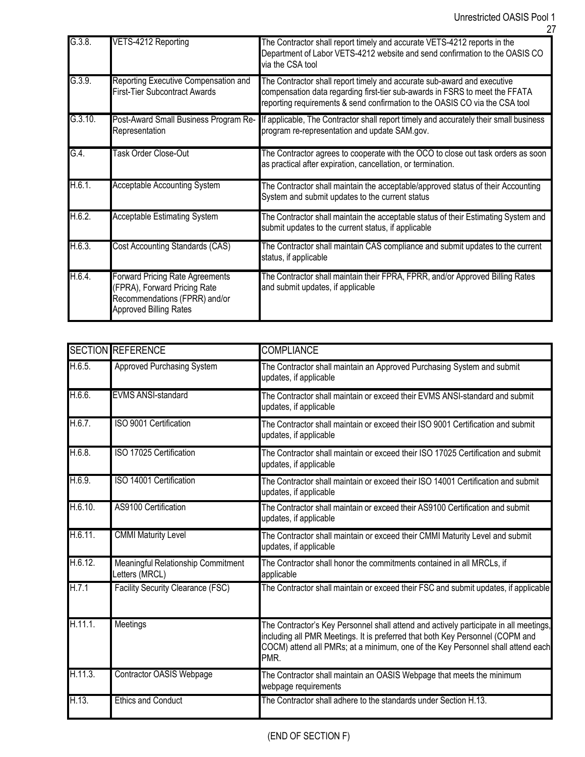| G.3.8. | VETS-4212 Reporting | The Contractor shall report timely and accurate VETS-4212 reports in the Department of Labor VETS-4212 website and send confirmation to the OASIS CO via the CSA tool |
|---|---|---|
| G.3.9. | Reporting Executive Compensation and First-Tier Subcontract Awards | The Contractor shall report timely and accurate sub-award and executive compensation data regarding first-tier sub-awards in FSRS to meet the FFATA reporting requirements & send confirmation to the OASIS CO via the CSA tool |
| G.3.10. | Post-Award Small Business Program Re-Representation | If applicable, The Contractor shall report timely and accurately their small business program re-representation and update SAM.gov. |
| G.4. | Task Order Close-Out | The Contractor agrees to cooperate with the OCO to close out task orders as soon as practical after expiration, cancellation, or termination. |
| H.6.1. | Acceptable Accounting System | The Contractor shall maintain the acceptable/approved status of their Accounting System and submit updates to the current status |
| H.6.2. | Acceptable Estimating System | The Contractor shall maintain the acceptable status of their Estimating System and submit updates to the current status, if applicable |
| H.6.3. | Cost Accounting Standards (CAS) | The Contractor shall maintain CAS compliance and submit updates to the current status, if applicable |
| H.6.4. | Forward Pricing Rate Agreements (FPRA), Forward Pricing Rate Recommendations (FPRR) and/or Approved Billing Rates | The Contractor shall maintain their FPRA, FPRR, and/or Approved Billing Rates and submit updates, if applicable |

| SECTION | REFERENCE | COMPLIANCE |
|---|---|---|
| H.6.5. | Approved Purchasing System | The Contractor shall maintain an Approved Purchasing System and submit updates, if applicable |
| H.6.6. | EVMS ANSI-standard | The Contractor shall maintain or exceed their EVMS ANSI-standard and submit updates, if applicable |
| H.6.7. | ISO 9001 Certification | The Contractor shall maintain or exceed their ISO 9001 Certification and submit updates, if applicable |
| H.6.8. | ISO 17025 Certification | The Contractor shall maintain or exceed their ISO 17025 Certification and submit updates, if applicable |
| H.6.9. | ISO 14001 Certification | The Contractor shall maintain or exceed their ISO 14001 Certification and submit updates, if applicable |
| H.6.10. | AS9100 Certification | The Contractor shall maintain or exceed their AS9100 Certification and submit updates, if applicable |
| H.6.11. | CMMI Maturity Level | The Contractor shall maintain or exceed their CMMI Maturity Level and submit updates, if applicable |
| H.6.12. | Meaningful Relationship Commitment Letters (MRCL) | The Contractor shall honor the commitments contained in all MRCLs, if applicable |
| H.7.1 | Facility Security Clearance (FSC) | The Contractor shall maintain or exceed their FSC and submit updates, if applicable |
| H.11.1. | Meetings | The Contractor's Key Personnel shall attend and actively participate in all meetings, including all PMR Meetings. It is preferred that both Key Personnel (COPM and COCM) attend all PMRs; at a minimum, one of the Key Personnel shall attend each PMR. |
| H.11.3. | Contractor OASIS Webpage | The Contractor shall maintain an OASIS Webpage that meets the minimum webpage requirements |
| H.13. | Ethics and Conduct | The Contractor shall adhere to the standards under Section H.13. |

(END OF SECTION F)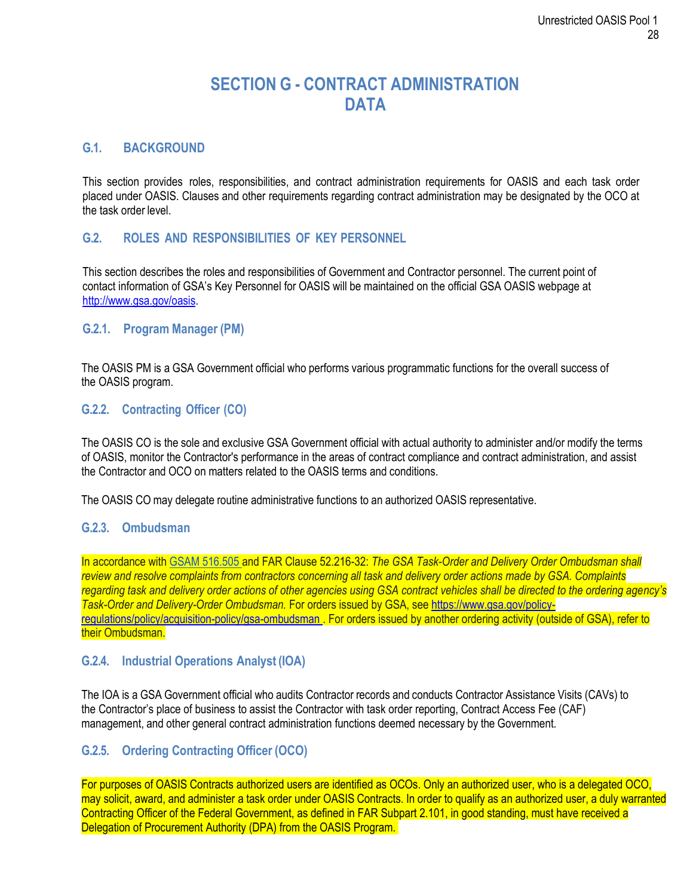# SECTION G - CONTRACT ADMINISTRATION DATA

## G.1. BACKGROUND

This section provides roles, responsibilities, and contract administration requirements for OASIS and each task order placed under OASIS. Clauses and other requirements regarding contract administration may be designated by the OCO at the task order level.

## G.2. ROLES AND RESPONSIBILITIES OF KEY PERSONNEL

This section describes the roles and responsibilities of Government and Contractor personnel. The current point of contact information of GSA's Key Personnel for OASIS will be maintained on the official GSA OASIS webpage at http://www.gsa.gov/oasis.

### G.2.1. Program Manager (PM)

The OASIS PM is a GSA Government official who performs various programmatic functions for the overall success of the OASIS program.

### G.2.2. Contracting Officer (CO)

The OASIS CO is the sole and exclusive GSA Government official with actual authority to administer and/or modify the terms of OASIS, monitor the Contractor's performance in the areas of contract compliance and contract administration, and assist the Contractor and OCO on matters related to the OASIS terms and conditions.

The OASIS CO may delegate routine administrative functions to an authorized OASIS representative.

### G.2.3. Ombudsman

In accordance with GSAM 516.505 and FAR Clause 52.216-32: *The GSA Task-Order and Delivery Order Ombudsman shall review and resolve complaints from contractors concerning all task and delivery order actions made by GSA. Complaints regarding task and delivery order actions of other agencies using GSA contract vehicles shall be directed to the ordering agency's Task-Order and Delivery-Order Ombudsman.* For orders issued by GSA, see https://www.gsa.gov/policy-regulations/policy/acquisition-policy/gsa-ombudsman . For orders issued by another ordering activity (outside of GSA), refer to their Ombudsman.

### G.2.4. Industrial Operations Analyst (IOA)

The IOA is a GSA Government official who audits Contractor records and conducts Contractor Assistance Visits (CAVs) to the Contractor's place of business to assist the Contractor with task order reporting, Contract Access Fee (CAF) management, and other general contract administration functions deemed necessary by the Government.

### G.2.5. Ordering Contracting Officer (OCO)

For purposes of OASIS Contracts authorized users are identified as OCOs. Only an authorized user, who is a delegated OCO, may solicit, award, and administer a task order under OASIS Contracts. In order to qualify as an authorized user, a duly warranted Contracting Officer of the Federal Government, as defined in FAR Subpart 2.101, in good standing, must have received a Delegation of Procurement Authority (DPA) from the OASIS Program.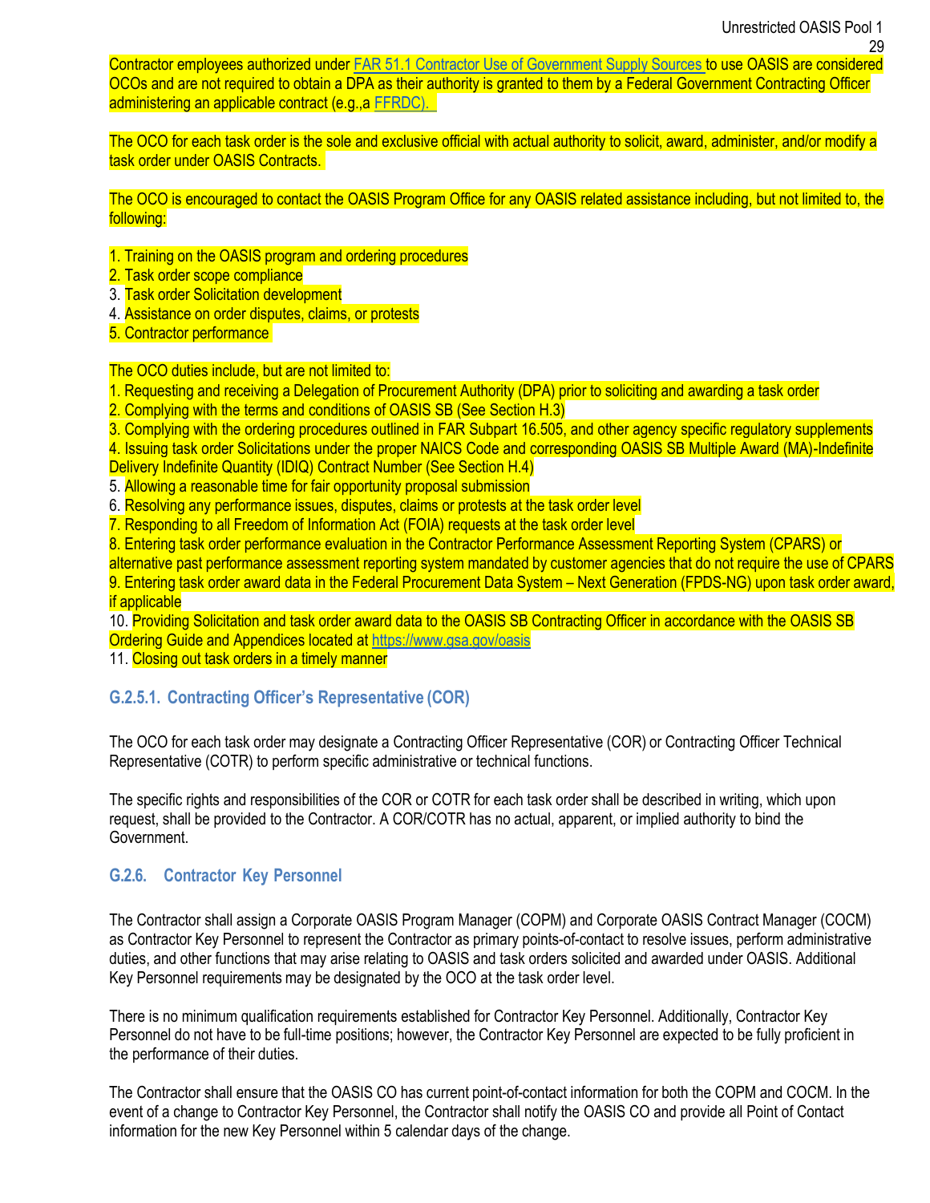Contractor employees authorized under [FAR 51.1 Contractor Use of Government Supply Sources](#) to use OASIS are considered OCOs and are not required to obtain a DPA as their authority is granted to them by a Federal Government Contracting Officer administering an applicable contract (e.g.,a [FFRDC](#)).

The OCO for each task order is the sole and exclusive official with actual authority to solicit, award, administer, and/or modify a task order under OASIS Contracts.

The OCO is encouraged to contact the OASIS Program Office for any OASIS related assistance including, but not limited to, the following:

1. Training on the OASIS program and ordering procedures
2. Task order scope compliance
3. Task order Solicitation development
4. Assistance on order disputes, claims, or protests
5. Contractor performance

The OCO duties include, but are not limited to:

1. Requesting and receiving a Delegation of Procurement Authority (DPA) prior to soliciting and awarding a task order
2. Complying with the terms and conditions of OASIS SB (See Section H.3)
3. Complying with the ordering procedures outlined in FAR Subpart 16.505, and other agency specific regulatory supplements
4. Issuing task order Solicitations under the proper NAICS Code and corresponding OASIS SB Multiple Award (MA)-Indefinite Delivery Indefinite Quantity (IDIQ) Contract Number (See Section H.4)
5. Allowing a reasonable time for fair opportunity proposal submission
6. Resolving any performance issues, disputes, claims or protests at the task order level
7. Responding to all Freedom of Information Act (FOIA) requests at the task order level
8. Entering task order performance evaluation in the Contractor Performance Assessment Reporting System (CPARS) or alternative past performance assessment reporting system mandated by customer agencies that do not require the use of CPARS
9. Entering task order award data in the Federal Procurement Data System – Next Generation (FPDS-NG) upon task order award, if applicable
10. Providing Solicitation and task order award data to the OASIS SB Contracting Officer in accordance with the OASIS SB Ordering Guide and Appendices located at https://www.gsa.gov/oasis
11. Closing out task orders in a timely manner

### G.2.5.1. Contracting Officer's Representative (COR)

The OCO for each task order may designate a Contracting Officer Representative (COR) or Contracting Officer Technical Representative (COTR) to perform specific administrative or technical functions.

The specific rights and responsibilities of the COR or COTR for each task order shall be described in writing, which upon request, shall be provided to the Contractor. A COR/COTR has no actual, apparent, or implied authority to bind the Government.

### G.2.6. Contractor Key Personnel

The Contractor shall assign a Corporate OASIS Program Manager (COPM) and Corporate OASIS Contract Manager (COCM) as Contractor Key Personnel to represent the Contractor as primary points-of-contact to resolve issues, perform administrative duties, and other functions that may arise relating to OASIS and task orders solicited and awarded under OASIS. Additional Key Personnel requirements may be designated by the OCO at the task order level.

There is no minimum qualification requirements established for Contractor Key Personnel. Additionally, Contractor Key Personnel do not have to be full-time positions; however, the Contractor Key Personnel are expected to be fully proficient in the performance of their duties.

The Contractor shall ensure that the OASIS CO has current point-of-contact information for both the COPM and COCM. In the event of a change to Contractor Key Personnel, the Contractor shall notify the OASIS CO and provide all Point of Contact information for the new Key Personnel within 5 calendar days of the change.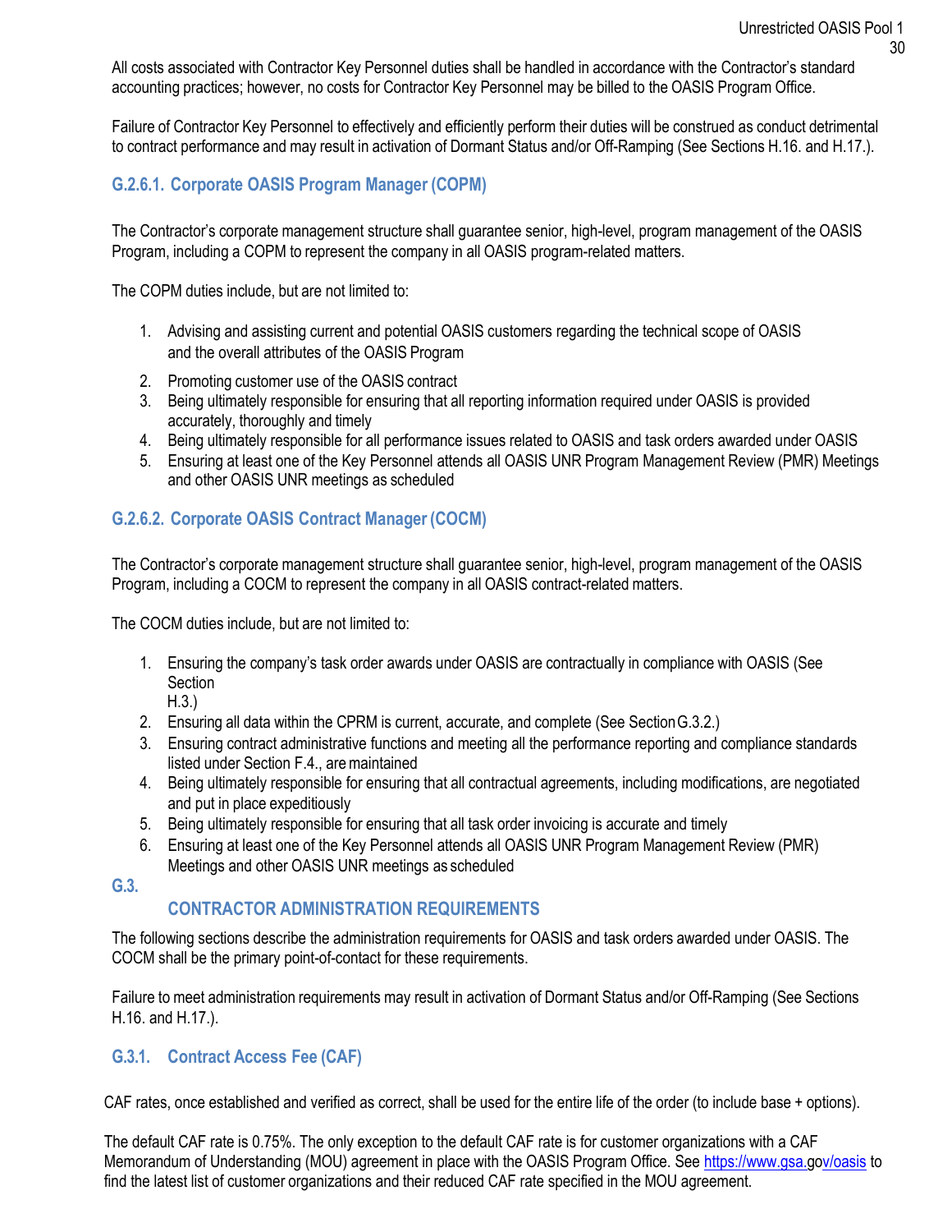All costs associated with Contractor Key Personnel duties shall be handled in accordance with the Contractor's standard accounting practices; however, no costs for Contractor Key Personnel may be billed to the OASIS Program Office.

Failure of Contractor Key Personnel to effectively and efficiently perform their duties will be construed as conduct detrimental to contract performance and may result in activation of Dormant Status and/or Off-Ramping (See Sections H.16. and H.17.).

#### G.2.6.1. Corporate OASIS Program Manager (COPM)

The Contractor's corporate management structure shall guarantee senior, high-level, program management of the OASIS Program, including a COPM to represent the company in all OASIS program-related matters.

The COPM duties include, but are not limited to:

1. Advising and assisting current and potential OASIS customers regarding the technical scope of OASIS and the overall attributes of the OASIS Program
2. Promoting customer use of the OASIS contract
3. Being ultimately responsible for ensuring that all reporting information required under OASIS is provided accurately, thoroughly and timely
4. Being ultimately responsible for all performance issues related to OASIS and task orders awarded under OASIS
5. Ensuring at least one of the Key Personnel attends all OASIS UNR Program Management Review (PMR) Meetings and other OASIS UNR meetings as scheduled

#### G.2.6.2. Corporate OASIS Contract Manager (COCM)

The Contractor's corporate management structure shall guarantee senior, high-level, program management of the OASIS Program, including a COCM to represent the company in all OASIS contract-related matters.

The COCM duties include, but are not limited to:

1. Ensuring the company's task order awards under OASIS are contractually in compliance with OASIS (See Section H.3.)
2. Ensuring all data within the CPRM is current, accurate, and complete (See Section G.3.2.)
3. Ensuring contract administrative functions and meeting all the performance reporting and compliance standards listed under Section F.4., are maintained
4. Being ultimately responsible for ensuring that all contractual agreements, including modifications, are negotiated and put in place expeditiously
5. Being ultimately responsible for ensuring that all task order invoicing is accurate and timely
6. Ensuring at least one of the Key Personnel attends all OASIS UNR Program Management Review (PMR) Meetings and other OASIS UNR meetings as scheduled

## G.3. CONTRACTOR ADMINISTRATION REQUIREMENTS

The following sections describe the administration requirements for OASIS and task orders awarded under OASIS. The COCM shall be the primary point-of-contact for these requirements.

Failure to meet administration requirements may result in activation of Dormant Status and/or Off-Ramping (See Sections H.16. and H.17.).

### G.3.1. Contract Access Fee (CAF)

CAF rates, once established and verified as correct, shall be used for the entire life of the order (to include base + options).

The default CAF rate is 0.75%. The only exception to the default CAF rate is for customer organizations with a CAF Memorandum of Understanding (MOU) agreement in place with the OASIS Program Office. See https://www.gsa.gov/oasis to find the latest list of customer organizations and their reduced CAF rate specified in the MOU agreement.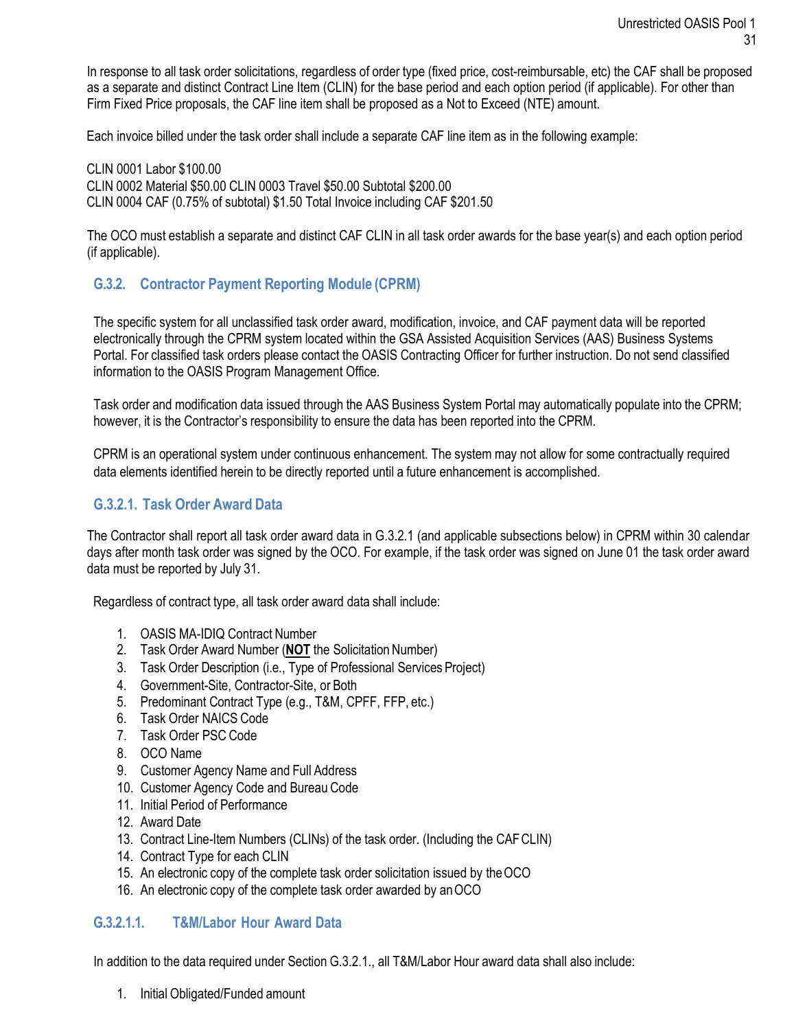In response to all task order solicitations, regardless of order type (fixed price, cost-reimbursable, etc) the CAF shall be proposed as a separate and distinct Contract Line Item (CLIN) for the base period and each option period (if applicable). For other than Firm Fixed Price proposals, the CAF line item shall be proposed as a Not to Exceed (NTE) amount.

Each invoice billed under the task order shall include a separate CAF line item as in the following example:

CLIN 0001 Labor $100.00
CLIN 0002 Material $50.00 CLIN 0003 Travel $50.00 Subtotal $200.00
CLIN 0004 CAF (0.75% of subtotal) $1.50 Total Invoice including CAF $201.50

The OCO must establish a separate and distinct CAF CLIN in all task order awards for the base year(s) and each option period (if applicable).

### G.3.2. Contractor Payment Reporting Module (CPRM)

The specific system for all unclassified task order award, modification, invoice, and CAF payment data will be reported electronically through the CPRM system located within the GSA Assisted Acquisition Services (AAS) Business Systems Portal. For classified task orders please contact the OASIS Contracting Officer for further instruction. Do not send classified information to the OASIS Program Management Office.

Task order and modification data issued through the AAS Business System Portal may automatically populate into the CPRM; however, it is the Contractor's responsibility to ensure the data has been reported into the CPRM.

CPRM is an operational system under continuous enhancement. The system may not allow for some contractually required data elements identified herein to be directly reported until a future enhancement is accomplished.

#### G.3.2.1. Task Order Award Data

The Contractor shall report all task order award data in G.3.2.1 (and applicable subsections below) in CPRM within 30 calendar days after month task order was signed by the OCO. For example, if the task order was signed on June 01 the task order award data must be reported by July 31.

Regardless of contract type, all task order award data shall include:

1. OASIS MA-IDIQ Contract Number
2. Task Order Award Number (**<u>NOT</u>** the Solicitation Number)
3. Task Order Description (i.e., Type of Professional Services Project)
4. Government-Site, Contractor-Site, or Both
5. Predominant Contract Type (e.g., T&M, CPFF, FFP, etc.)
6. Task Order NAICS Code
7. Task Order PSC Code
8. OCO Name
9. Customer Agency Name and Full Address
10. Customer Agency Code and Bureau Code
11. Initial Period of Performance
12. Award Date
13. Contract Line-Item Numbers (CLINs) of the task order. (Including the CAF CLIN)
14. Contract Type for each CLIN
15. An electronic copy of the complete task order solicitation issued by the OCO
16. An electronic copy of the complete task order awarded by an OCO

##### G.3.2.1.1. T&M/Labor Hour Award Data

In addition to the data required under Section G.3.2.1., all T&M/Labor Hour award data shall also include:

1. Initial Obligated/Funded amount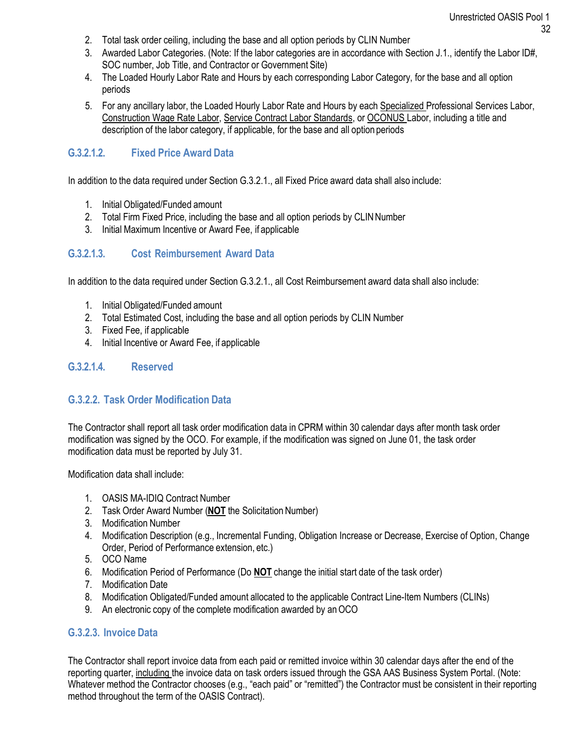2. Total task order ceiling, including the base and all option periods by CLIN Number
3. Awarded Labor Categories. (Note: If the labor categories are in accordance with Section J.1., identify the Labor ID#, SOC number, Job Title, and Contractor or Government Site)
4. The Loaded Hourly Labor Rate and Hours by each corresponding Labor Category, for the base and all option periods
5. For any ancillary labor, the Loaded Hourly Labor Rate and Hours by each Specialized Professional Services Labor, Construction Wage Rate Labor, Service Contract Labor Standards, or OCONUS Labor, including a title and description of the labor category, if applicable, for the base and all option periods

#### G.3.2.1.2. Fixed Price Award Data

In addition to the data required under Section G.3.2.1., all Fixed Price award data shall also include:

1. Initial Obligated/Funded amount
2. Total Firm Fixed Price, including the base and all option periods by CLIN Number
3. Initial Maximum Incentive or Award Fee, if applicable

#### G.3.2.1.3. Cost Reimbursement Award Data

In addition to the data required under Section G.3.2.1., all Cost Reimbursement award data shall also include:

1. Initial Obligated/Funded amount
2. Total Estimated Cost, including the base and all option periods by CLIN Number
3. Fixed Fee, if applicable
4. Initial Incentive or Award Fee, if applicable

#### G.3.2.1.4. Reserved

### G.3.2.2. Task Order Modification Data

The Contractor shall report all task order modification data in CPRM within 30 calendar days after month task order modification was signed by the OCO. For example, if the modification was signed on June 01, the task order modification data must be reported by July 31.

Modification data shall include:

1. OASIS MA-IDIQ Contract Number
2. Task Order Award Number (**NOT** the Solicitation Number)
3. Modification Number
4. Modification Description (e.g., Incremental Funding, Obligation Increase or Decrease, Exercise of Option, Change Order, Period of Performance extension, etc.)
5. OCO Name
6. Modification Period of Performance (Do **NOT** change the initial start date of the task order)
7. Modification Date
8. Modification Obligated/Funded amount allocated to the applicable Contract Line-Item Numbers (CLINs)
9. An electronic copy of the complete modification awarded by an OCO

### G.3.2.3. Invoice Data

The Contractor shall report invoice data from each paid or remitted invoice within 30 calendar days after the end of the reporting quarter, including the invoice data on task orders issued through the GSA AAS Business System Portal. (Note: Whatever method the Contractor chooses (e.g., "each paid" or "remitted") the Contractor must be consistent in their reporting method throughout the term of the OASIS Contract).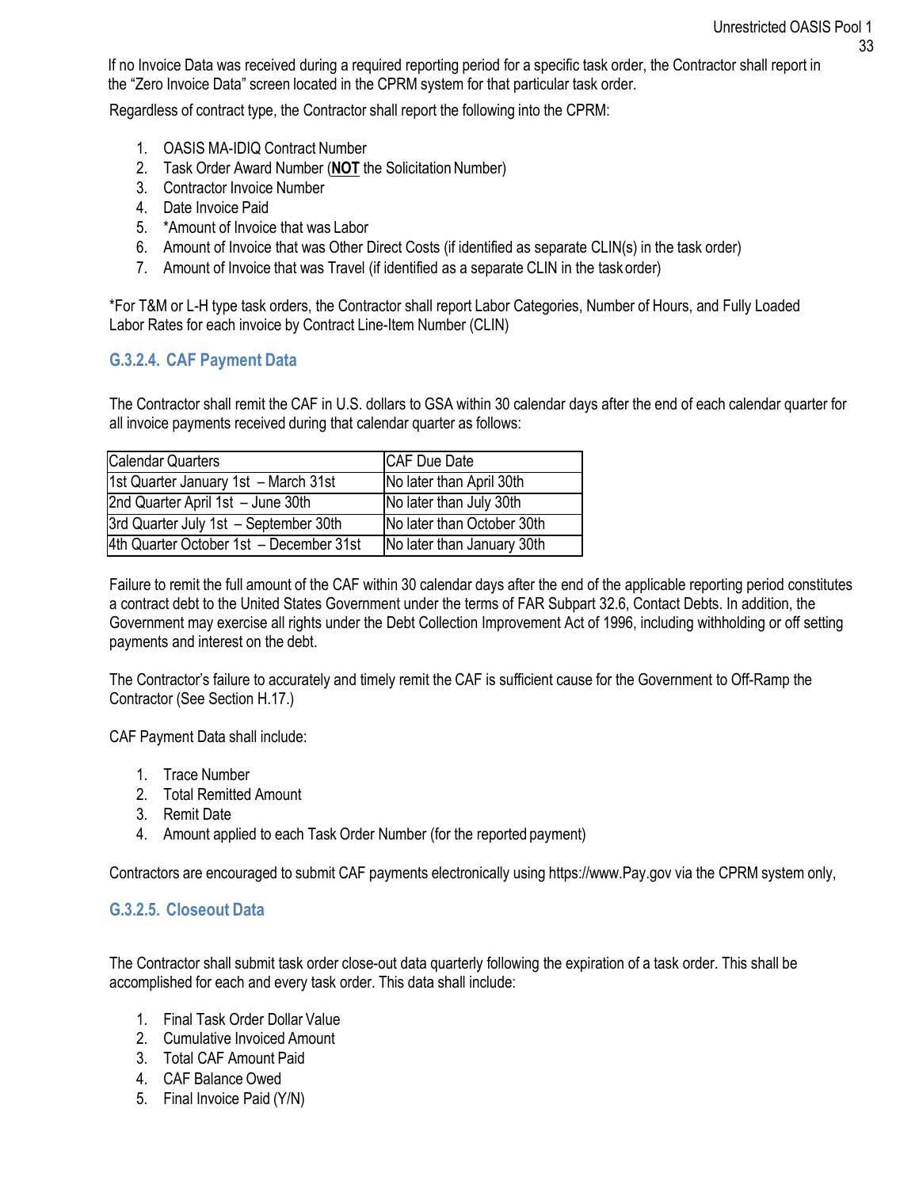If no Invoice Data was received during a required reporting period for a specific task order, the Contractor shall report in the "Zero Invoice Data" screen located in the CPRM system for that particular task order.

Regardless of contract type, the Contractor shall report the following into the CPRM:

1. OASIS MA-IDIQ Contract Number
2. Task Order Award Number (**NOT** the Solicitation Number)
3. Contractor Invoice Number
4. Date Invoice Paid
5. *Amount of Invoice that was Labor
6. Amount of Invoice that was Other Direct Costs (if identified as separate CLIN(s) in the task order)
7. Amount of Invoice that was Travel (if identified as a separate CLIN in the task order)

*For T&M or L-H type task orders, the Contractor shall report Labor Categories, Number of Hours, and Fully Loaded Labor Rates for each invoice by Contract Line-Item Number (CLIN)

### G.3.2.4. CAF Payment Data

The Contractor shall remit the CAF in U.S. dollars to GSA within 30 calendar days after the end of each calendar quarter for all invoice payments received during that calendar quarter as follows:

| Calendar Quarters | CAF Due Date |
|---|---|
| 1st Quarter January 1st – March 31st | No later than April 30th |
| 2nd Quarter April 1st – June 30th | No later than July 30th |
| 3rd Quarter July 1st – September 30th | No later than October 30th |
| 4th Quarter October 1st – December 31st | No later than January 30th |

Failure to remit the full amount of the CAF within 30 calendar days after the end of the applicable reporting period constitutes a contract debt to the United States Government under the terms of FAR Subpart 32.6, Contact Debts. In addition, the Government may exercise all rights under the Debt Collection Improvement Act of 1996, including withholding or off setting payments and interest on the debt.

The Contractor's failure to accurately and timely remit the CAF is sufficient cause for the Government to Off-Ramp the Contractor (See Section H.17.)

CAF Payment Data shall include:

1. Trace Number
2. Total Remitted Amount
3. Remit Date
4. Amount applied to each Task Order Number (for the reported payment)

Contractors are encouraged to submit CAF payments electronically using https://www.Pay.gov via the CPRM system only,

### G.3.2.5. Closeout Data

The Contractor shall submit task order close-out data quarterly following the expiration of a task order. This shall be accomplished for each and every task order. This data shall include:

1. Final Task Order Dollar Value
2. Cumulative Invoiced Amount
3. Total CAF Amount Paid
4. CAF Balance Owed
5. Final Invoice Paid (Y/N)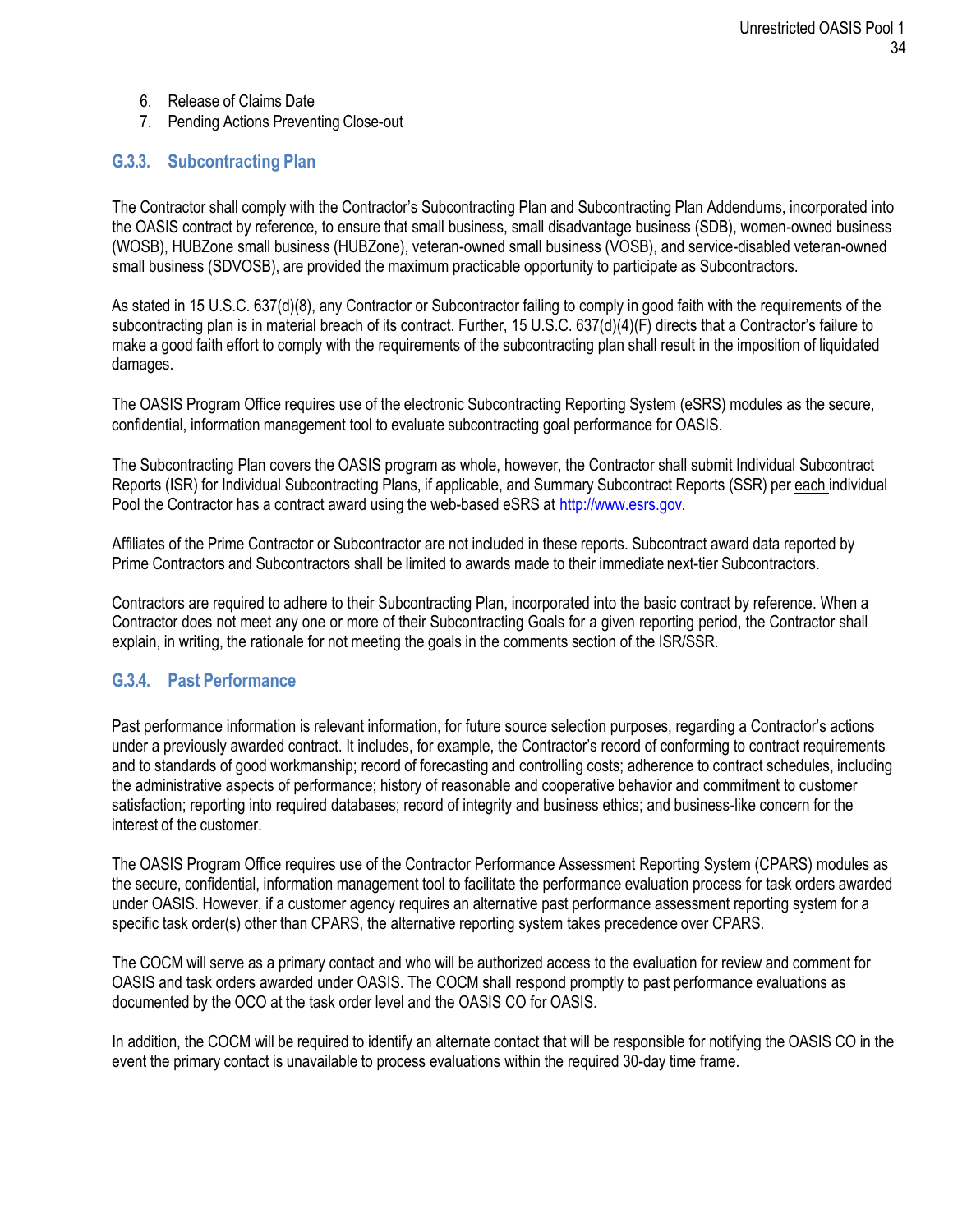6. Release of Claims Date
7. Pending Actions Preventing Close-out

### G.3.3. Subcontracting Plan

The Contractor shall comply with the Contractor's Subcontracting Plan and Subcontracting Plan Addendums, incorporated into the OASIS contract by reference, to ensure that small business, small disadvantage business (SDB), women-owned business (WOSB), HUBZone small business (HUBZone), veteran-owned small business (VOSB), and service-disabled veteran-owned small business (SDVOSB), are provided the maximum practicable opportunity to participate as Subcontractors.

As stated in 15 U.S.C. 637(d)(8), any Contractor or Subcontractor failing to comply in good faith with the requirements of the subcontracting plan is in material breach of its contract. Further, 15 U.S.C. 637(d)(4)(F) directs that a Contractor's failure to make a good faith effort to comply with the requirements of the subcontracting plan shall result in the imposition of liquidated damages.

The OASIS Program Office requires use of the electronic Subcontracting Reporting System (eSRS) modules as the secure, confidential, information management tool to evaluate subcontracting goal performance for OASIS.

The Subcontracting Plan covers the OASIS program as whole, however, the Contractor shall submit Individual Subcontract Reports (ISR) for Individual Subcontracting Plans, if applicable, and Summary Subcontract Reports (SSR) per each individual Pool the Contractor has a contract award using the web-based eSRS at [http://www.esrs.gov](http://www.esrs.gov).

Affiliates of the Prime Contractor or Subcontractor are not included in these reports. Subcontract award data reported by Prime Contractors and Subcontractors shall be limited to awards made to their immediate next-tier Subcontractors.

Contractors are required to adhere to their Subcontracting Plan, incorporated into the basic contract by reference. When a Contractor does not meet any one or more of their Subcontracting Goals for a given reporting period, the Contractor shall explain, in writing, the rationale for not meeting the goals in the comments section of the ISR/SSR.

### G.3.4. Past Performance

Past performance information is relevant information, for future source selection purposes, regarding a Contractor's actions under a previously awarded contract. It includes, for example, the Contractor's record of conforming to contract requirements and to standards of good workmanship; record of forecasting and controlling costs; adherence to contract schedules, including the administrative aspects of performance; history of reasonable and cooperative behavior and commitment to customer satisfaction; reporting into required databases; record of integrity and business ethics; and business-like concern for the interest of the customer.

The OASIS Program Office requires use of the Contractor Performance Assessment Reporting System (CPARS) modules as the secure, confidential, information management tool to facilitate the performance evaluation process for task orders awarded under OASIS. However, if a customer agency requires an alternative past performance assessment reporting system for a specific task order(s) other than CPARS, the alternative reporting system takes precedence over CPARS.

The COCM will serve as a primary contact and who will be authorized access to the evaluation for review and comment for OASIS and task orders awarded under OASIS. The COCM shall respond promptly to past performance evaluations as documented by the OCO at the task order level and the OASIS CO for OASIS.

In addition, the COCM will be required to identify an alternate contact that will be responsible for notifying the OASIS CO in the event the primary contact is unavailable to process evaluations within the required 30-day time frame.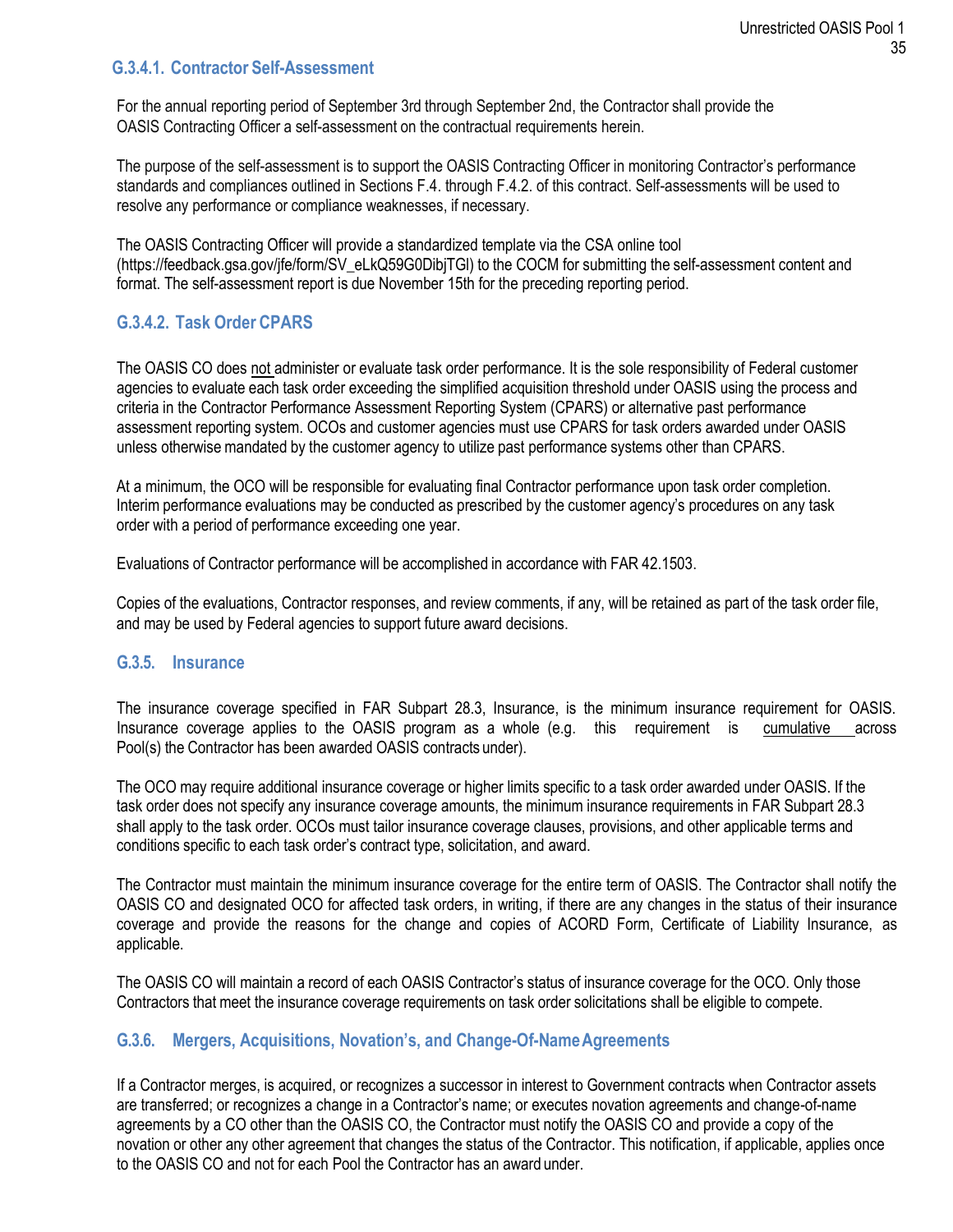### G.3.4.1. Contractor Self-Assessment

For the annual reporting period of September 3rd through September 2nd, the Contractor shall provide the OASIS Contracting Officer a self-assessment on the contractual requirements herein.

The purpose of the self-assessment is to support the OASIS Contracting Officer in monitoring Contractor's performance standards and compliances outlined in Sections F.4. through F.4.2. of this contract. Self-assessments will be used to resolve any performance or compliance weaknesses, if necessary.

The OASIS Contracting Officer will provide a standardized template via the CSA online tool (https://feedback.gsa.gov/jfe/form/SV_eLkQ59G0DibjTGl) to the COCM for submitting the self-assessment content and format. The self-assessment report is due November 15th for the preceding reporting period.

### G.3.4.2. Task Order CPARS

The OASIS CO does not administer or evaluate task order performance. It is the sole responsibility of Federal customer agencies to evaluate each task order exceeding the simplified acquisition threshold under OASIS using the process and criteria in the Contractor Performance Assessment Reporting System (CPARS) or alternative past performance assessment reporting system. OCOs and customer agencies must use CPARS for task orders awarded under OASIS unless otherwise mandated by the customer agency to utilize past performance systems other than CPARS.

At a minimum, the OCO will be responsible for evaluating final Contractor performance upon task order completion. Interim performance evaluations may be conducted as prescribed by the customer agency's procedures on any task order with a period of performance exceeding one year.

Evaluations of Contractor performance will be accomplished in accordance with FAR 42.1503.

Copies of the evaluations, Contractor responses, and review comments, if any, will be retained as part of the task order file, and may be used by Federal agencies to support future award decisions.

### G.3.5. Insurance

The insurance coverage specified in FAR Subpart 28.3, Insurance, is the minimum insurance requirement for OASIS. Insurance coverage applies to the OASIS program as a whole (e.g. this requirement is cumulative across Pool(s) the Contractor has been awarded OASIS contracts under).

The OCO may require additional insurance coverage or higher limits specific to a task order awarded under OASIS. If the task order does not specify any insurance coverage amounts, the minimum insurance requirements in FAR Subpart 28.3 shall apply to the task order. OCOs must tailor insurance coverage clauses, provisions, and other applicable terms and conditions specific to each task order's contract type, solicitation, and award.

The Contractor must maintain the minimum insurance coverage for the entire term of OASIS. The Contractor shall notify the OASIS CO and designated OCO for affected task orders, in writing, if there are any changes in the status of their insurance coverage and provide the reasons for the change and copies of ACORD Form, Certificate of Liability Insurance, as applicable.

The OASIS CO will maintain a record of each OASIS Contractor's status of insurance coverage for the OCO. Only those Contractors that meet the insurance coverage requirements on task order solicitations shall be eligible to compete.

### G.3.6. Mergers, Acquisitions, Novation's, and Change-Of-Name Agreements

If a Contractor merges, is acquired, or recognizes a successor in interest to Government contracts when Contractor assets are transferred; or recognizes a change in a Contractor's name; or executes novation agreements and change-of-name agreements by a CO other than the OASIS CO, the Contractor must notify the OASIS CO and provide a copy of the novation or other any other agreement that changes the status of the Contractor. This notification, if applicable, applies once to the OASIS CO and not for each Pool the Contractor has an award under.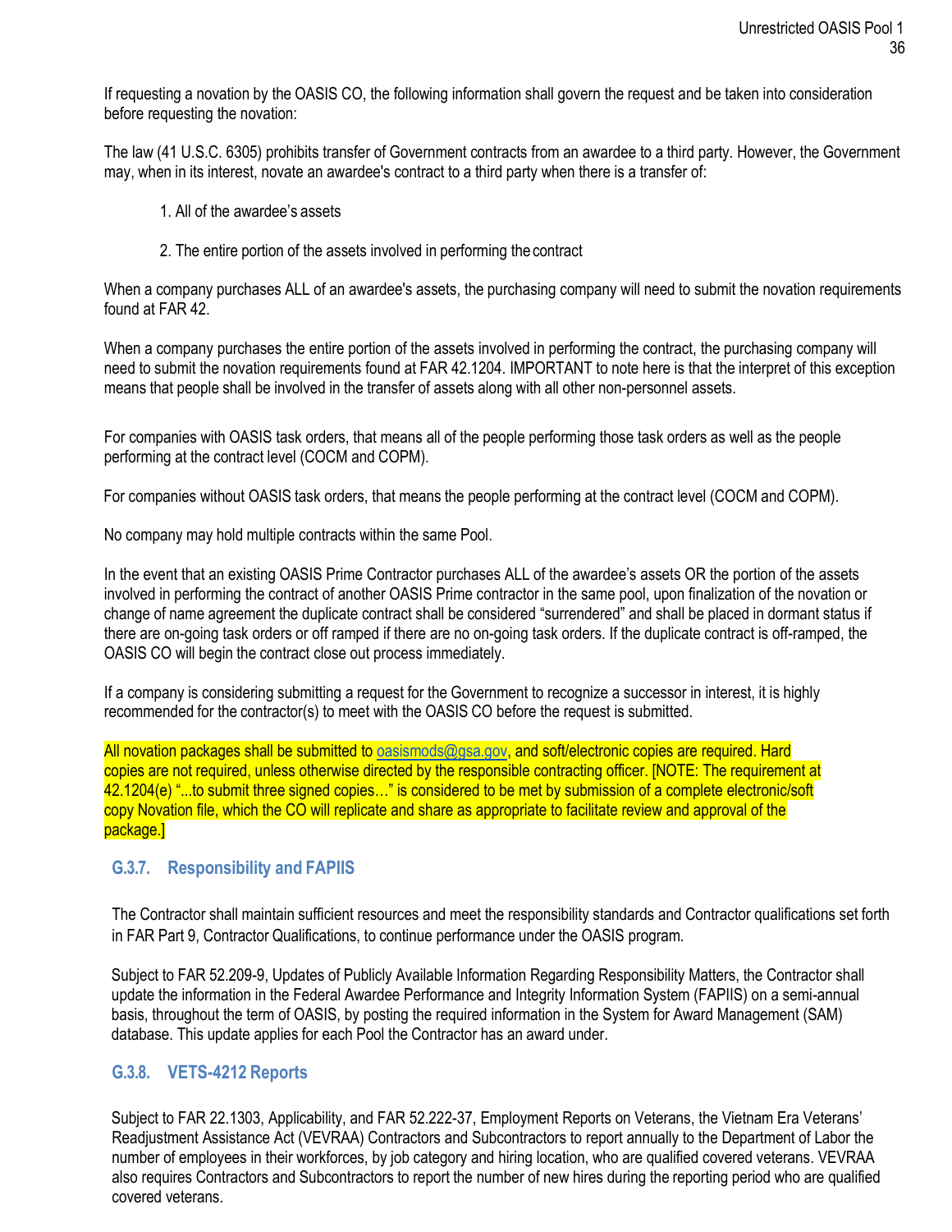If requesting a novation by the OASIS CO, the following information shall govern the request and be taken into consideration before requesting the novation:

The law (41 U.S.C. 6305) prohibits transfer of Government contracts from an awardee to a third party. However, the Government may, when in its interest, novate an awardee's contract to a third party when there is a transfer of:

1. All of the awardee's assets
2. The entire portion of the assets involved in performing the contract

When a company purchases ALL of an awardee's assets, the purchasing company will need to submit the novation requirements found at FAR 42.

When a company purchases the entire portion of the assets involved in performing the contract, the purchasing company will need to submit the novation requirements found at FAR 42.1204. IMPORTANT to note here is that the interpret of this exception means that people shall be involved in the transfer of assets along with all other non-personnel assets.

For companies with OASIS task orders, that means all of the people performing those task orders as well as the people performing at the contract level (COCM and COPM).

For companies without OASIS task orders, that means the people performing at the contract level (COCM and COPM).

No company may hold multiple contracts within the same Pool.

In the event that an existing OASIS Prime Contractor purchases ALL of the awardee's assets OR the portion of the assets involved in performing the contract of another OASIS Prime contractor in the same pool, upon finalization of the novation or change of name agreement the duplicate contract shall be considered "surrendered" and shall be placed in dormant status if there are on-going task orders or off ramped if there are no on-going task orders. If the duplicate contract is off-ramped, the OASIS CO will begin the contract close out process immediately.

If a company is considering submitting a request for the Government to recognize a successor in interest, it is highly recommended for the contractor(s) to meet with the OASIS CO before the request is submitted.

All novation packages shall be submitted to oasismods@gsa.gov, and soft/electronic copies are required. Hard copies are not required, unless otherwise directed by the responsible contracting officer. [NOTE: The requirement at 42.1204(e) "...to submit three signed copies…" is considered to be met by submission of a complete electronic/soft copy Novation file, which the CO will replicate and share as appropriate to facilitate review and approval of the package.]

### G.3.7. Responsibility and FAPIIS

The Contractor shall maintain sufficient resources and meet the responsibility standards and Contractor qualifications set forth in FAR Part 9, Contractor Qualifications, to continue performance under the OASIS program.

Subject to FAR 52.209-9, Updates of Publicly Available Information Regarding Responsibility Matters, the Contractor shall update the information in the Federal Awardee Performance and Integrity Information System (FAPIIS) on a semi-annual basis, throughout the term of OASIS, by posting the required information in the System for Award Management (SAM) database. This update applies for each Pool the Contractor has an award under.

### G.3.8. VETS-4212 Reports

Subject to FAR 22.1303, Applicability, and FAR 52.222-37, Employment Reports on Veterans, the Vietnam Era Veterans' Readjustment Assistance Act (VEVRAA) Contractors and Subcontractors to report annually to the Department of Labor the number of employees in their workforces, by job category and hiring location, who are qualified covered veterans. VEVRAA also requires Contractors and Subcontractors to report the number of new hires during the reporting period who are qualified covered veterans.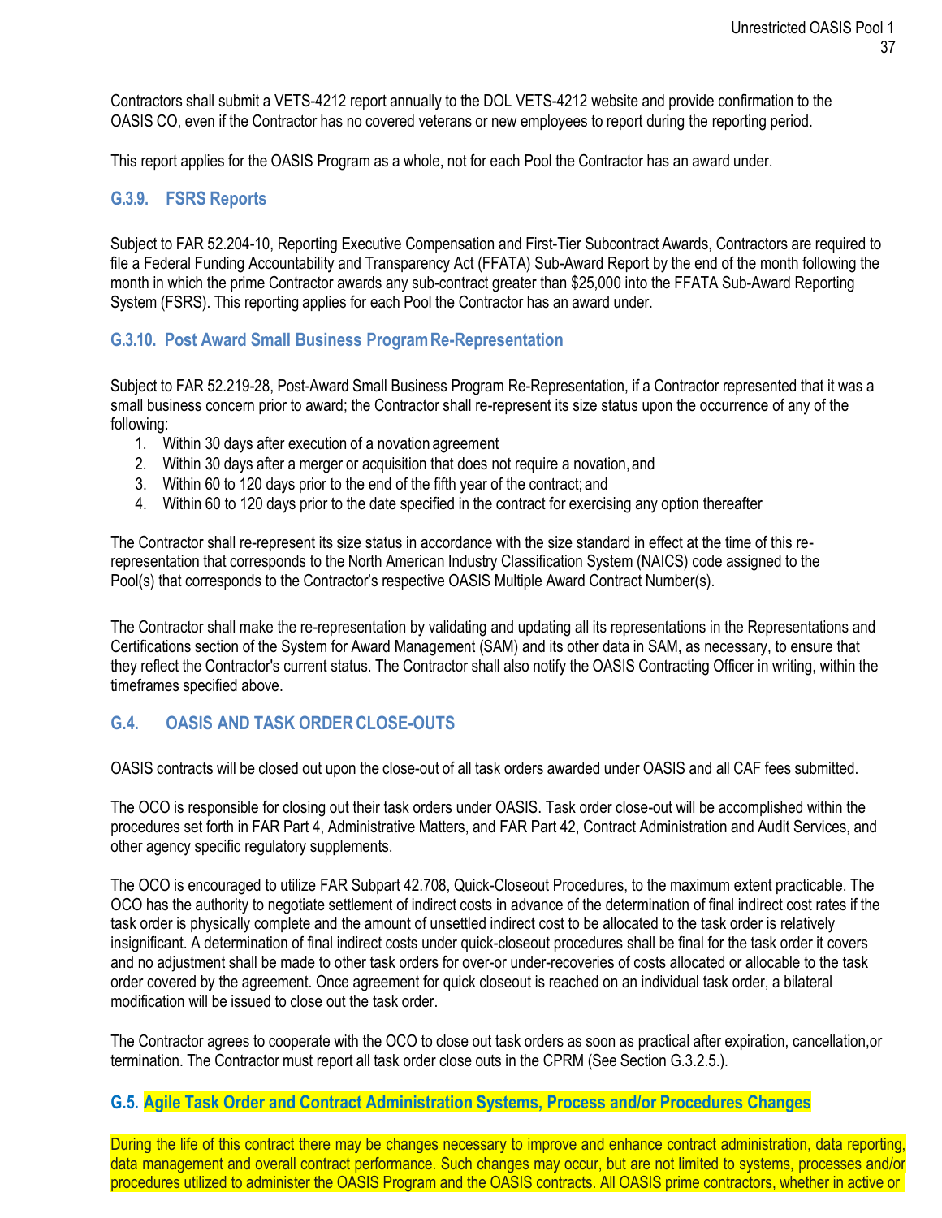Contractors shall submit a VETS-4212 report annually to the DOL VETS-4212 website and provide confirmation to the OASIS CO, even if the Contractor has no covered veterans or new employees to report during the reporting period.

This report applies for the OASIS Program as a whole, not for each Pool the Contractor has an award under.

### G.3.9. FSRS Reports

Subject to FAR 52.204-10, Reporting Executive Compensation and First-Tier Subcontract Awards, Contractors are required to file a Federal Funding Accountability and Transparency Act (FFATA) Sub-Award Report by the end of the month following the month in which the prime Contractor awards any sub-contract greater than $25,000 into the FFATA Sub-Award Reporting System (FSRS). This reporting applies for each Pool the Contractor has an award under.

### G.3.10. Post Award Small Business Program Re-Representation

Subject to FAR 52.219-28, Post-Award Small Business Program Re-Representation, if a Contractor represented that it was a small business concern prior to award; the Contractor shall re-represent its size status upon the occurrence of any of the following:

1. Within 30 days after execution of a novation agreement
2. Within 30 days after a merger or acquisition that does not require a novation, and
3. Within 60 to 120 days prior to the end of the fifth year of the contract; and
4. Within 60 to 120 days prior to the date specified in the contract for exercising any option thereafter

The Contractor shall re-represent its size status in accordance with the size standard in effect at the time of this re-representation that corresponds to the North American Industry Classification System (NAICS) code assigned to the Pool(s) that corresponds to the Contractor's respective OASIS Multiple Award Contract Number(s).

The Contractor shall make the re-representation by validating and updating all its representations in the Representations and Certifications section of the System for Award Management (SAM) and its other data in SAM, as necessary, to ensure that they reflect the Contractor's current status. The Contractor shall also notify the OASIS Contracting Officer in writing, within the timeframes specified above.

## G.4. OASIS AND TASK ORDER CLOSE-OUTS

OASIS contracts will be closed out upon the close-out of all task orders awarded under OASIS and all CAF fees submitted.

The OCO is responsible for closing out their task orders under OASIS. Task order close-out will be accomplished within the procedures set forth in FAR Part 4, Administrative Matters, and FAR Part 42, Contract Administration and Audit Services, and other agency specific regulatory supplements.

The OCO is encouraged to utilize FAR Subpart 42.708, Quick-Closeout Procedures, to the maximum extent practicable. The OCO has the authority to negotiate settlement of indirect costs in advance of the determination of final indirect cost rates if the task order is physically complete and the amount of unsettled indirect cost to be allocated to the task order is relatively insignificant. A determination of final indirect costs under quick-closeout procedures shall be final for the task order it covers and no adjustment shall be made to other task orders for over-or under-recoveries of costs allocated or allocable to the task order covered by the agreement. Once agreement for quick closeout is reached on an individual task order, a bilateral modification will be issued to close out the task order.

The Contractor agrees to cooperate with the OCO to close out task orders as soon as practical after expiration, cancellation,or termination. The Contractor must report all task order close outs in the CPRM (See Section G.3.2.5.).

## G.5. Agile Task Order and Contract Administration Systems, Process and/or Procedures Changes

During the life of this contract there may be changes necessary to improve and enhance contract administration, data reporting, data management and overall contract performance. Such changes may occur, but are not limited to systems, processes and/or procedures utilized to administer the OASIS Program and the OASIS contracts. All OASIS prime contractors, whether in active or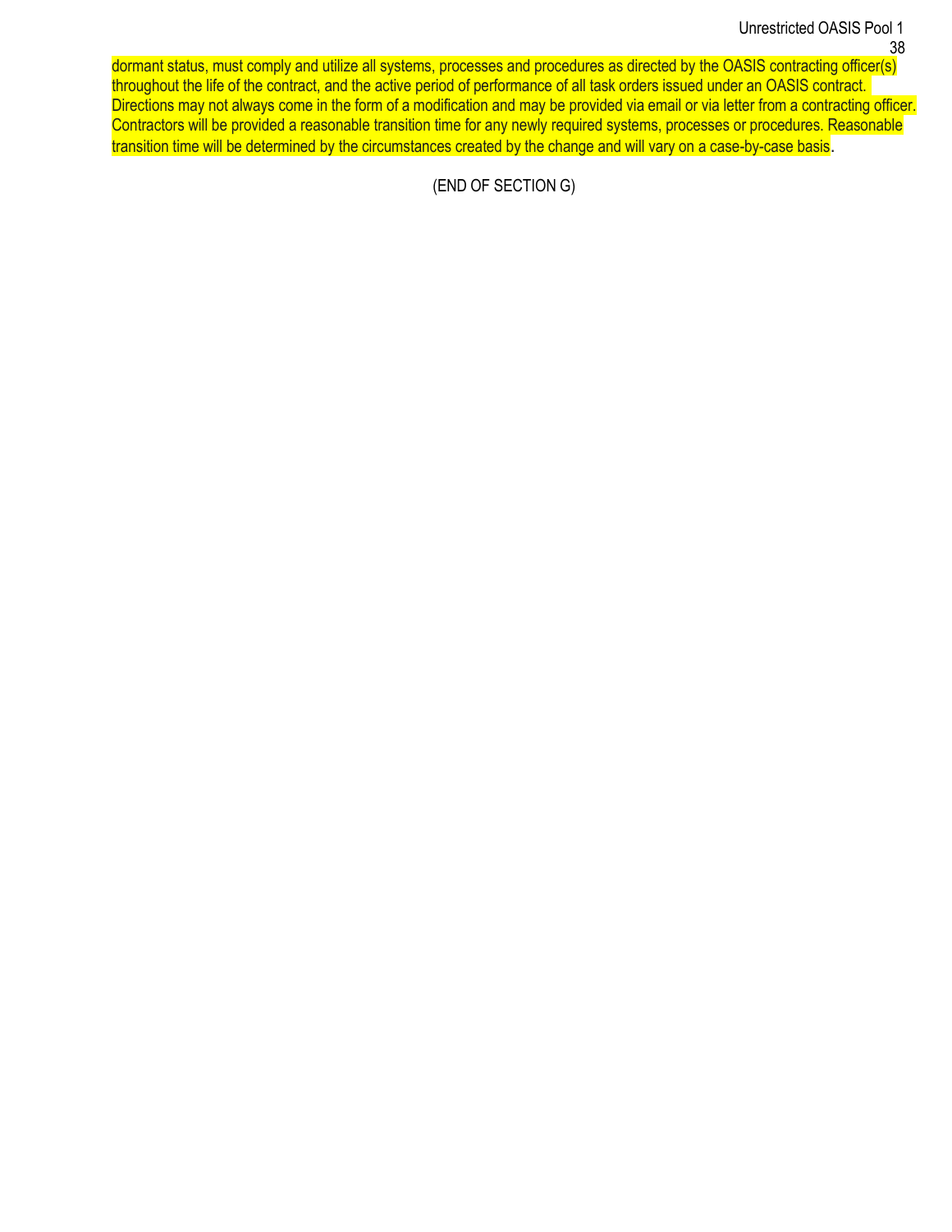dormant status, must comply and utilize all systems, processes and procedures as directed by the OASIS contracting officer(s) throughout the life of the contract, and the active period of performance of all task orders issued under an OASIS contract. Directions may not always come in the form of a modification and may be provided via email or via letter from a contracting officer. Contractors will be provided a reasonable transition time for any newly required systems, processes or procedures. Reasonable transition time will be determined by the circumstances created by the change and will vary on a case-by-case basis.

(END OF SECTION G)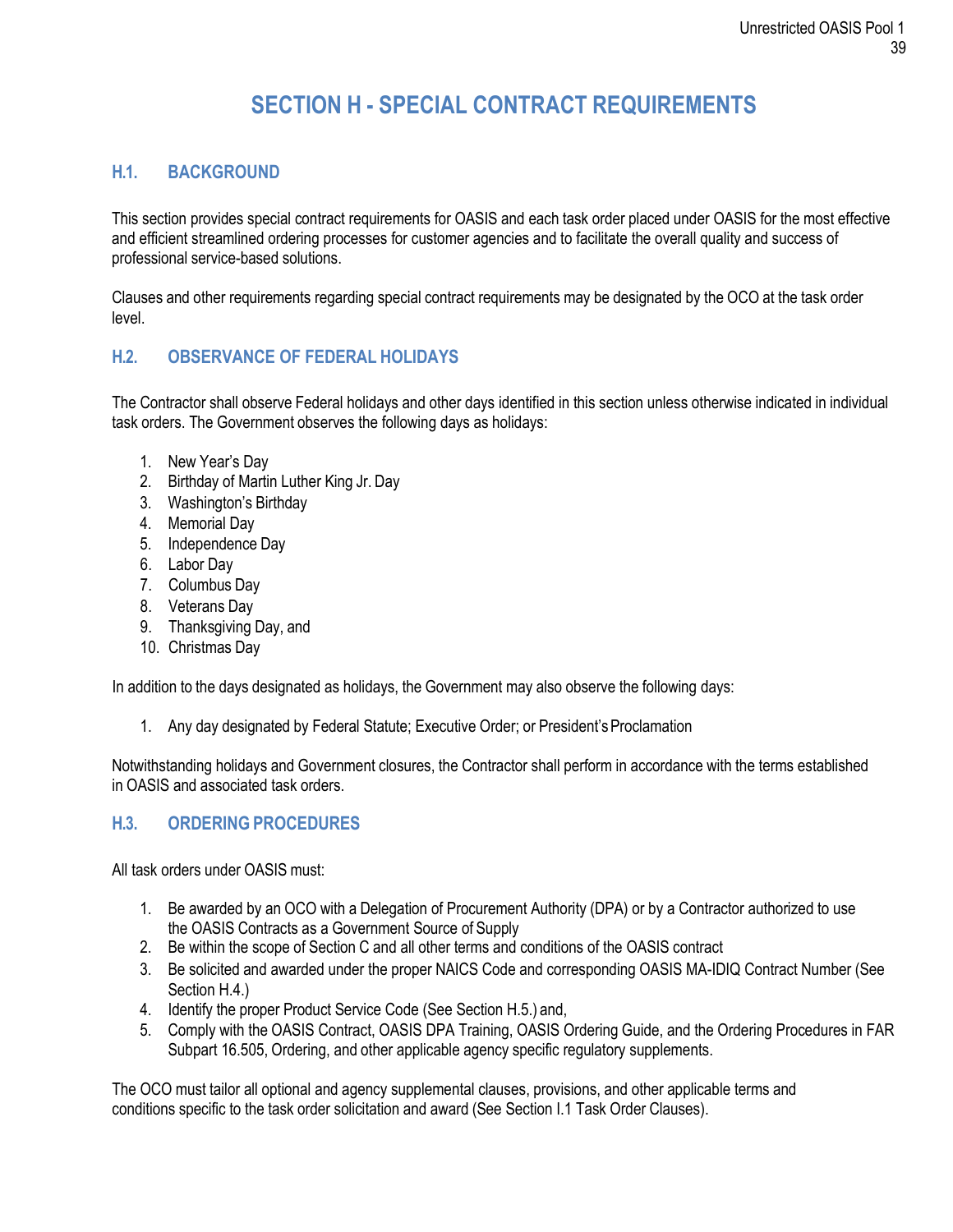# SECTION H - SPECIAL CONTRACT REQUIREMENTS

## H.1. BACKGROUND

This section provides special contract requirements for OASIS and each task order placed under OASIS for the most effective and efficient streamlined ordering processes for customer agencies and to facilitate the overall quality and success of professional service-based solutions.

Clauses and other requirements regarding special contract requirements may be designated by the OCO at the task order level.

## H.2. OBSERVANCE OF FEDERAL HOLIDAYS

The Contractor shall observe Federal holidays and other days identified in this section unless otherwise indicated in individual task orders. The Government observes the following days as holidays:

1. New Year's Day
2. Birthday of Martin Luther King Jr. Day
3. Washington's Birthday
4. Memorial Day
5. Independence Day
6. Labor Day
7. Columbus Day
8. Veterans Day
9. Thanksgiving Day, and
10. Christmas Day

In addition to the days designated as holidays, the Government may also observe the following days:

1. Any day designated by Federal Statute; Executive Order; or President's Proclamation

Notwithstanding holidays and Government closures, the Contractor shall perform in accordance with the terms established in OASIS and associated task orders.

## H.3. ORDERING PROCEDURES

All task orders under OASIS must:

1. Be awarded by an OCO with a Delegation of Procurement Authority (DPA) or by a Contractor authorized to use the OASIS Contracts as a Government Source of Supply
2. Be within the scope of Section C and all other terms and conditions of the OASIS contract
3. Be solicited and awarded under the proper NAICS Code and corresponding OASIS MA-IDIQ Contract Number (See Section H.4.)
4. Identify the proper Product Service Code (See Section H.5.) and,
5. Comply with the OASIS Contract, OASIS DPA Training, OASIS Ordering Guide, and the Ordering Procedures in FAR Subpart 16.505, Ordering, and other applicable agency specific regulatory supplements.

The OCO must tailor all optional and agency supplemental clauses, provisions, and other applicable terms and conditions specific to the task order solicitation and award (See Section I.1 Task Order Clauses).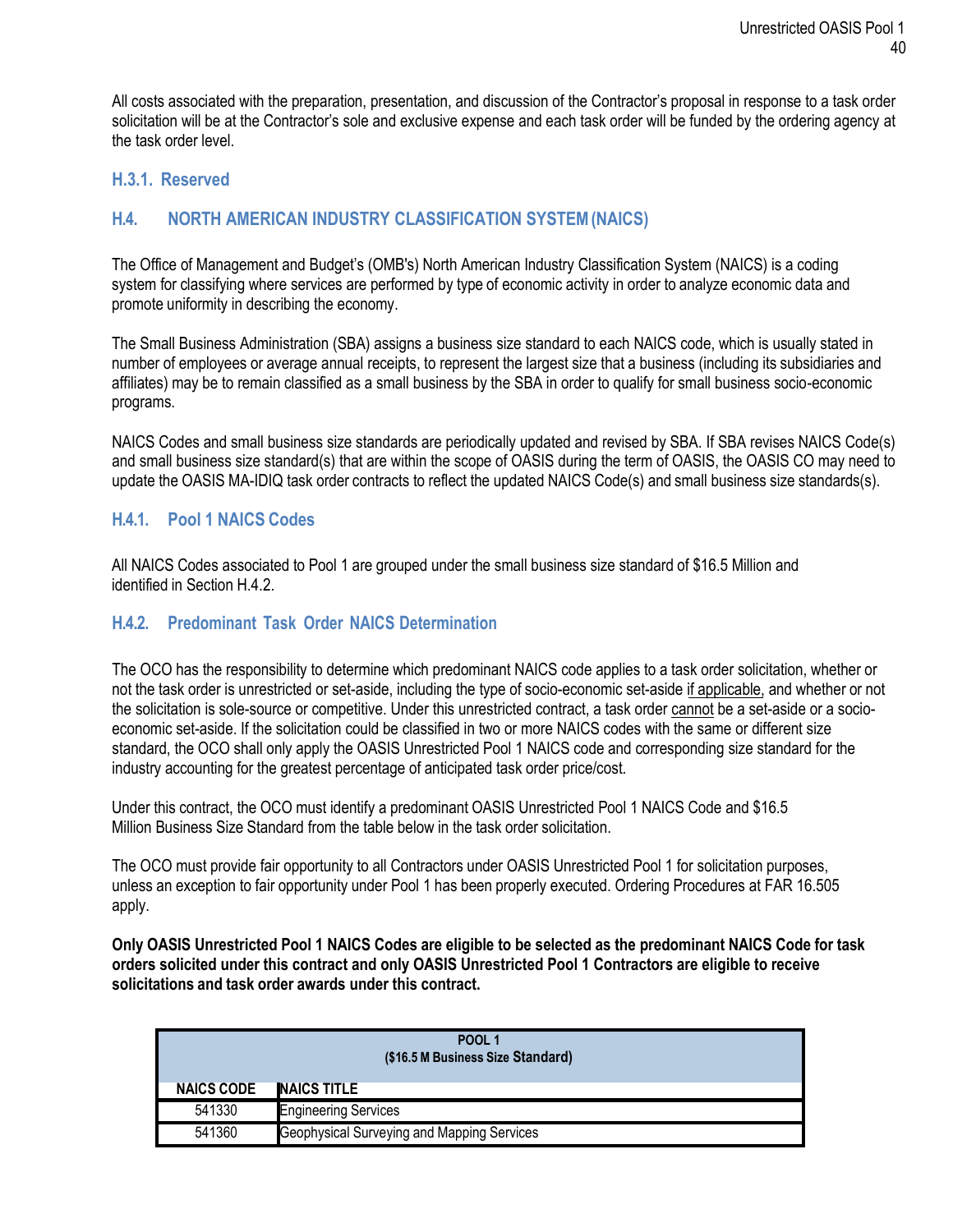All costs associated with the preparation, presentation, and discussion of the Contractor's proposal in response to a task order solicitation will be at the Contractor's sole and exclusive expense and each task order will be funded by the ordering agency at the task order level.

### H.3.1. Reserved

## H.4. NORTH AMERICAN INDUSTRY CLASSIFICATION SYSTEM (NAICS)

The Office of Management and Budget's (OMB's) North American Industry Classification System (NAICS) is a coding system for classifying where services are performed by type of economic activity in order to analyze economic data and promote uniformity in describing the economy.

The Small Business Administration (SBA) assigns a business size standard to each NAICS code, which is usually stated in number of employees or average annual receipts, to represent the largest size that a business (including its subsidiaries and affiliates) may be to remain classified as a small business by the SBA in order to qualify for small business socio-economic programs.

NAICS Codes and small business size standards are periodically updated and revised by SBA. If SBA revises NAICS Code(s) and small business size standard(s) that are within the scope of OASIS during the term of OASIS, the OASIS CO may need to update the OASIS MA-IDIQ task order contracts to reflect the updated NAICS Code(s) and small business size standards(s).

### H.4.1. Pool 1 NAICS Codes

All NAICS Codes associated to Pool 1 are grouped under the small business size standard of $16.5 Million and identified in Section H.4.2.

### H.4.2. Predominant Task Order NAICS Determination

The OCO has the responsibility to determine which predominant NAICS code applies to a task order solicitation, whether or not the task order is unrestricted or set-aside, including the type of socio-economic set-aside if applicable, and whether or not the solicitation is sole-source or competitive. Under this unrestricted contract, a task order cannot be a set-aside or a socio-economic set-aside. If the solicitation could be classified in two or more NAICS codes with the same or different size standard, the OCO shall only apply the OASIS Unrestricted Pool 1 NAICS code and corresponding size standard for the industry accounting for the greatest percentage of anticipated task order price/cost.

Under this contract, the OCO must identify a predominant OASIS Unrestricted Pool 1 NAICS Code and $16.5 Million Business Size Standard from the table below in the task order solicitation.

The OCO must provide fair opportunity to all Contractors under OASIS Unrestricted Pool 1 for solicitation purposes, unless an exception to fair opportunity under Pool 1 has been properly executed. Ordering Procedures at FAR 16.505 apply.

**Only OASIS Unrestricted Pool 1 NAICS Codes are eligible to be selected as the predominant NAICS Code for task orders solicited under this contract and only OASIS Unrestricted Pool 1 Contractors are eligible to receive solicitations and task order awards under this contract.**

| POOL 1 ($16.5 M Business Size Standard) | |
|---|---|
| **NAICS CODE** | **NAICS TITLE** |
| 541330 | Engineering Services |
| 541360 | Geophysical Surveying and Mapping Services |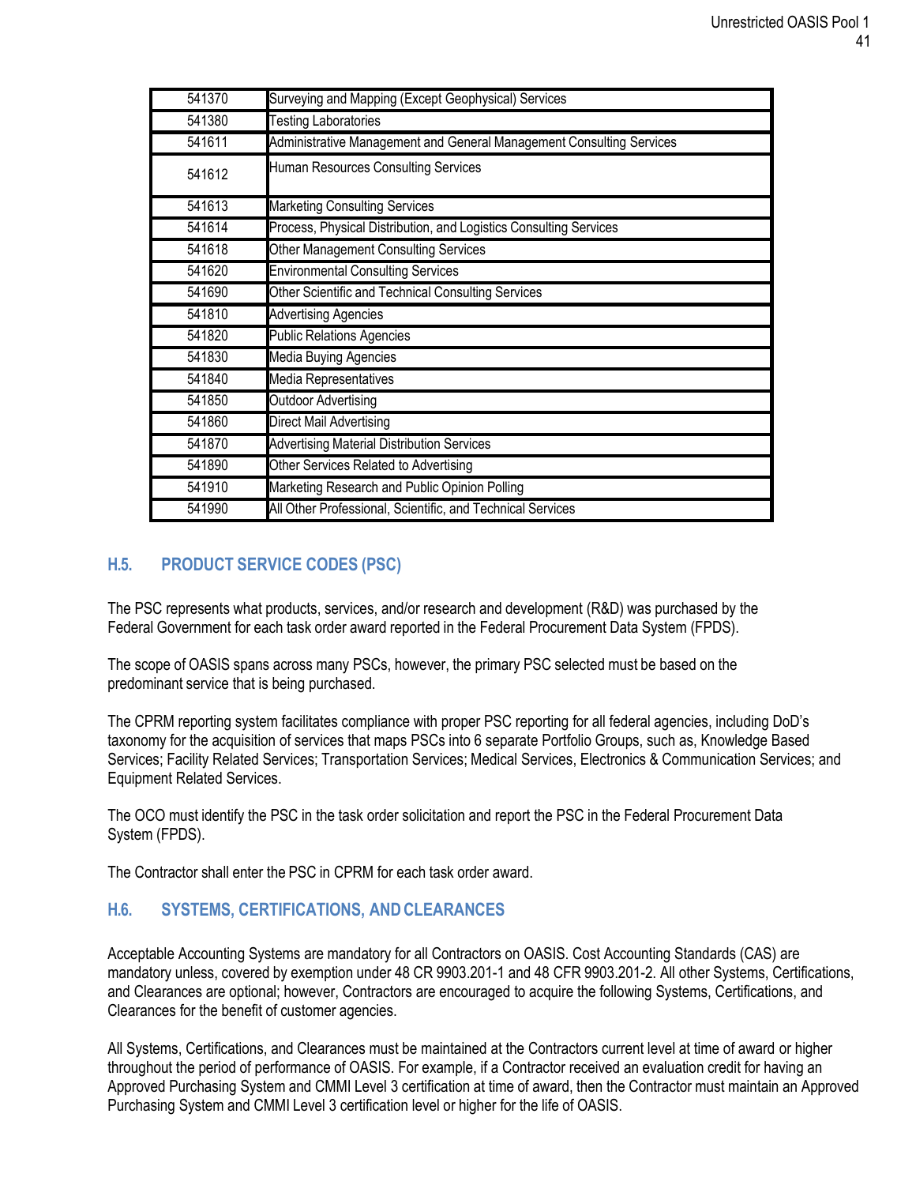| 541370 | Surveying and Mapping (Except Geophysical) Services |
|---|---|
| 541380 | Testing Laboratories |
| 541611 | Administrative Management and General Management Consulting Services |
| 541612 | Human Resources Consulting Services |
| 541613 | Marketing Consulting Services |
| 541614 | Process, Physical Distribution, and Logistics Consulting Services |
| 541618 | Other Management Consulting Services |
| 541620 | Environmental Consulting Services |
| 541690 | Other Scientific and Technical Consulting Services |
| 541810 | Advertising Agencies |
| 541820 | Public Relations Agencies |
| 541830 | Media Buying Agencies |
| 541840 | Media Representatives |
| 541850 | Outdoor Advertising |
| 541860 | Direct Mail Advertising |
| 541870 | Advertising Material Distribution Services |
| 541890 | Other Services Related to Advertising |
| 541910 | Marketing Research and Public Opinion Polling |
| 541990 | All Other Professional, Scientific, and Technical Services |

## H.5. PRODUCT SERVICE CODES (PSC)

The PSC represents what products, services, and/or research and development (R&D) was purchased by the Federal Government for each task order award reported in the Federal Procurement Data System (FPDS).

The scope of OASIS spans across many PSCs, however, the primary PSC selected must be based on the predominant service that is being purchased.

The CPRM reporting system facilitates compliance with proper PSC reporting for all federal agencies, including DoD's taxonomy for the acquisition of services that maps PSCs into 6 separate Portfolio Groups, such as, Knowledge Based Services; Facility Related Services; Transportation Services; Medical Services, Electronics & Communication Services; and Equipment Related Services.

The OCO must identify the PSC in the task order solicitation and report the PSC in the Federal Procurement Data System (FPDS).

The Contractor shall enter the PSC in CPRM for each task order award.

## H.6. SYSTEMS, CERTIFICATIONS, AND CLEARANCES

Acceptable Accounting Systems are mandatory for all Contractors on OASIS. Cost Accounting Standards (CAS) are mandatory unless, covered by exemption under 48 CR 9903.201-1 and 48 CFR 9903.201-2. All other Systems, Certifications, and Clearances are optional; however, Contractors are encouraged to acquire the following Systems, Certifications, and Clearances for the benefit of customer agencies.

All Systems, Certifications, and Clearances must be maintained at the Contractors current level at time of award or higher throughout the period of performance of OASIS. For example, if a Contractor received an evaluation credit for having an Approved Purchasing System and CMMI Level 3 certification at time of award, then the Contractor must maintain an Approved Purchasing System and CMMI Level 3 certification level or higher for the life of OASIS.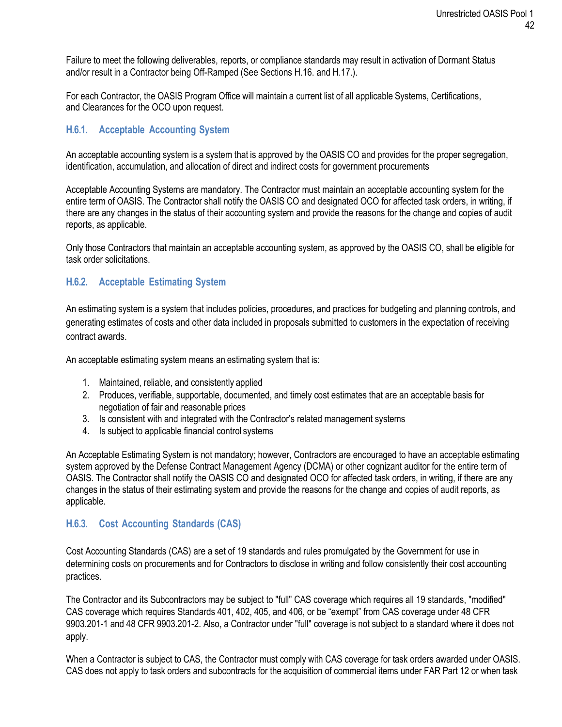Failure to meet the following deliverables, reports, or compliance standards may result in activation of Dormant Status and/or result in a Contractor being Off-Ramped (See Sections H.16. and H.17.).

For each Contractor, the OASIS Program Office will maintain a current list of all applicable Systems, Certifications, and Clearances for the OCO upon request.

### H.6.1. Acceptable Accounting System

An acceptable accounting system is a system that is approved by the OASIS CO and provides for the proper segregation, identification, accumulation, and allocation of direct and indirect costs for government procurements

Acceptable Accounting Systems are mandatory. The Contractor must maintain an acceptable accounting system for the entire term of OASIS. The Contractor shall notify the OASIS CO and designated OCO for affected task orders, in writing, if there are any changes in the status of their accounting system and provide the reasons for the change and copies of audit reports, as applicable.

Only those Contractors that maintain an acceptable accounting system, as approved by the OASIS CO, shall be eligible for task order solicitations.

### H.6.2. Acceptable Estimating System

An estimating system is a system that includes policies, procedures, and practices for budgeting and planning controls, and generating estimates of costs and other data included in proposals submitted to customers in the expectation of receiving contract awards.

An acceptable estimating system means an estimating system that is:

1. Maintained, reliable, and consistently applied
2. Produces, verifiable, supportable, documented, and timely cost estimates that are an acceptable basis for negotiation of fair and reasonable prices
3. Is consistent with and integrated with the Contractor's related management systems
4. Is subject to applicable financial control systems

An Acceptable Estimating System is not mandatory; however, Contractors are encouraged to have an acceptable estimating system approved by the Defense Contract Management Agency (DCMA) or other cognizant auditor for the entire term of OASIS. The Contractor shall notify the OASIS CO and designated OCO for affected task orders, in writing, if there are any changes in the status of their estimating system and provide the reasons for the change and copies of audit reports, as applicable.

### H.6.3. Cost Accounting Standards (CAS)

Cost Accounting Standards (CAS) are a set of 19 standards and rules promulgated by the Government for use in determining costs on procurements and for Contractors to disclose in writing and follow consistently their cost accounting practices.

The Contractor and its Subcontractors may be subject to "full" CAS coverage which requires all 19 standards, "modified" CAS coverage which requires Standards 401, 402, 405, and 406, or be "exempt" from CAS coverage under 48 CFR 9903.201-1 and 48 CFR 9903.201-2. Also, a Contractor under "full" coverage is not subject to a standard where it does not apply.

When a Contractor is subject to CAS, the Contractor must comply with CAS coverage for task orders awarded under OASIS. CAS does not apply to task orders and subcontracts for the acquisition of commercial items under FAR Part 12 or when task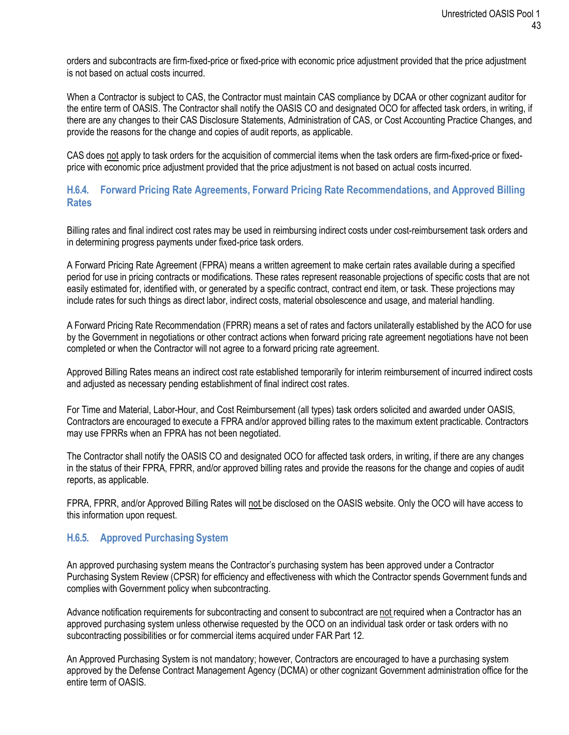orders and subcontracts are firm-fixed-price or fixed-price with economic price adjustment provided that the price adjustment is not based on actual costs incurred.

When a Contractor is subject to CAS, the Contractor must maintain CAS compliance by DCAA or other cognizant auditor for the entire term of OASIS. The Contractor shall notify the OASIS CO and designated OCO for affected task orders, in writing, if there are any changes to their CAS Disclosure Statements, Administration of CAS, or Cost Accounting Practice Changes, and provide the reasons for the change and copies of audit reports, as applicable.

CAS does <u>not</u> apply to task orders for the acquisition of commercial items when the task orders are firm-fixed-price or fixed-price with economic price adjustment provided that the price adjustment is not based on actual costs incurred.

### H.6.4. Forward Pricing Rate Agreements, Forward Pricing Rate Recommendations, and Approved Billing Rates

Billing rates and final indirect cost rates may be used in reimbursing indirect costs under cost-reimbursement task orders and in determining progress payments under fixed-price task orders.

A Forward Pricing Rate Agreement (FPRA) means a written agreement to make certain rates available during a specified period for use in pricing contracts or modifications. These rates represent reasonable projections of specific costs that are not easily estimated for, identified with, or generated by a specific contract, contract end item, or task. These projections may include rates for such things as direct labor, indirect costs, material obsolescence and usage, and material handling.

A Forward Pricing Rate Recommendation (FPRR) means a set of rates and factors unilaterally established by the ACO for use by the Government in negotiations or other contract actions when forward pricing rate agreement negotiations have not been completed or when the Contractor will not agree to a forward pricing rate agreement.

Approved Billing Rates means an indirect cost rate established temporarily for interim reimbursement of incurred indirect costs and adjusted as necessary pending establishment of final indirect cost rates.

For Time and Material, Labor-Hour, and Cost Reimbursement (all types) task orders solicited and awarded under OASIS, Contractors are encouraged to execute a FPRA and/or approved billing rates to the maximum extent practicable. Contractors may use FPRRs when an FPRA has not been negotiated.

The Contractor shall notify the OASIS CO and designated OCO for affected task orders, in writing, if there are any changes in the status of their FPRA, FPRR, and/or approved billing rates and provide the reasons for the change and copies of audit reports, as applicable.

FPRA, FPRR, and/or Approved Billing Rates will <u>not</u> be disclosed on the OASIS website. Only the OCO will have access to this information upon request.

### H.6.5. Approved Purchasing System

An approved purchasing system means the Contractor's purchasing system has been approved under a Contractor Purchasing System Review (CPSR) for efficiency and effectiveness with which the Contractor spends Government funds and complies with Government policy when subcontracting.

Advance notification requirements for subcontracting and consent to subcontract are <u>not</u> required when a Contractor has an approved purchasing system unless otherwise requested by the OCO on an individual task order or task orders with no subcontracting possibilities or for commercial items acquired under FAR Part 12.

An Approved Purchasing System is not mandatory; however, Contractors are encouraged to have a purchasing system approved by the Defense Contract Management Agency (DCMA) or other cognizant Government administration office for the entire term of OASIS.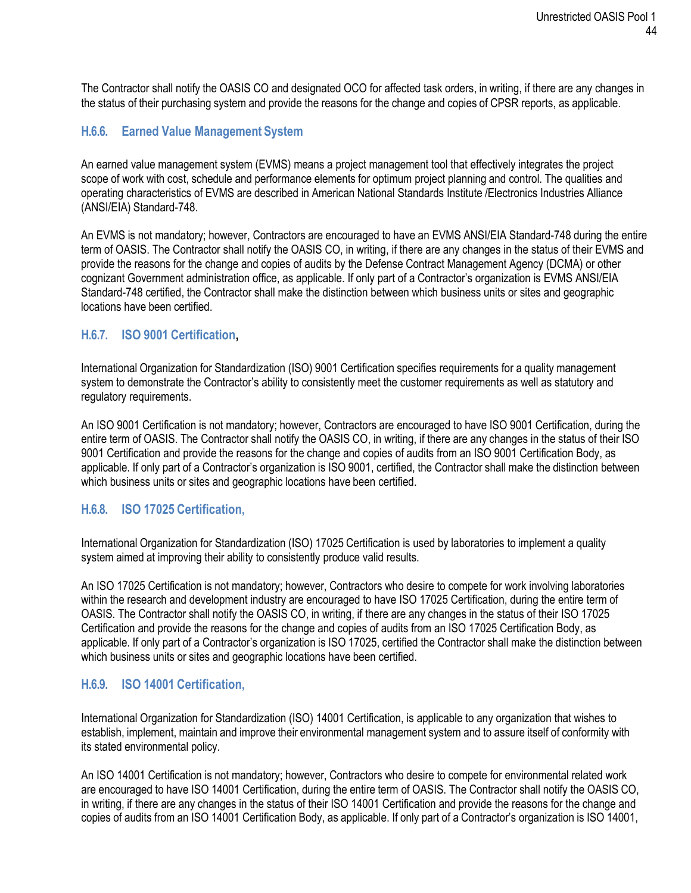The Contractor shall notify the OASIS CO and designated OCO for affected task orders, in writing, if there are any changes in the status of their purchasing system and provide the reasons for the change and copies of CPSR reports, as applicable.

### H.6.6. Earned Value Management System

An earned value management system (EVMS) means a project management tool that effectively integrates the project scope of work with cost, schedule and performance elements for optimum project planning and control. The qualities and operating characteristics of EVMS are described in American National Standards Institute /Electronics Industries Alliance (ANSI/EIA) Standard-748.

An EVMS is not mandatory; however, Contractors are encouraged to have an EVMS ANSI/EIA Standard-748 during the entire term of OASIS. The Contractor shall notify the OASIS CO, in writing, if there are any changes in the status of their EVMS and provide the reasons for the change and copies of audits by the Defense Contract Management Agency (DCMA) or other cognizant Government administration office, as applicable. If only part of a Contractor's organization is EVMS ANSI/EIA Standard-748 certified, the Contractor shall make the distinction between which business units or sites and geographic locations have been certified.

### H.6.7. ISO 9001 Certification,

International Organization for Standardization (ISO) 9001 Certification specifies requirements for a quality management system to demonstrate the Contractor's ability to consistently meet the customer requirements as well as statutory and regulatory requirements.

An ISO 9001 Certification is not mandatory; however, Contractors are encouraged to have ISO 9001 Certification, during the entire term of OASIS. The Contractor shall notify the OASIS CO, in writing, if there are any changes in the status of their ISO 9001 Certification and provide the reasons for the change and copies of audits from an ISO 9001 Certification Body, as applicable. If only part of a Contractor's organization is ISO 9001, certified, the Contractor shall make the distinction between which business units or sites and geographic locations have been certified.

### H.6.8. ISO 17025 Certification,

International Organization for Standardization (ISO) 17025 Certification is used by laboratories to implement a quality system aimed at improving their ability to consistently produce valid results.

An ISO 17025 Certification is not mandatory; however, Contractors who desire to compete for work involving laboratories within the research and development industry are encouraged to have ISO 17025 Certification, during the entire term of OASIS. The Contractor shall notify the OASIS CO, in writing, if there are any changes in the status of their ISO 17025 Certification and provide the reasons for the change and copies of audits from an ISO 17025 Certification Body, as applicable. If only part of a Contractor's organization is ISO 17025, certified the Contractor shall make the distinction between which business units or sites and geographic locations have been certified.

### H.6.9. ISO 14001 Certification,

International Organization for Standardization (ISO) 14001 Certification, is applicable to any organization that wishes to establish, implement, maintain and improve their environmental management system and to assure itself of conformity with its stated environmental policy.

An ISO 14001 Certification is not mandatory; however, Contractors who desire to compete for environmental related work are encouraged to have ISO 14001 Certification, during the entire term of OASIS. The Contractor shall notify the OASIS CO, in writing, if there are any changes in the status of their ISO 14001 Certification and provide the reasons for the change and copies of audits from an ISO 14001 Certification Body, as applicable. If only part of a Contractor's organization is ISO 14001,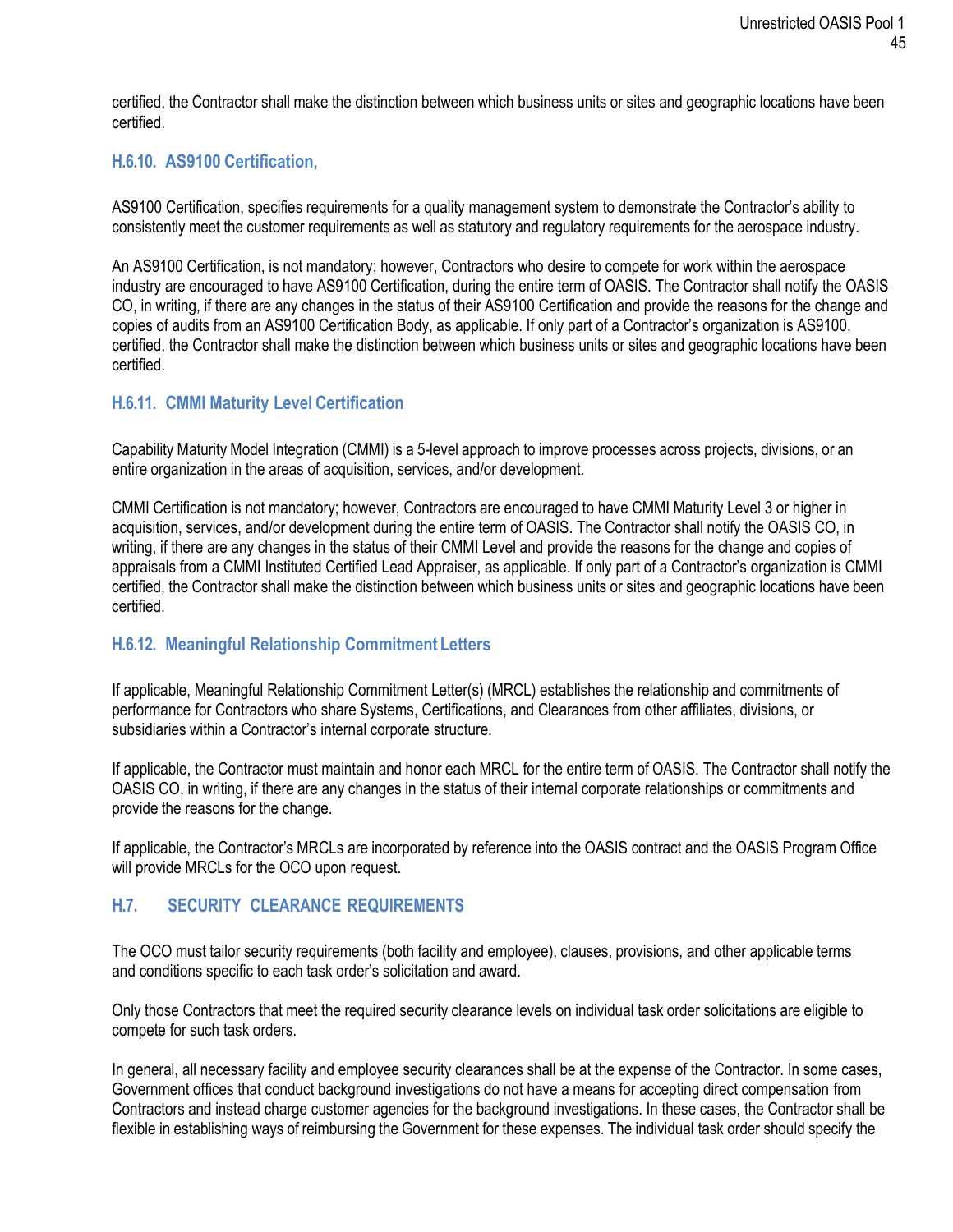certified, the Contractor shall make the distinction between which business units or sites and geographic locations have been certified.

### H.6.10. AS9100 Certification,

AS9100 Certification, specifies requirements for a quality management system to demonstrate the Contractor's ability to consistently meet the customer requirements as well as statutory and regulatory requirements for the aerospace industry.

An AS9100 Certification, is not mandatory; however, Contractors who desire to compete for work within the aerospace industry are encouraged to have AS9100 Certification, during the entire term of OASIS. The Contractor shall notify the OASIS CO, in writing, if there are any changes in the status of their AS9100 Certification and provide the reasons for the change and copies of audits from an AS9100 Certification Body, as applicable. If only part of a Contractor's organization is AS9100, certified, the Contractor shall make the distinction between which business units or sites and geographic locations have been certified.

### H.6.11. CMMI Maturity Level Certification

Capability Maturity Model Integration (CMMI) is a 5-level approach to improve processes across projects, divisions, or an entire organization in the areas of acquisition, services, and/or development.

CMMI Certification is not mandatory; however, Contractors are encouraged to have CMMI Maturity Level 3 or higher in acquisition, services, and/or development during the entire term of OASIS. The Contractor shall notify the OASIS CO, in writing, if there are any changes in the status of their CMMI Level and provide the reasons for the change and copies of appraisals from a CMMI Instituted Certified Lead Appraiser, as applicable. If only part of a Contractor's organization is CMMI certified, the Contractor shall make the distinction between which business units or sites and geographic locations have been certified.

### H.6.12. Meaningful Relationship Commitment Letters

If applicable, Meaningful Relationship Commitment Letter(s) (MRCL) establishes the relationship and commitments of performance for Contractors who share Systems, Certifications, and Clearances from other affiliates, divisions, or subsidiaries within a Contractor's internal corporate structure.

If applicable, the Contractor must maintain and honor each MRCL for the entire term of OASIS. The Contractor shall notify the OASIS CO, in writing, if there are any changes in the status of their internal corporate relationships or commitments and provide the reasons for the change.

If applicable, the Contractor's MRCLs are incorporated by reference into the OASIS contract and the OASIS Program Office will provide MRCLs for the OCO upon request.

## H.7. SECURITY CLEARANCE REQUIREMENTS

The OCO must tailor security requirements (both facility and employee), clauses, provisions, and other applicable terms and conditions specific to each task order's solicitation and award.

Only those Contractors that meet the required security clearance levels on individual task order solicitations are eligible to compete for such task orders.

In general, all necessary facility and employee security clearances shall be at the expense of the Contractor. In some cases, Government offices that conduct background investigations do not have a means for accepting direct compensation from Contractors and instead charge customer agencies for the background investigations. In these cases, the Contractor shall be flexible in establishing ways of reimbursing the Government for these expenses. The individual task order should specify the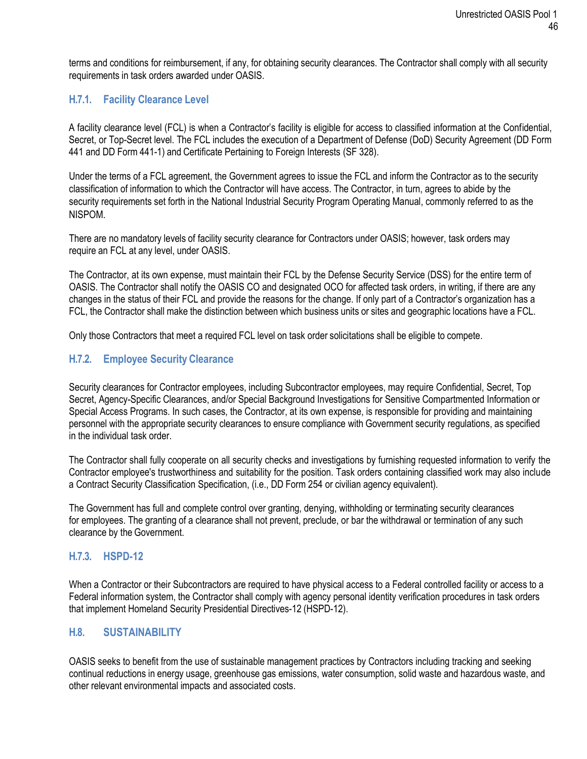terms and conditions for reimbursement, if any, for obtaining security clearances. The Contractor shall comply with all security requirements in task orders awarded under OASIS.

### H.7.1. Facility Clearance Level

A facility clearance level (FCL) is when a Contractor's facility is eligible for access to classified information at the Confidential, Secret, or Top-Secret level. The FCL includes the execution of a Department of Defense (DoD) Security Agreement (DD Form 441 and DD Form 441-1) and Certificate Pertaining to Foreign Interests (SF 328).

Under the terms of a FCL agreement, the Government agrees to issue the FCL and inform the Contractor as to the security classification of information to which the Contractor will have access. The Contractor, in turn, agrees to abide by the security requirements set forth in the National Industrial Security Program Operating Manual, commonly referred to as the NISPOM.

There are no mandatory levels of facility security clearance for Contractors under OASIS; however, task orders may require an FCL at any level, under OASIS.

The Contractor, at its own expense, must maintain their FCL by the Defense Security Service (DSS) for the entire term of OASIS. The Contractor shall notify the OASIS CO and designated OCO for affected task orders, in writing, if there are any changes in the status of their FCL and provide the reasons for the change. If only part of a Contractor's organization has a FCL, the Contractor shall make the distinction between which business units or sites and geographic locations have a FCL.

Only those Contractors that meet a required FCL level on task order solicitations shall be eligible to compete.

### H.7.2. Employee Security Clearance

Security clearances for Contractor employees, including Subcontractor employees, may require Confidential, Secret, Top Secret, Agency-Specific Clearances, and/or Special Background Investigations for Sensitive Compartmented Information or Special Access Programs. In such cases, the Contractor, at its own expense, is responsible for providing and maintaining personnel with the appropriate security clearances to ensure compliance with Government security regulations, as specified in the individual task order.

The Contractor shall fully cooperate on all security checks and investigations by furnishing requested information to verify the Contractor employee's trustworthiness and suitability for the position. Task orders containing classified work may also include a Contract Security Classification Specification, (i.e., DD Form 254 or civilian agency equivalent).

The Government has full and complete control over granting, denying, withholding or terminating security clearances for employees. The granting of a clearance shall not prevent, preclude, or bar the withdrawal or termination of any such clearance by the Government.

### H.7.3. HSPD-12

When a Contractor or their Subcontractors are required to have physical access to a Federal controlled facility or access to a Federal information system, the Contractor shall comply with agency personal identity verification procedures in task orders that implement Homeland Security Presidential Directives-12 (HSPD-12).

## H.8. SUSTAINABILITY

OASIS seeks to benefit from the use of sustainable management practices by Contractors including tracking and seeking continual reductions in energy usage, greenhouse gas emissions, water consumption, solid waste and hazardous waste, and other relevant environmental impacts and associated costs.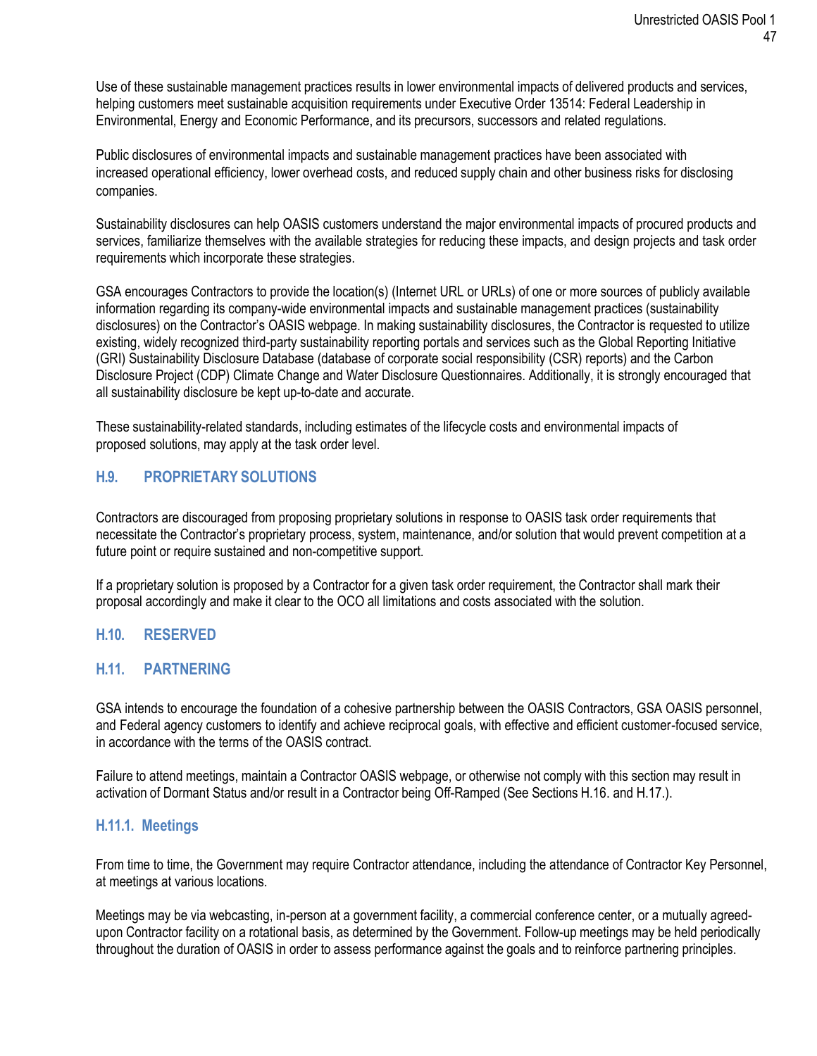Use of these sustainable management practices results in lower environmental impacts of delivered products and services, helping customers meet sustainable acquisition requirements under Executive Order 13514: Federal Leadership in Environmental, Energy and Economic Performance, and its precursors, successors and related regulations.

Public disclosures of environmental impacts and sustainable management practices have been associated with increased operational efficiency, lower overhead costs, and reduced supply chain and other business risks for disclosing companies.

Sustainability disclosures can help OASIS customers understand the major environmental impacts of procured products and services, familiarize themselves with the available strategies for reducing these impacts, and design projects and task order requirements which incorporate these strategies.

GSA encourages Contractors to provide the location(s) (Internet URL or URLs) of one or more sources of publicly available information regarding its company-wide environmental impacts and sustainable management practices (sustainability disclosures) on the Contractor's OASIS webpage. In making sustainability disclosures, the Contractor is requested to utilize existing, widely recognized third-party sustainability reporting portals and services such as the Global Reporting Initiative (GRI) Sustainability Disclosure Database (database of corporate social responsibility (CSR) reports) and the Carbon Disclosure Project (CDP) Climate Change and Water Disclosure Questionnaires. Additionally, it is strongly encouraged that all sustainability disclosure be kept up-to-date and accurate.

These sustainability-related standards, including estimates of the lifecycle costs and environmental impacts of proposed solutions, may apply at the task order level.

## H.9. PROPRIETARY SOLUTIONS

Contractors are discouraged from proposing proprietary solutions in response to OASIS task order requirements that necessitate the Contractor's proprietary process, system, maintenance, and/or solution that would prevent competition at a future point or require sustained and non-competitive support.

If a proprietary solution is proposed by a Contractor for a given task order requirement, the Contractor shall mark their proposal accordingly and make it clear to the OCO all limitations and costs associated with the solution.

## H.10. RESERVED

## H.11. PARTNERING

GSA intends to encourage the foundation of a cohesive partnership between the OASIS Contractors, GSA OASIS personnel, and Federal agency customers to identify and achieve reciprocal goals, with effective and efficient customer-focused service, in accordance with the terms of the OASIS contract.

Failure to attend meetings, maintain a Contractor OASIS webpage, or otherwise not comply with this section may result in activation of Dormant Status and/or result in a Contractor being Off-Ramped (See Sections H.16. and H.17.).

### H.11.1. Meetings

From time to time, the Government may require Contractor attendance, including the attendance of Contractor Key Personnel, at meetings at various locations.

Meetings may be via webcasting, in-person at a government facility, a commercial conference center, or a mutually agreed-upon Contractor facility on a rotational basis, as determined by the Government. Follow-up meetings may be held periodically throughout the duration of OASIS in order to assess performance against the goals and to reinforce partnering principles.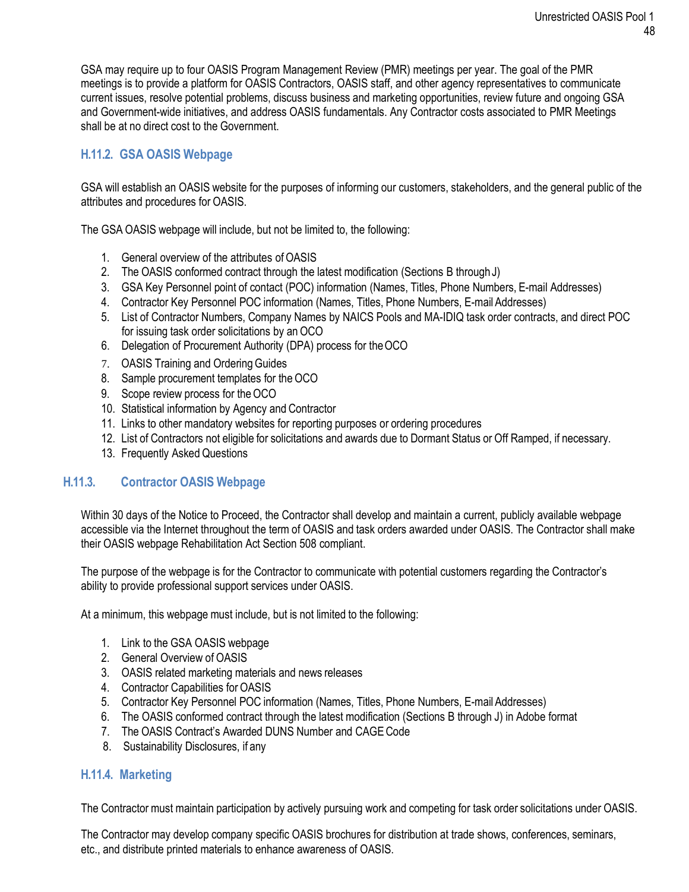GSA may require up to four OASIS Program Management Review (PMR) meetings per year. The goal of the PMR meetings is to provide a platform for OASIS Contractors, OASIS staff, and other agency representatives to communicate current issues, resolve potential problems, discuss business and marketing opportunities, review future and ongoing GSA and Government-wide initiatives, and address OASIS fundamentals. Any Contractor costs associated to PMR Meetings shall be at no direct cost to the Government.

### H.11.2. GSA OASIS Webpage

GSA will establish an OASIS website for the purposes of informing our customers, stakeholders, and the general public of the attributes and procedures for OASIS.

The GSA OASIS webpage will include, but not be limited to, the following:

1. General overview of the attributes of OASIS
2. The OASIS conformed contract through the latest modification (Sections B through J)
3. GSA Key Personnel point of contact (POC) information (Names, Titles, Phone Numbers, E-mail Addresses)
4. Contractor Key Personnel POC information (Names, Titles, Phone Numbers, E-mail Addresses)
5. List of Contractor Numbers, Company Names by NAICS Pools and MA-IDIQ task order contracts, and direct POC for issuing task order solicitations by an OCO
6. Delegation of Procurement Authority (DPA) process for the OCO
7. OASIS Training and Ordering Guides
8. Sample procurement templates for the OCO
9. Scope review process for the OCO
10. Statistical information by Agency and Contractor
11. Links to other mandatory websites for reporting purposes or ordering procedures
12. List of Contractors not eligible for solicitations and awards due to Dormant Status or Off Ramped, if necessary.
13. Frequently Asked Questions

### H.11.3. Contractor OASIS Webpage

Within 30 days of the Notice to Proceed, the Contractor shall develop and maintain a current, publicly available webpage accessible via the Internet throughout the term of OASIS and task orders awarded under OASIS. The Contractor shall make their OASIS webpage Rehabilitation Act Section 508 compliant.

The purpose of the webpage is for the Contractor to communicate with potential customers regarding the Contractor's ability to provide professional support services under OASIS.

At a minimum, this webpage must include, but is not limited to the following:

1. Link to the GSA OASIS webpage
2. General Overview of OASIS
3. OASIS related marketing materials and news releases
4. Contractor Capabilities for OASIS
5. Contractor Key Personnel POC information (Names, Titles, Phone Numbers, E-mail Addresses)
6. The OASIS conformed contract through the latest modification (Sections B through J) in Adobe format
7. The OASIS Contract's Awarded DUNS Number and CAGE Code
8. Sustainability Disclosures, if any

### H.11.4. Marketing

The Contractor must maintain participation by actively pursuing work and competing for task order solicitations under OASIS.

The Contractor may develop company specific OASIS brochures for distribution at trade shows, conferences, seminars, etc., and distribute printed materials to enhance awareness of OASIS.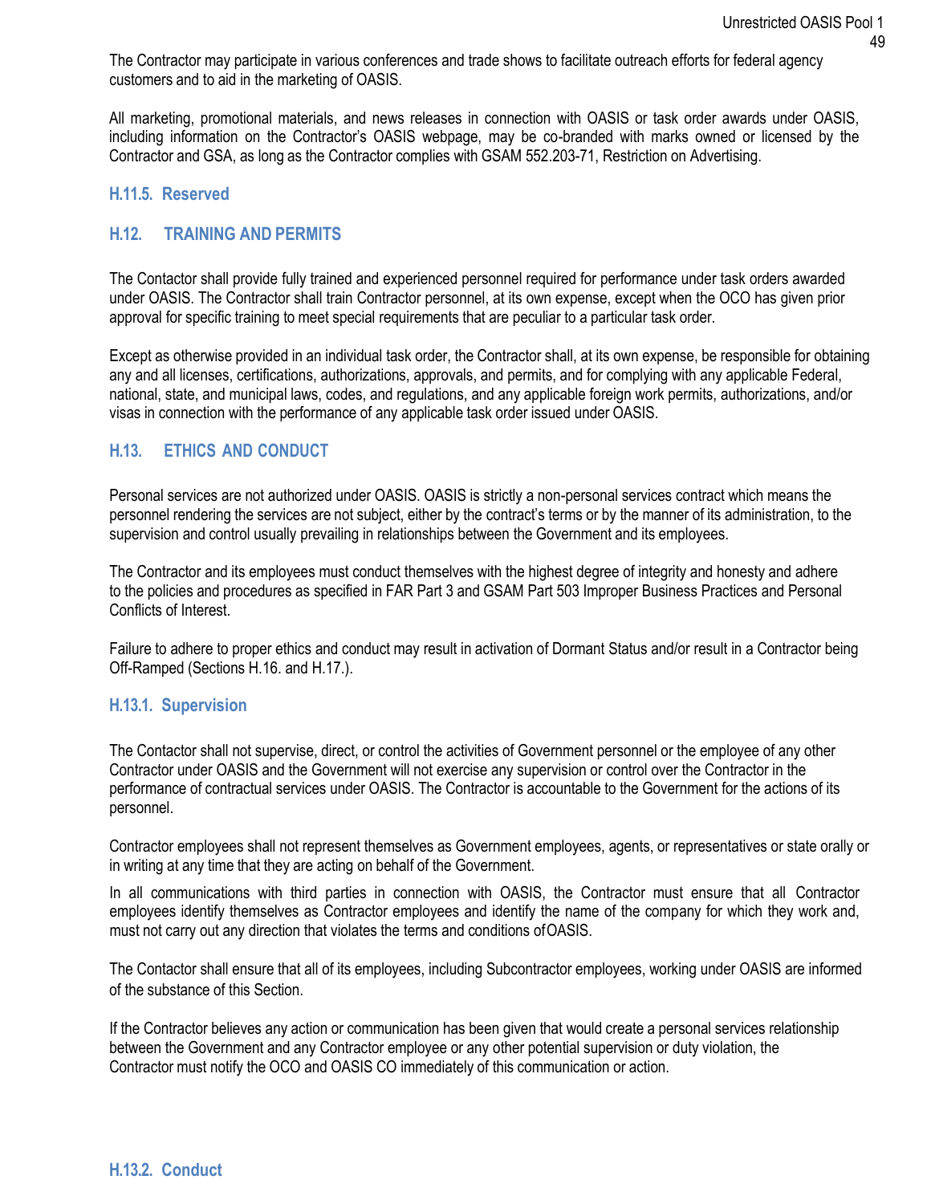The Contractor may participate in various conferences and trade shows to facilitate outreach efforts for federal agency customers and to aid in the marketing of OASIS.

All marketing, promotional materials, and news releases in connection with OASIS or task order awards under OASIS, including information on the Contractor's OASIS webpage, may be co-branded with marks owned or licensed by the Contractor and GSA, as long as the Contractor complies with GSAM 552.203-71, Restriction on Advertising.

### H.11.5. Reserved

## H.12. TRAINING AND PERMITS

The Contactor shall provide fully trained and experienced personnel required for performance under task orders awarded under OASIS. The Contractor shall train Contractor personnel, at its own expense, except when the OCO has given prior approval for specific training to meet special requirements that are peculiar to a particular task order.

Except as otherwise provided in an individual task order, the Contractor shall, at its own expense, be responsible for obtaining any and all licenses, certifications, authorizations, approvals, and permits, and for complying with any applicable Federal, national, state, and municipal laws, codes, and regulations, and any applicable foreign work permits, authorizations, and/or visas in connection with the performance of any applicable task order issued under OASIS.

## H.13. ETHICS AND CONDUCT

Personal services are not authorized under OASIS. OASIS is strictly a non-personal services contract which means the personnel rendering the services are not subject, either by the contract's terms or by the manner of its administration, to the supervision and control usually prevailing in relationships between the Government and its employees.

The Contractor and its employees must conduct themselves with the highest degree of integrity and honesty and adhere to the policies and procedures as specified in FAR Part 3 and GSAM Part 503 Improper Business Practices and Personal Conflicts of Interest.

Failure to adhere to proper ethics and conduct may result in activation of Dormant Status and/or result in a Contractor being Off-Ramped (Sections H.16. and H.17.).

### H.13.1. Supervision

The Contactor shall not supervise, direct, or control the activities of Government personnel or the employee of any other Contractor under OASIS and the Government will not exercise any supervision or control over the Contractor in the performance of contractual services under OASIS. The Contractor is accountable to the Government for the actions of its personnel.

Contractor employees shall not represent themselves as Government employees, agents, or representatives or state orally or in writing at any time that they are acting on behalf of the Government.

In all communications with third parties in connection with OASIS, the Contractor must ensure that all Contractor employees identify themselves as Contractor employees and identify the name of the company for which they work and, must not carry out any direction that violates the terms and conditions of OASIS.

The Contactor shall ensure that all of its employees, including Subcontractor employees, working under OASIS are informed of the substance of this Section.

If the Contractor believes any action or communication has been given that would create a personal services relationship between the Government and any Contractor employee or any other potential supervision or duty violation, the Contractor must notify the OCO and OASIS CO immediately of this communication or action.

### H.13.2. Conduct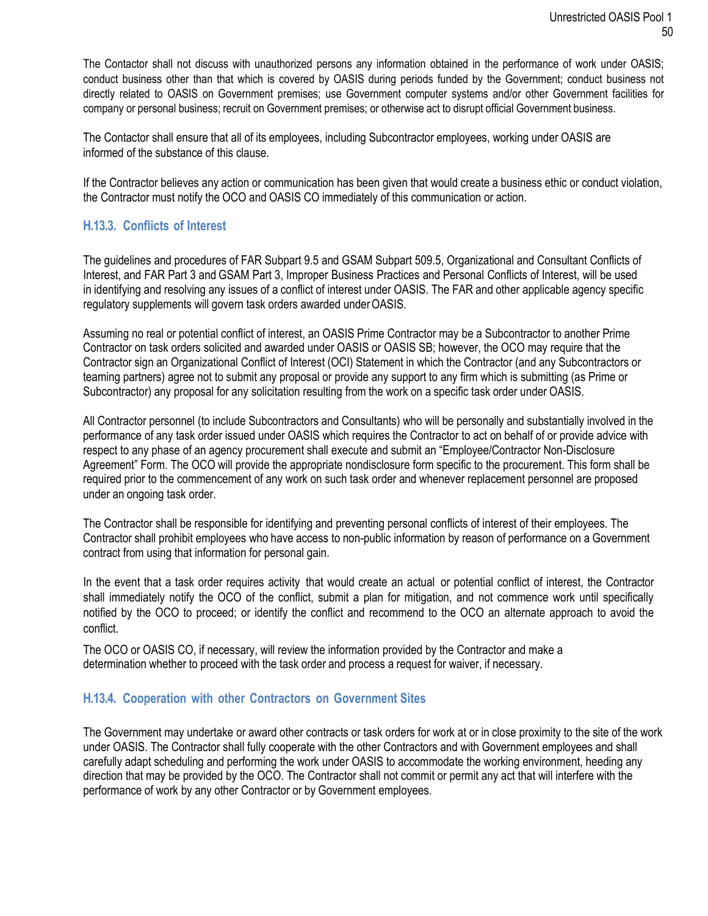The Contactor shall not discuss with unauthorized persons any information obtained in the performance of work under OASIS; conduct business other than that which is covered by OASIS during periods funded by the Government; conduct business not directly related to OASIS on Government premises; use Government computer systems and/or other Government facilities for company or personal business; recruit on Government premises; or otherwise act to disrupt official Government business.

The Contactor shall ensure that all of its employees, including Subcontractor employees, working under OASIS are informed of the substance of this clause.

If the Contractor believes any action or communication has been given that would create a business ethic or conduct violation, the Contractor must notify the OCO and OASIS CO immediately of this communication or action.

### H.13.3. Conflicts of Interest

The guidelines and procedures of FAR Subpart 9.5 and GSAM Subpart 509.5, Organizational and Consultant Conflicts of Interest, and FAR Part 3 and GSAM Part 3, Improper Business Practices and Personal Conflicts of Interest, will be used in identifying and resolving any issues of a conflict of interest under OASIS. The FAR and other applicable agency specific regulatory supplements will govern task orders awarded under OASIS.

Assuming no real or potential conflict of interest, an OASIS Prime Contractor may be a Subcontractor to another Prime Contractor on task orders solicited and awarded under OASIS or OASIS SB; however, the OCO may require that the Contractor sign an Organizational Conflict of Interest (OCI) Statement in which the Contractor (and any Subcontractors or teaming partners) agree not to submit any proposal or provide any support to any firm which is submitting (as Prime or Subcontractor) any proposal for any solicitation resulting from the work on a specific task order under OASIS.

All Contractor personnel (to include Subcontractors and Consultants) who will be personally and substantially involved in the performance of any task order issued under OASIS which requires the Contractor to act on behalf of or provide advice with respect to any phase of an agency procurement shall execute and submit an "Employee/Contractor Non-Disclosure Agreement" Form. The OCO will provide the appropriate nondisclosure form specific to the procurement. This form shall be required prior to the commencement of any work on such task order and whenever replacement personnel are proposed under an ongoing task order.

The Contractor shall be responsible for identifying and preventing personal conflicts of interest of their employees. The Contractor shall prohibit employees who have access to non-public information by reason of performance on a Government contract from using that information for personal gain.

In the event that a task order requires activity that would create an actual or potential conflict of interest, the Contractor shall immediately notify the OCO of the conflict, submit a plan for mitigation, and not commence work until specifically notified by the OCO to proceed; or identify the conflict and recommend to the OCO an alternate approach to avoid the conflict.

The OCO or OASIS CO, if necessary, will review the information provided by the Contractor and make a determination whether to proceed with the task order and process a request for waiver, if necessary.

### H.13.4. Cooperation with other Contractors on Government Sites

The Government may undertake or award other contracts or task orders for work at or in close proximity to the site of the work under OASIS. The Contractor shall fully cooperate with the other Contractors and with Government employees and shall carefully adapt scheduling and performing the work under OASIS to accommodate the working environment, heeding any direction that may be provided by the OCO. The Contractor shall not commit or permit any act that will interfere with the performance of work by any other Contractor or by Government employees.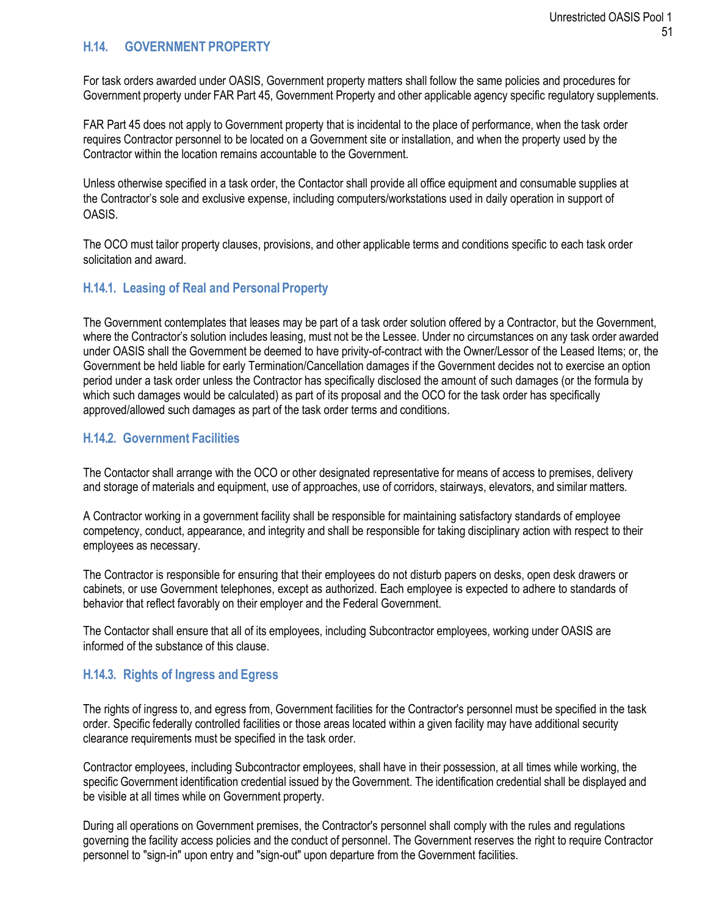## H.14. GOVERNMENT PROPERTY

For task orders awarded under OASIS, Government property matters shall follow the same policies and procedures for Government property under FAR Part 45, Government Property and other applicable agency specific regulatory supplements.

FAR Part 45 does not apply to Government property that is incidental to the place of performance, when the task order requires Contractor personnel to be located on a Government site or installation, and when the property used by the Contractor within the location remains accountable to the Government.

Unless otherwise specified in a task order, the Contactor shall provide all office equipment and consumable supplies at the Contractor's sole and exclusive expense, including computers/workstations used in daily operation in support of OASIS.

The OCO must tailor property clauses, provisions, and other applicable terms and conditions specific to each task order solicitation and award.

### H.14.1. Leasing of Real and Personal Property

The Government contemplates that leases may be part of a task order solution offered by a Contractor, but the Government, where the Contractor's solution includes leasing, must not be the Lessee. Under no circumstances on any task order awarded under OASIS shall the Government be deemed to have privity-of-contract with the Owner/Lessor of the Leased Items; or, the Government be held liable for early Termination/Cancellation damages if the Government decides not to exercise an option period under a task order unless the Contractor has specifically disclosed the amount of such damages (or the formula by which such damages would be calculated) as part of its proposal and the OCO for the task order has specifically approved/allowed such damages as part of the task order terms and conditions.

### H.14.2. Government Facilities

The Contactor shall arrange with the OCO or other designated representative for means of access to premises, delivery and storage of materials and equipment, use of approaches, use of corridors, stairways, elevators, and similar matters.

A Contractor working in a government facility shall be responsible for maintaining satisfactory standards of employee competency, conduct, appearance, and integrity and shall be responsible for taking disciplinary action with respect to their employees as necessary.

The Contractor is responsible for ensuring that their employees do not disturb papers on desks, open desk drawers or cabinets, or use Government telephones, except as authorized. Each employee is expected to adhere to standards of behavior that reflect favorably on their employer and the Federal Government.

The Contactor shall ensure that all of its employees, including Subcontractor employees, working under OASIS are informed of the substance of this clause.

### H.14.3. Rights of Ingress and Egress

The rights of ingress to, and egress from, Government facilities for the Contractor's personnel must be specified in the task order. Specific federally controlled facilities or those areas located within a given facility may have additional security clearance requirements must be specified in the task order.

Contractor employees, including Subcontractor employees, shall have in their possession, at all times while working, the specific Government identification credential issued by the Government. The identification credential shall be displayed and be visible at all times while on Government property.

During all operations on Government premises, the Contractor's personnel shall comply with the rules and regulations governing the facility access policies and the conduct of personnel. The Government reserves the right to require Contractor personnel to "sign-in" upon entry and "sign-out" upon departure from the Government facilities.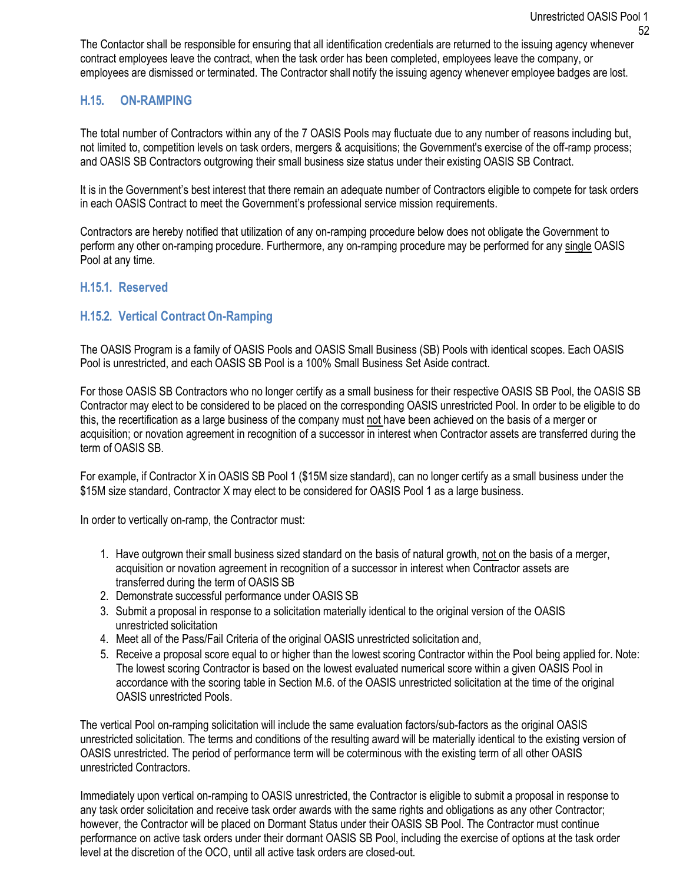The Contactor shall be responsible for ensuring that all identification credentials are returned to the issuing agency whenever contract employees leave the contract, when the task order has been completed, employees leave the company, or employees are dismissed or terminated. The Contractor shall notify the issuing agency whenever employee badges are lost.

## H.15. ON-RAMPING

The total number of Contractors within any of the 7 OASIS Pools may fluctuate due to any number of reasons including but, not limited to, competition levels on task orders, mergers & acquisitions; the Government's exercise of the off-ramp process; and OASIS SB Contractors outgrowing their small business size status under their existing OASIS SB Contract.

It is in the Government's best interest that there remain an adequate number of Contractors eligible to compete for task orders in each OASIS Contract to meet the Government's professional service mission requirements.

Contractors are hereby notified that utilization of any on-ramping procedure below does not obligate the Government to perform any other on-ramping procedure. Furthermore, any on-ramping procedure may be performed for any single OASIS Pool at any time.

### H.15.1. Reserved

### H.15.2. Vertical Contract On-Ramping

The OASIS Program is a family of OASIS Pools and OASIS Small Business (SB) Pools with identical scopes. Each OASIS Pool is unrestricted, and each OASIS SB Pool is a 100% Small Business Set Aside contract.

For those OASIS SB Contractors who no longer certify as a small business for their respective OASIS SB Pool, the OASIS SB Contractor may elect to be considered to be placed on the corresponding OASIS unrestricted Pool. In order to be eligible to do this, the recertification as a large business of the company must not have been achieved on the basis of a merger or acquisition; or novation agreement in recognition of a successor in interest when Contractor assets are transferred during the term of OASIS SB.

For example, if Contractor X in OASIS SB Pool 1 ($15M size standard), can no longer certify as a small business under the $15M size standard, Contractor X may elect to be considered for OASIS Pool 1 as a large business.

In order to vertically on-ramp, the Contractor must:

1. Have outgrown their small business sized standard on the basis of natural growth, not on the basis of a merger, acquisition or novation agreement in recognition of a successor in interest when Contractor assets are transferred during the term of OASIS SB
2. Demonstrate successful performance under OASIS SB
3. Submit a proposal in response to a solicitation materially identical to the original version of the OASIS unrestricted solicitation
4. Meet all of the Pass/Fail Criteria of the original OASIS unrestricted solicitation and,
5. Receive a proposal score equal to or higher than the lowest scoring Contractor within the Pool being applied for. Note: The lowest scoring Contractor is based on the lowest evaluated numerical score within a given OASIS Pool in accordance with the scoring table in Section M.6. of the OASIS unrestricted solicitation at the time of the original OASIS unrestricted Pools.

The vertical Pool on-ramping solicitation will include the same evaluation factors/sub-factors as the original OASIS unrestricted solicitation. The terms and conditions of the resulting award will be materially identical to the existing version of OASIS unrestricted. The period of performance term will be coterminous with the existing term of all other OASIS unrestricted Contractors.

Immediately upon vertical on-ramping to OASIS unrestricted, the Contractor is eligible to submit a proposal in response to any task order solicitation and receive task order awards with the same rights and obligations as any other Contractor; however, the Contractor will be placed on Dormant Status under their OASIS SB Pool. The Contractor must continue performance on active task orders under their dormant OASIS SB Pool, including the exercise of options at the task order level at the discretion of the OCO, until all active task orders are closed-out.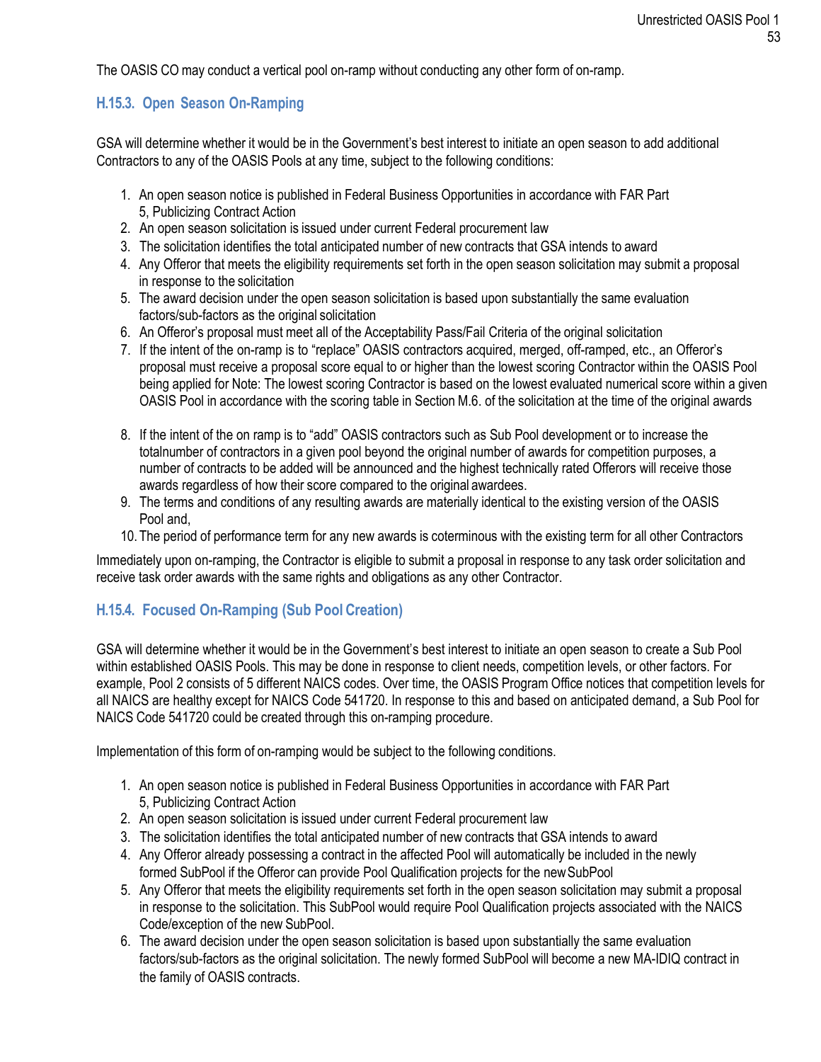The OASIS CO may conduct a vertical pool on-ramp without conducting any other form of on-ramp.

### H.15.3. Open Season On-Ramping

GSA will determine whether it would be in the Government's best interest to initiate an open season to add additional Contractors to any of the OASIS Pools at any time, subject to the following conditions:

1. An open season notice is published in Federal Business Opportunities in accordance with FAR Part 5, Publicizing Contract Action
2. An open season solicitation is issued under current Federal procurement law
3. The solicitation identifies the total anticipated number of new contracts that GSA intends to award
4. Any Offeror that meets the eligibility requirements set forth in the open season solicitation may submit a proposal in response to the solicitation
5. The award decision under the open season solicitation is based upon substantially the same evaluation factors/sub-factors as the original solicitation
6. An Offeror's proposal must meet all of the Acceptability Pass/Fail Criteria of the original solicitation
7. If the intent of the on-ramp is to "replace" OASIS contractors acquired, merged, off-ramped, etc., an Offeror's proposal must receive a proposal score equal to or higher than the lowest scoring Contractor within the OASIS Pool being applied for Note: The lowest scoring Contractor is based on the lowest evaluated numerical score within a given OASIS Pool in accordance with the scoring table in Section M.6. of the solicitation at the time of the original awards
8. If the intent of the on ramp is to "add" OASIS contractors such as Sub Pool development or to increase the totalnumber of contractors in a given pool beyond the original number of awards for competition purposes, a number of contracts to be added will be announced and the highest technically rated Offerors will receive those awards regardless of how their score compared to the original awardees.
9. The terms and conditions of any resulting awards are materially identical to the existing version of the OASIS Pool and,
10. The period of performance term for any new awards is coterminous with the existing term for all other Contractors

Immediately upon on-ramping, the Contractor is eligible to submit a proposal in response to any task order solicitation and receive task order awards with the same rights and obligations as any other Contractor.

### H.15.4. Focused On-Ramping (Sub Pool Creation)

GSA will determine whether it would be in the Government's best interest to initiate an open season to create a Sub Pool within established OASIS Pools. This may be done in response to client needs, competition levels, or other factors. For example, Pool 2 consists of 5 different NAICS codes. Over time, the OASIS Program Office notices that competition levels for all NAICS are healthy except for NAICS Code 541720. In response to this and based on anticipated demand, a Sub Pool for NAICS Code 541720 could be created through this on-ramping procedure.

Implementation of this form of on-ramping would be subject to the following conditions.

1. An open season notice is published in Federal Business Opportunities in accordance with FAR Part 5, Publicizing Contract Action
2. An open season solicitation is issued under current Federal procurement law
3. The solicitation identifies the total anticipated number of new contracts that GSA intends to award
4. Any Offeror already possessing a contract in the affected Pool will automatically be included in the newly formed SubPool if the Offeror can provide Pool Qualification projects for the new SubPool
5. Any Offeror that meets the eligibility requirements set forth in the open season solicitation may submit a proposal in response to the solicitation. This SubPool would require Pool Qualification projects associated with the NAICS Code/exception of the new SubPool.
6. The award decision under the open season solicitation is based upon substantially the same evaluation factors/sub-factors as the original solicitation. The newly formed SubPool will become a new MA-IDIQ contract in the family of OASIS contracts.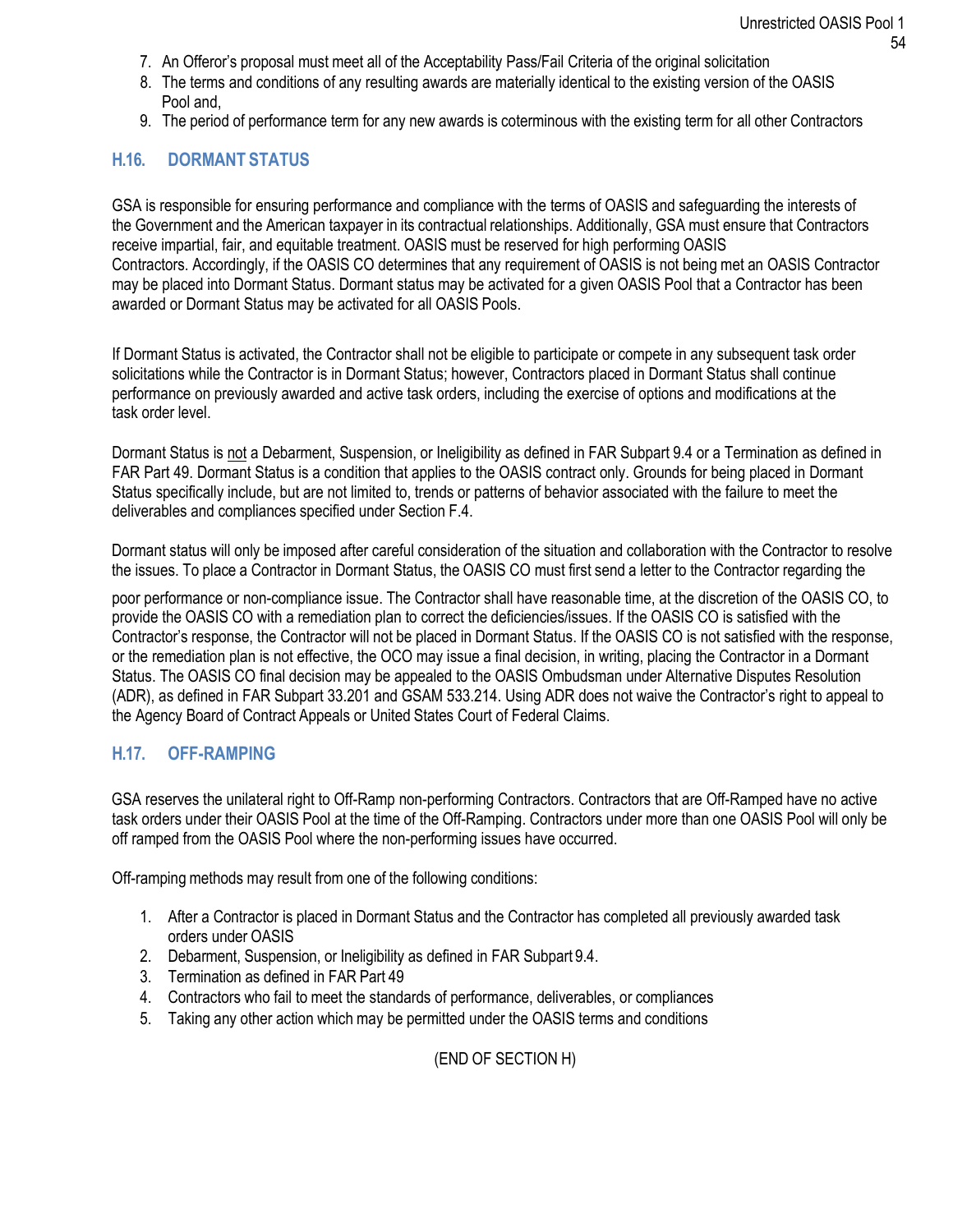7. An Offeror's proposal must meet all of the Acceptability Pass/Fail Criteria of the original solicitation
8. The terms and conditions of any resulting awards are materially identical to the existing version of the OASIS Pool and,
9. The period of performance term for any new awards is coterminous with the existing term for all other Contractors

## H.16. DORMANT STATUS

GSA is responsible for ensuring performance and compliance with the terms of OASIS and safeguarding the interests of the Government and the American taxpayer in its contractual relationships. Additionally, GSA must ensure that Contractors receive impartial, fair, and equitable treatment. OASIS must be reserved for high performing OASIS Contractors. Accordingly, if the OASIS CO determines that any requirement of OASIS is not being met an OASIS Contractor may be placed into Dormant Status. Dormant status may be activated for a given OASIS Pool that a Contractor has been awarded or Dormant Status may be activated for all OASIS Pools.

If Dormant Status is activated, the Contractor shall not be eligible to participate or compete in any subsequent task order solicitations while the Contractor is in Dormant Status; however, Contractors placed in Dormant Status shall continue performance on previously awarded and active task orders, including the exercise of options and modifications at the task order level.

Dormant Status is not a Debarment, Suspension, or Ineligibility as defined in FAR Subpart 9.4 or a Termination as defined in FAR Part 49. Dormant Status is a condition that applies to the OASIS contract only. Grounds for being placed in Dormant Status specifically include, but are not limited to, trends or patterns of behavior associated with the failure to meet the deliverables and compliances specified under Section F.4.

Dormant status will only be imposed after careful consideration of the situation and collaboration with the Contractor to resolve the issues. To place a Contractor in Dormant Status, the OASIS CO must first send a letter to the Contractor regarding the poor performance or non-compliance issue. The Contractor shall have reasonable time, at the discretion of the OASIS CO, to provide the OASIS CO with a remediation plan to correct the deficiencies/issues. If the OASIS CO is satisfied with the Contractor's response, the Contractor will not be placed in Dormant Status. If the OASIS CO is not satisfied with the response, or the remediation plan is not effective, the OCO may issue a final decision, in writing, placing the Contractor in a Dormant Status. The OASIS CO final decision may be appealed to the OASIS Ombudsman under Alternative Disputes Resolution (ADR), as defined in FAR Subpart 33.201 and GSAM 533.214. Using ADR does not waive the Contractor's right to appeal to the Agency Board of Contract Appeals or United States Court of Federal Claims.

## H.17. OFF-RAMPING

GSA reserves the unilateral right to Off-Ramp non-performing Contractors. Contractors that are Off-Ramped have no active task orders under their OASIS Pool at the time of the Off-Ramping. Contractors under more than one OASIS Pool will only be off ramped from the OASIS Pool where the non-performing issues have occurred.

Off-ramping methods may result from one of the following conditions:

1. After a Contractor is placed in Dormant Status and the Contractor has completed all previously awarded task orders under OASIS
2. Debarment, Suspension, or Ineligibility as defined in FAR Subpart 9.4.
3. Termination as defined in FAR Part 49
4. Contractors who fail to meet the standards of performance, deliverables, or compliances
5. Taking any other action which may be permitted under the OASIS terms and conditions

(END OF SECTION H)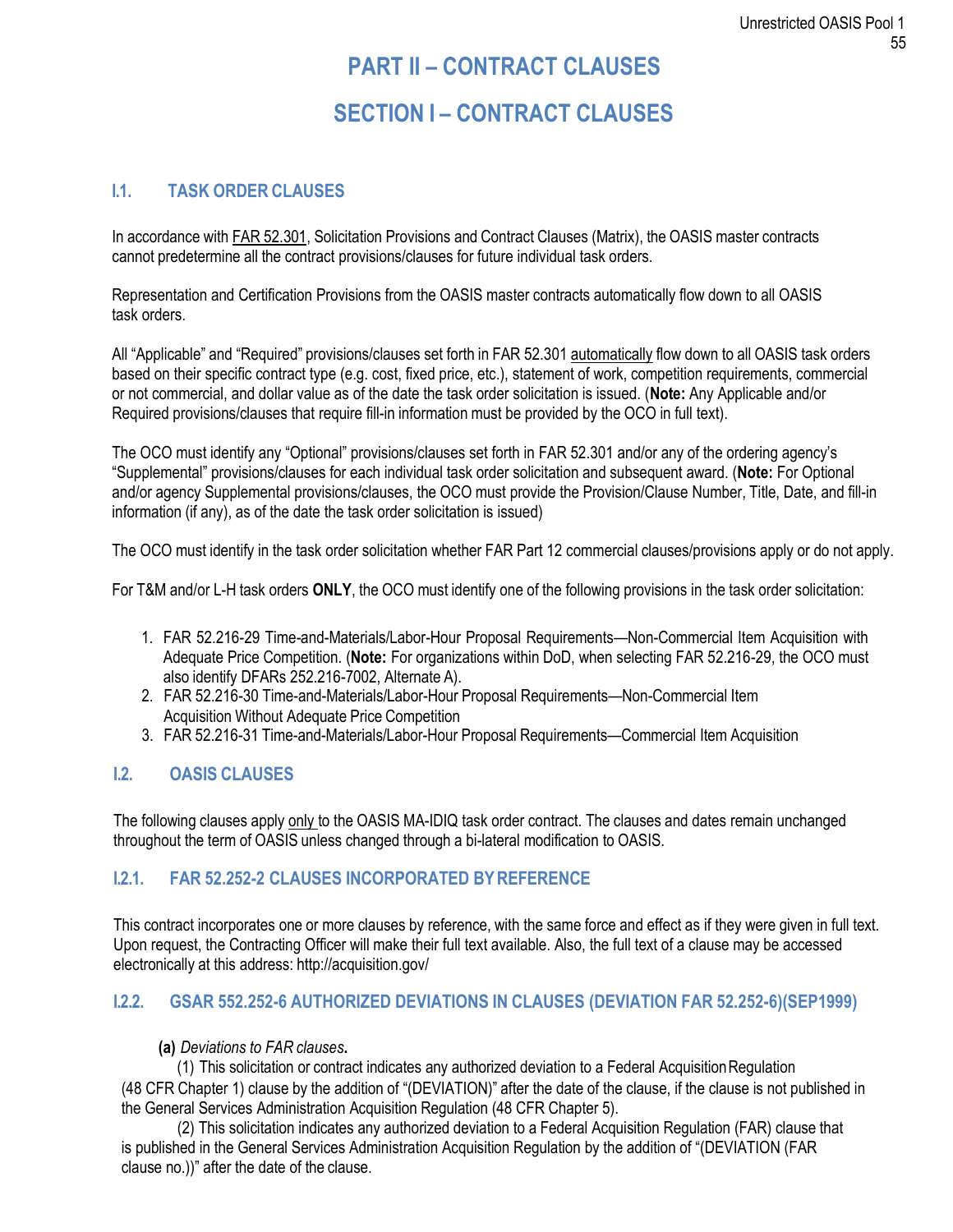# PART II – CONTRACT CLAUSES

# SECTION I – CONTRACT CLAUSES

## I.1. TASK ORDER CLAUSES

In accordance with FAR 52.301, Solicitation Provisions and Contract Clauses (Matrix), the OASIS master contracts cannot predetermine all the contract provisions/clauses for future individual task orders.

Representation and Certification Provisions from the OASIS master contracts automatically flow down to all OASIS task orders.

All "Applicable" and "Required" provisions/clauses set forth in FAR 52.301 automatically flow down to all OASIS task orders based on their specific contract type (e.g. cost, fixed price, etc.), statement of work, competition requirements, commercial or not commercial, and dollar value as of the date the task order solicitation is issued. (**Note:** Any Applicable and/or Required provisions/clauses that require fill-in information must be provided by the OCO in full text).

The OCO must identify any "Optional" provisions/clauses set forth in FAR 52.301 and/or any of the ordering agency's "Supplemental" provisions/clauses for each individual task order solicitation and subsequent award. (**Note:** For Optional and/or agency Supplemental provisions/clauses, the OCO must provide the Provision/Clause Number, Title, Date, and fill-in information (if any), as of the date the task order solicitation is issued)

The OCO must identify in the task order solicitation whether FAR Part 12 commercial clauses/provisions apply or do not apply.

For T&M and/or L-H task orders **ONLY**, the OCO must identify one of the following provisions in the task order solicitation:

1. FAR 52.216-29 Time-and-Materials/Labor-Hour Proposal Requirements—Non-Commercial Item Acquisition with Adequate Price Competition. (**Note:** For organizations within DoD, when selecting FAR 52.216-29, the OCO must also identify DFARs 252.216-7002, Alternate A).
2. FAR 52.216-30 Time-and-Materials/Labor-Hour Proposal Requirements—Non-Commercial Item Acquisition Without Adequate Price Competition
3. FAR 52.216-31 Time-and-Materials/Labor-Hour Proposal Requirements—Commercial Item Acquisition

## I.2. OASIS CLAUSES

The following clauses apply only to the OASIS MA-IDIQ task order contract. The clauses and dates remain unchanged throughout the term of OASIS unless changed through a bi-lateral modification to OASIS.

### I.2.1. FAR 52.252-2 CLAUSES INCORPORATED BY REFERENCE

This contract incorporates one or more clauses by reference, with the same force and effect as if they were given in full text. Upon request, the Contracting Officer will make their full text available. Also, the full text of a clause may be accessed electronically at this address: http://acquisition.gov/

### I.2.2. GSAR 552.252-6 AUTHORIZED DEVIATIONS IN CLAUSES (DEVIATION FAR 52.252-6)(SEP1999)

**(a)** *Deviations to FAR clauses***.**

(1) This solicitation or contract indicates any authorized deviation to a Federal Acquisition Regulation (48 CFR Chapter 1) clause by the addition of "(DEVIATION)" after the date of the clause, if the clause is not published in the General Services Administration Acquisition Regulation (48 CFR Chapter 5).

(2) This solicitation indicates any authorized deviation to a Federal Acquisition Regulation (FAR) clause that is published in the General Services Administration Acquisition Regulation by the addition of "(DEVIATION (FAR clause no.))" after the date of the clause.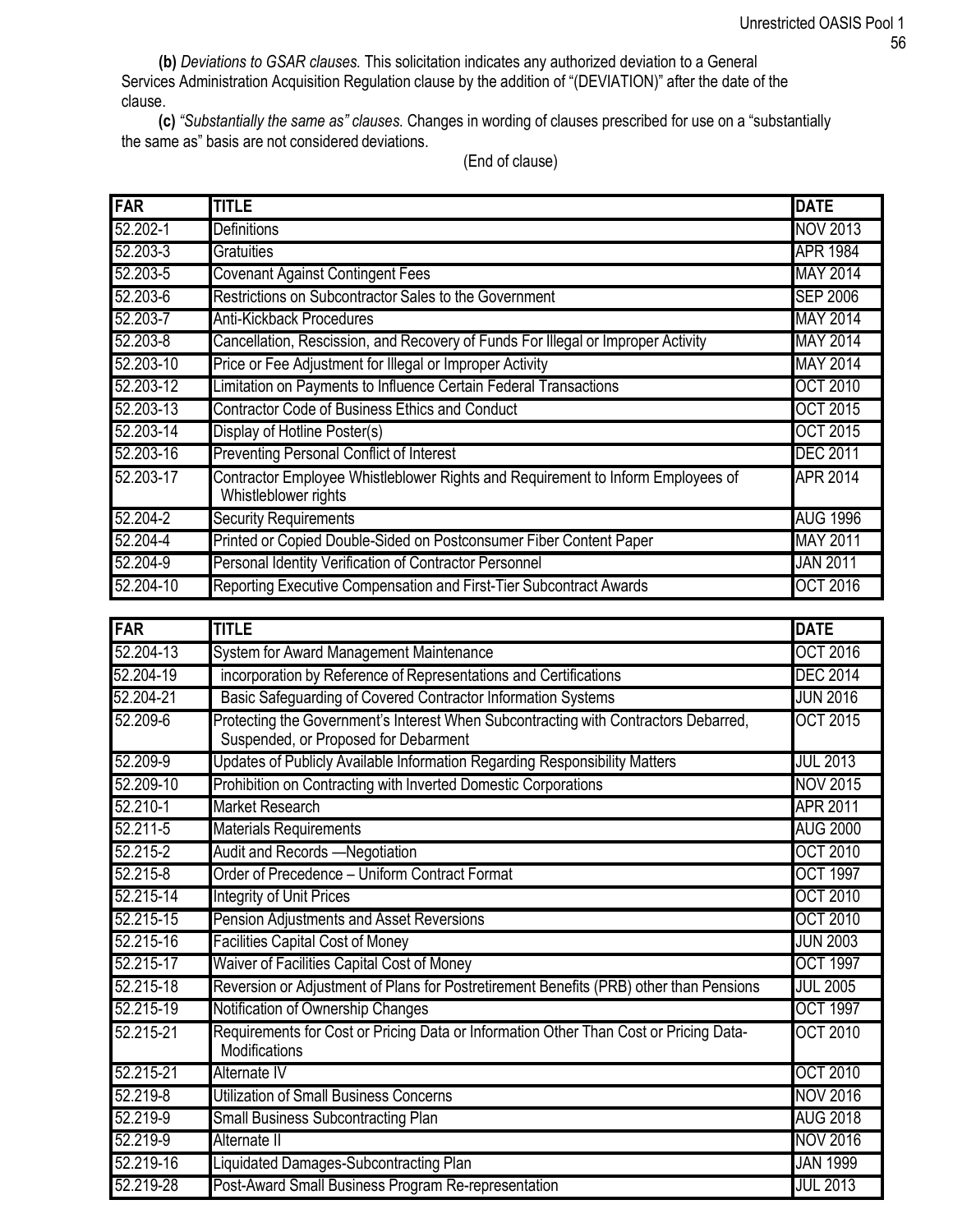**(b)** *Deviations to GSAR clauses.* This solicitation indicates any authorized deviation to a General Services Administration Acquisition Regulation clause by the addition of "(DEVIATION)" after the date of the clause.

**(c)** *"Substantially the same as" clauses.* Changes in wording of clauses prescribed for use on a "substantially the same as" basis are not considered deviations.

(End of clause)

| FAR | TITLE | DATE |
|---|---|---|
| 52.202-1 | Definitions | NOV 2013 |
| 52.203-3 | Gratuities | APR 1984 |
| 52.203-5 | Covenant Against Contingent Fees | MAY 2014 |
| 52.203-6 | Restrictions on Subcontractor Sales to the Government | SEP 2006 |
| 52.203-7 | Anti-Kickback Procedures | MAY 2014 |
| 52.203-8 | Cancellation, Rescission, and Recovery of Funds For Illegal or Improper Activity | MAY 2014 |
| 52.203-10 | Price or Fee Adjustment for Illegal or Improper Activity | MAY 2014 |
| 52.203-12 | Limitation on Payments to Influence Certain Federal Transactions | OCT 2010 |
| 52.203-13 | Contractor Code of Business Ethics and Conduct | OCT 2015 |
| 52.203-14 | Display of Hotline Poster(s) | OCT 2015 |
| 52.203-16 | Preventing Personal Conflict of Interest | DEC 2011 |
| 52.203-17 | Contractor Employee Whistleblower Rights and Requirement to Inform Employees of Whistleblower rights | APR 2014 |
| 52.204-2 | Security Requirements | AUG 1996 |
| 52.204-4 | Printed or Copied Double-Sided on Postconsumer Fiber Content Paper | MAY 2011 |
| 52.204-9 | Personal Identity Verification of Contractor Personnel | JAN 2011 |
| 52.204-10 | Reporting Executive Compensation and First-Tier Subcontract Awards | OCT 2016 |
| 52.204-13 | System for Award Management Maintenance | OCT 2016 |
| 52.204-19 | incorporation by Reference of Representations and Certifications | DEC 2014 |
| 52.204-21 | Basic Safeguarding of Covered Contractor Information Systems | JUN 2016 |
| 52.209-6 | Protecting the Government's Interest When Subcontracting with Contractors Debarred, Suspended, or Proposed for Debarment | OCT 2015 |
| 52.209-9 | Updates of Publicly Available Information Regarding Responsibility Matters | JUL 2013 |
| 52.209-10 | Prohibition on Contracting with Inverted Domestic Corporations | NOV 2015 |
| 52.210-1 | Market Research | APR 2011 |
| 52.211-5 | Materials Requirements | AUG 2000 |
| 52.215-2 | Audit and Records —Negotiation | OCT 2010 |
| 52.215-8 | Order of Precedence – Uniform Contract Format | OCT 1997 |
| 52.215-14 | Integrity of Unit Prices | OCT 2010 |
| 52.215-15 | Pension Adjustments and Asset Reversions | OCT 2010 |
| 52.215-16 | Facilities Capital Cost of Money | JUN 2003 |
| 52.215-17 | Waiver of Facilities Capital Cost of Money | OCT 1997 |
| 52.215-18 | Reversion or Adjustment of Plans for Postretirement Benefits (PRB) other than Pensions | JUL 2005 |
| 52.215-19 | Notification of Ownership Changes | OCT 1997 |
| 52.215-21 | Requirements for Cost or Pricing Data or Information Other Than Cost or Pricing Data-Modifications | OCT 2010 |
| 52.215-21 | Alternate IV | OCT 2010 |
| 52.219-8 | Utilization of Small Business Concerns | NOV 2016 |
| 52.219-9 | Small Business Subcontracting Plan | AUG 2018 |
| 52.219-9 | Alternate II | NOV 2016 |
| 52.219-16 | Liquidated Damages-Subcontracting Plan | JAN 1999 |
| 52.219-28 | Post-Award Small Business Program Re-representation | JUL 2013 |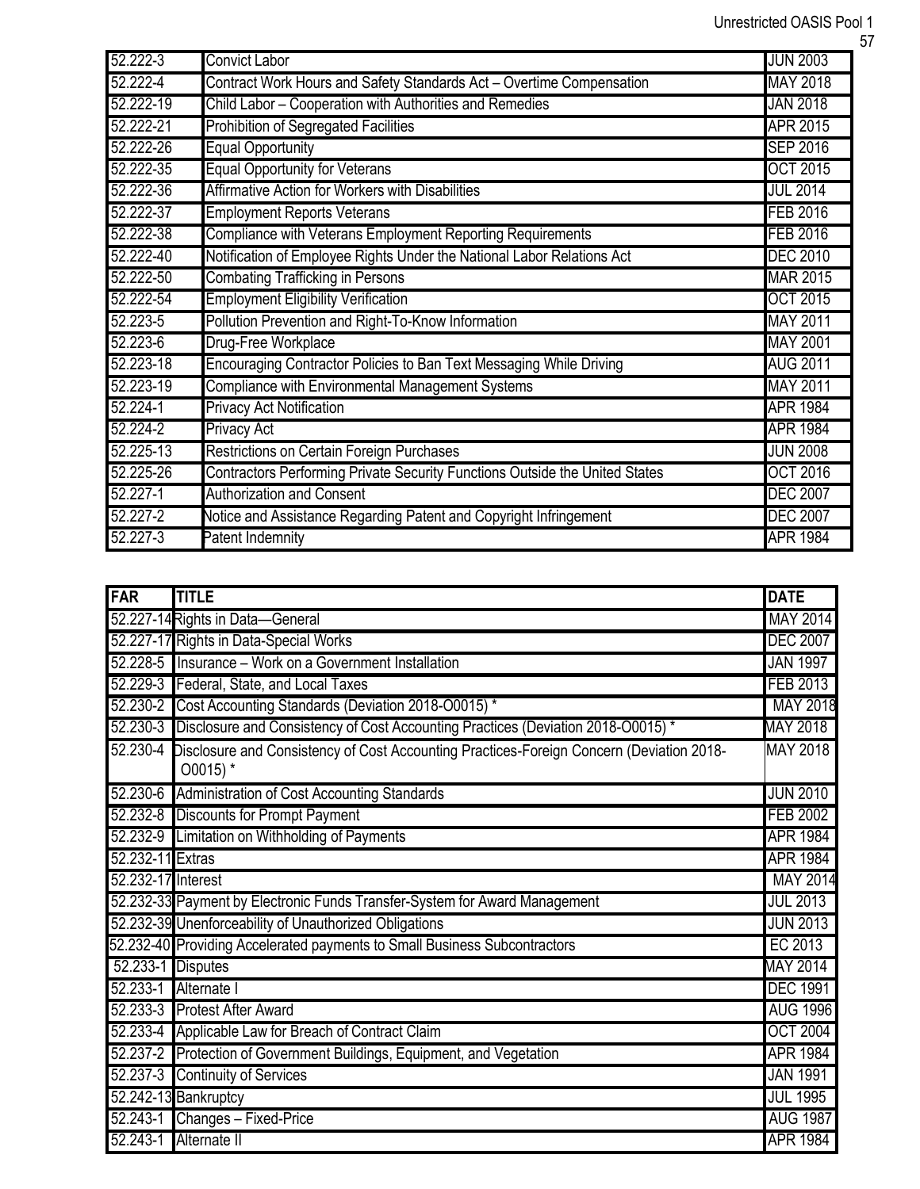| | | |
|---|---|---|
| 52.222-3 | Convict Labor | JUN 2003 |
| 52.222-4 | Contract Work Hours and Safety Standards Act – Overtime Compensation | MAY 2018 |
| 52.222-19 | Child Labor – Cooperation with Authorities and Remedies | JAN 2018 |
| 52.222-21 | Prohibition of Segregated Facilities | APR 2015 |
| 52.222-26 | Equal Opportunity | SEP 2016 |
| 52.222-35 | Equal Opportunity for Veterans | OCT 2015 |
| 52.222-36 | Affirmative Action for Workers with Disabilities | JUL 2014 |
| 52.222-37 | Employment Reports Veterans | FEB 2016 |
| 52.222-38 | Compliance with Veterans Employment Reporting Requirements | FEB 2016 |
| 52.222-40 | Notification of Employee Rights Under the National Labor Relations Act | DEC 2010 |
| 52.222-50 | Combating Trafficking in Persons | MAR 2015 |
| 52.222-54 | Employment Eligibility Verification | OCT 2015 |
| 52.223-5 | Pollution Prevention and Right-To-Know Information | MAY 2011 |
| 52.223-6 | Drug-Free Workplace | MAY 2001 |
| 52.223-18 | Encouraging Contractor Policies to Ban Text Messaging While Driving | AUG 2011 |
| 52.223-19 | Compliance with Environmental Management Systems | MAY 2011 |
| 52.224-1 | Privacy Act Notification | APR 1984 |
| 52.224-2 | Privacy Act | APR 1984 |
| 52.225-13 | Restrictions on Certain Foreign Purchases | JUN 2008 |
| 52.225-26 | Contractors Performing Private Security Functions Outside the United States | OCT 2016 |
| 52.227-1 | Authorization and Consent | DEC 2007 |
| 52.227-2 | Notice and Assistance Regarding Patent and Copyright Infringement | DEC 2007 |
| 52.227-3 | Patent Indemnity | APR 1984 |

| FAR | TITLE | DATE |
|---|---|---|
| 52.227-14 | Rights in Data—General | MAY 2014 |
| 52.227-17 | Rights in Data-Special Works | DEC 2007 |
| 52.228-5 | Insurance – Work on a Government Installation | JAN 1997 |
| 52.229-3 | Federal, State, and Local Taxes | FEB 2013 |
| 52.230-2 | Cost Accounting Standards (Deviation 2018-O0015) * | MAY 2018 |
| 52.230-3 | Disclosure and Consistency of Cost Accounting Practices (Deviation 2018-O0015) * | MAY 2018 |
| 52.230-4 | Disclosure and Consistency of Cost Accounting Practices-Foreign Concern (Deviation 2018-O0015) * | MAY 2018 |
| 52.230-6 | Administration of Cost Accounting Standards | JUN 2010 |
| 52.232-8 | Discounts for Prompt Payment | FEB 2002 |
| 52.232-9 | Limitation on Withholding of Payments | APR 1984 |
| 52.232-11 | Extras | APR 1984 |
| 52.232-17 | Interest | MAY 2014 |
| 52.232-33 | Payment by Electronic Funds Transfer-System for Award Management | JUL 2013 |
| 52.232-39 | Unenforceability of Unauthorized Obligations | JUN 2013 |
| 52.232-40 | Providing Accelerated payments to Small Business Subcontractors | EC 2013 |
| 52.233-1 | Disputes | MAY 2014 |
| 52.233-1 | Alternate I | DEC 1991 |
| 52.233-3 | Protest After Award | AUG 1996 |
| 52.233-4 | Applicable Law for Breach of Contract Claim | OCT 2004 |
| 52.237-2 | Protection of Government Buildings, Equipment, and Vegetation | APR 1984 |
| 52.237-3 | Continuity of Services | JAN 1991 |
| 52.242-13 | Bankruptcy | JUL 1995 |
| 52.243-1 | Changes – Fixed-Price | AUG 1987 |
| 52.243-1 | Alternate II | APR 1984 |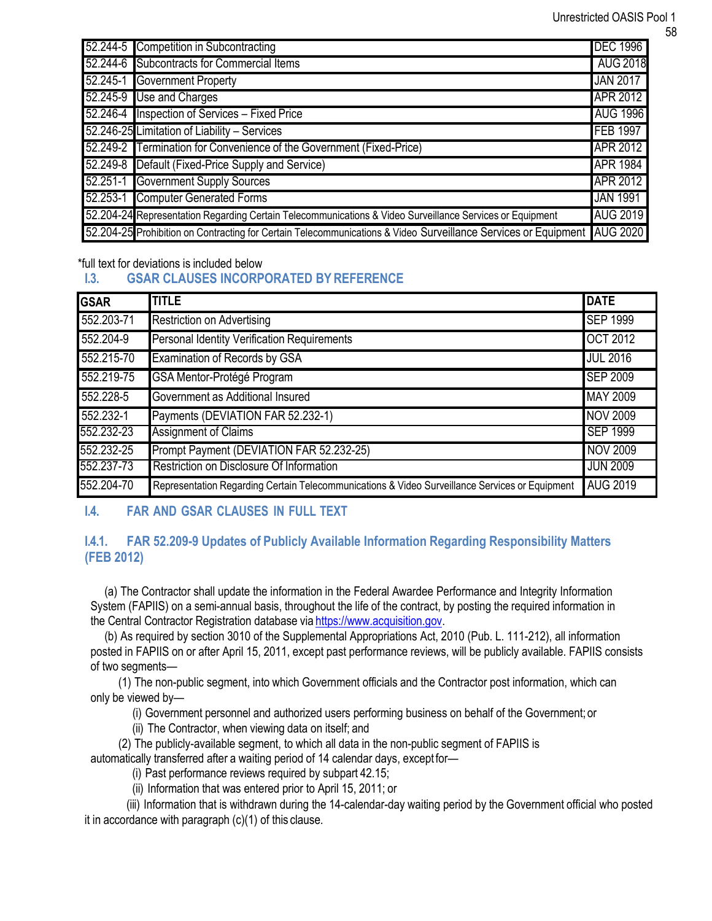| | | |
|---|---|---|
| 52.244-5 | Competition in Subcontracting | DEC 1996 |
| 52.244-6 | Subcontracts for Commercial Items | AUG 2018 |
| 52.245-1 | Government Property | JAN 2017 |
| 52.245-9 | Use and Charges | APR 2012 |
| 52.246-4 | Inspection of Services – Fixed Price | AUG 1996 |
| 52.246-25 | Limitation of Liability – Services | FEB 1997 |
| 52.249-2 | Termination for Convenience of the Government (Fixed-Price) | APR 2012 |
| 52.249-8 | Default (Fixed-Price Supply and Service) | APR 1984 |
| 52.251-1 | Government Supply Sources | APR 2012 |
| 52.253-1 | Computer Generated Forms | JAN 1991 |
| 52.204-24 | Representation Regarding Certain Telecommunications & Video Surveillance Services or Equipment | AUG 2019 |
| 52.204-25 | Prohibition on Contracting for Certain Telecommunications & Video Surveillance Services or Equipment | AUG 2020 |

*full text for deviations is included below

## I.3. GSAR CLAUSES INCORPORATED BY REFERENCE

| GSAR | TITLE | DATE |
|---|---|---|
| 552.203-71 | Restriction on Advertising | SEP 1999 |
| 552.204-9 | Personal Identity Verification Requirements | OCT 2012 |
| 552.215-70 | Examination of Records by GSA | JUL 2016 |
| 552.219-75 | GSA Mentor-Protégé Program | SEP 2009 |
| 552.228-5 | Government as Additional Insured | MAY 2009 |
| 552.232-1 | Payments (DEVIATION FAR 52.232-1) | NOV 2009 |
| 552.232-23 | Assignment of Claims | SEP 1999 |
| 552.232-25 | Prompt Payment (DEVIATION FAR 52.232-25) | NOV 2009 |
| 552.237-73 | Restriction on Disclosure Of Information | JUN 2009 |
| 552.204-70 | Representation Regarding Certain Telecommunications & Video Surveillance Services or Equipment | AUG 2019 |

## I.4. FAR AND GSAR CLAUSES IN FULL TEXT

### I.4.1. FAR 52.209-9 Updates of Publicly Available Information Regarding Responsibility Matters (FEB 2012)

(a) The Contractor shall update the information in the Federal Awardee Performance and Integrity Information System (FAPIIS) on a semi-annual basis, throughout the life of the contract, by posting the required information in the Central Contractor Registration database via https://www.acquisition.gov.

(b) As required by section 3010 of the Supplemental Appropriations Act, 2010 (Pub. L. 111-212), all information posted in FAPIIS on or after April 15, 2011, except past performance reviews, will be publicly available. FAPIIS consists of two segments—

(1) The non-public segment, into which Government officials and the Contractor post information, which can only be viewed by—

(i) Government personnel and authorized users performing business on behalf of the Government; or

(ii) The Contractor, when viewing data on itself; and

(2) The publicly-available segment, to which all data in the non-public segment of FAPIIS is automatically transferred after a waiting period of 14 calendar days, except for—

(i) Past performance reviews required by subpart 42.15;

(ii) Information that was entered prior to April 15, 2011; or

(iii) Information that is withdrawn during the 14-calendar-day waiting period by the Government official who posted it in accordance with paragraph (c)(1) of this clause.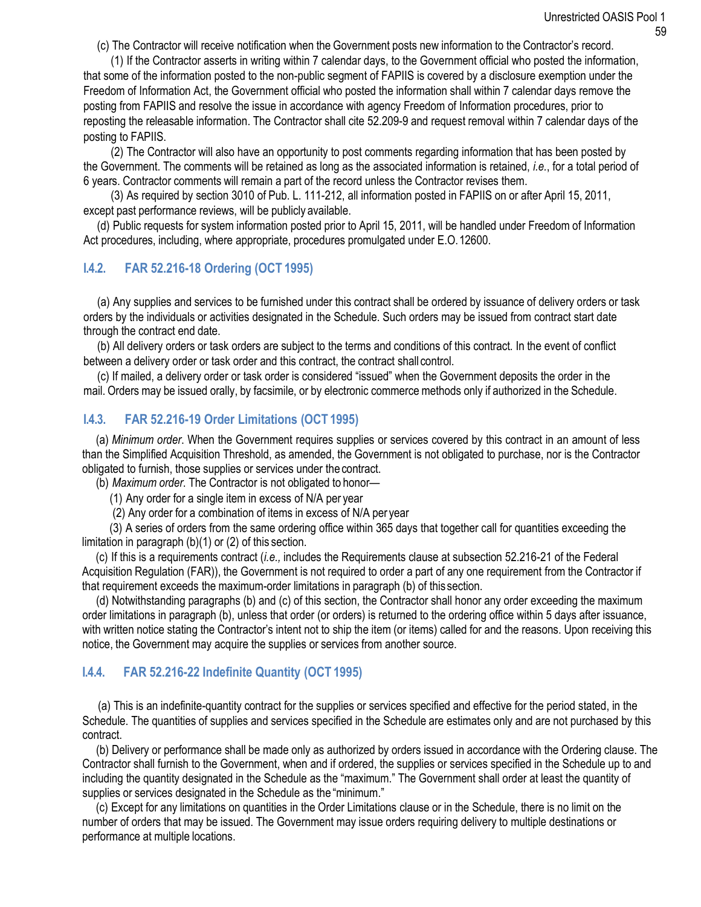(c) The Contractor will receive notification when the Government posts new information to the Contractor's record.

(1) If the Contractor asserts in writing within 7 calendar days, to the Government official who posted the information, that some of the information posted to the non-public segment of FAPIIS is covered by a disclosure exemption under the Freedom of Information Act, the Government official who posted the information shall within 7 calendar days remove the posting from FAPIIS and resolve the issue in accordance with agency Freedom of Information procedures, prior to reposting the releasable information. The Contractor shall cite 52.209-9 and request removal within 7 calendar days of the posting to FAPIIS.

(2) The Contractor will also have an opportunity to post comments regarding information that has been posted by the Government. The comments will be retained as long as the associated information is retained, *i.e.*, for a total period of 6 years. Contractor comments will remain a part of the record unless the Contractor revises them.

(3) As required by section 3010 of Pub. L. 111-212, all information posted in FAPIIS on or after April 15, 2011, except past performance reviews, will be publicly available.

(d) Public requests for system information posted prior to April 15, 2011, will be handled under Freedom of Information Act procedures, including, where appropriate, procedures promulgated under E.O. 12600.

### I.4.2. FAR 52.216-18 Ordering (OCT 1995)

(a) Any supplies and services to be furnished under this contract shall be ordered by issuance of delivery orders or task orders by the individuals or activities designated in the Schedule. Such orders may be issued from contract start date through the contract end date.

(b) All delivery orders or task orders are subject to the terms and conditions of this contract. In the event of conflict between a delivery order or task order and this contract, the contract shall control.

(c) If mailed, a delivery order or task order is considered "issued" when the Government deposits the order in the mail. Orders may be issued orally, by facsimile, or by electronic commerce methods only if authorized in the Schedule.

### I.4.3. FAR 52.216-19 Order Limitations (OCT 1995)

(a) *Minimum order*. When the Government requires supplies or services covered by this contract in an amount of less than the Simplified Acquisition Threshold, as amended, the Government is not obligated to purchase, nor is the Contractor obligated to furnish, those supplies or services under the contract.

(b) *Maximum order*. The Contractor is not obligated to honor—

(1) Any order for a single item in excess of N/A per year

(2) Any order for a combination of items in excess of N/A per year

(3) A series of orders from the same ordering office within 365 days that together call for quantities exceeding the limitation in paragraph (b)(1) or (2) of this section.

(c) If this is a requirements contract (*i.e.,* includes the Requirements clause at subsection 52.216-21 of the Federal Acquisition Regulation (FAR)), the Government is not required to order a part of any one requirement from the Contractor if that requirement exceeds the maximum-order limitations in paragraph (b) of this section.

(d) Notwithstanding paragraphs (b) and (c) of this section, the Contractor shall honor any order exceeding the maximum order limitations in paragraph (b), unless that order (or orders) is returned to the ordering office within 5 days after issuance, with written notice stating the Contractor's intent not to ship the item (or items) called for and the reasons. Upon receiving this notice, the Government may acquire the supplies or services from another source.

### I.4.4. FAR 52.216-22 Indefinite Quantity (OCT 1995)

(a) This is an indefinite-quantity contract for the supplies or services specified and effective for the period stated, in the Schedule. The quantities of supplies and services specified in the Schedule are estimates only and are not purchased by this contract.

(b) Delivery or performance shall be made only as authorized by orders issued in accordance with the Ordering clause. The Contractor shall furnish to the Government, when and if ordered, the supplies or services specified in the Schedule up to and including the quantity designated in the Schedule as the "maximum." The Government shall order at least the quantity of supplies or services designated in the Schedule as the "minimum."

(c) Except for any limitations on quantities in the Order Limitations clause or in the Schedule, there is no limit on the number of orders that may be issued. The Government may issue orders requiring delivery to multiple destinations or performance at multiple locations.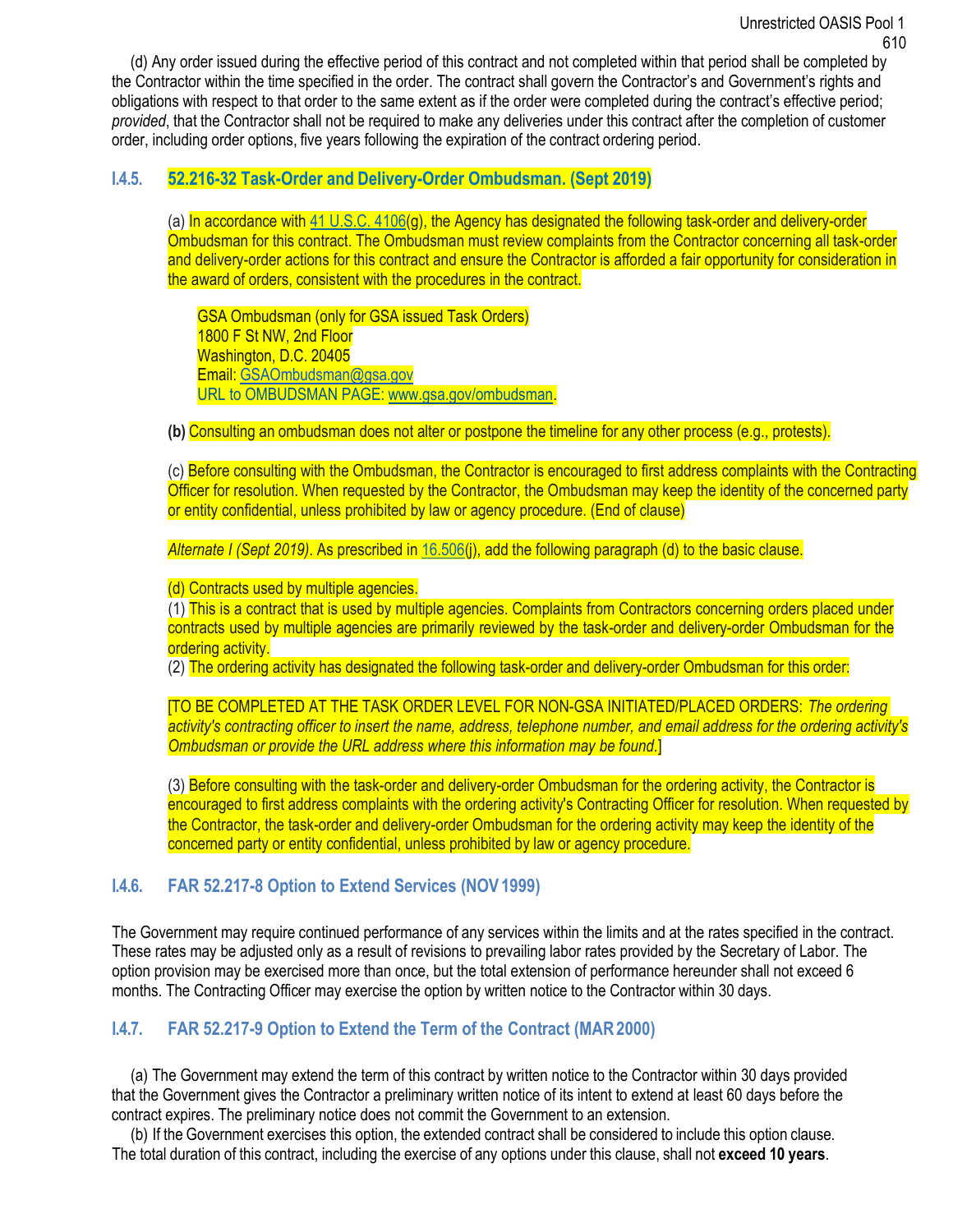(d) Any order issued during the effective period of this contract and not completed within that period shall be completed by the Contractor within the time specified in the order. The contract shall govern the Contractor's and Government's rights and obligations with respect to that order to the same extent as if the order were completed during the contract's effective period; *provided*, that the Contractor shall not be required to make any deliveries under this contract after the completion of customer order, including order options, five years following the expiration of the contract ordering period.

### I.4.5. 52.216-32 Task-Order and Delivery-Order Ombudsman. (Sept 2019)

(a) In accordance with 41 U.S.C. 4106(g), the Agency has designated the following task-order and delivery-order Ombudsman for this contract. The Ombudsman must review complaints from the Contractor concerning all task-order and delivery-order actions for this contract and ensure the Contractor is afforded a fair opportunity for consideration in the award of orders, consistent with the procedures in the contract.

GSA Ombudsman (only for GSA issued Task Orders)
1800 F St NW, 2nd Floor
Washington, D.C. 20405
Email: GSAOmbudsman@gsa.gov
URL to OMBUDSMAN PAGE: www.gsa.gov/ombudsman.

**(b)** Consulting an ombudsman does not alter or postpone the timeline for any other process (e.g., protests).

(c) Before consulting with the Ombudsman, the Contractor is encouraged to first address complaints with the Contracting Officer for resolution. When requested by the Contractor, the Ombudsman may keep the identity of the concerned party or entity confidential, unless prohibited by law or agency procedure. (End of clause)

*Alternate I (Sept 2019)*. As prescribed in 16.506(j), add the following paragraph (d) to the basic clause.

(d) Contracts used by multiple agencies.
(1) This is a contract that is used by multiple agencies. Complaints from Contractors concerning orders placed under contracts used by multiple agencies are primarily reviewed by the task-order and delivery-order Ombudsman for the ordering activity.
(2) The ordering activity has designated the following task-order and delivery-order Ombudsman for this order:

[TO BE COMPLETED AT THE TASK ORDER LEVEL FOR NON-GSA INITIATED/PLACED ORDERS: *The ordering activity's contracting officer to insert the name, address, telephone number, and email address for the ordering activity's Ombudsman or provide the URL address where this information may be found.*]

(3) Before consulting with the task-order and delivery-order Ombudsman for the ordering activity, the Contractor is encouraged to first address complaints with the ordering activity's Contracting Officer for resolution. When requested by the Contractor, the task-order and delivery-order Ombudsman for the ordering activity may keep the identity of the concerned party or entity confidential, unless prohibited by law or agency procedure.

### I.4.6. FAR 52.217-8 Option to Extend Services (NOV 1999)

The Government may require continued performance of any services within the limits and at the rates specified in the contract. These rates may be adjusted only as a result of revisions to prevailing labor rates provided by the Secretary of Labor. The option provision may be exercised more than once, but the total extension of performance hereunder shall not exceed 6 months. The Contracting Officer may exercise the option by written notice to the Contractor within 30 days.

### I.4.7. FAR 52.217-9 Option to Extend the Term of the Contract (MAR 2000)

(a) The Government may extend the term of this contract by written notice to the Contractor within 30 days provided that the Government gives the Contractor a preliminary written notice of its intent to extend at least 60 days before the contract expires. The preliminary notice does not commit the Government to an extension.

(b) If the Government exercises this option, the extended contract shall be considered to include this option clause. The total duration of this contract, including the exercise of any options under this clause, shall not **exceed 10 years**.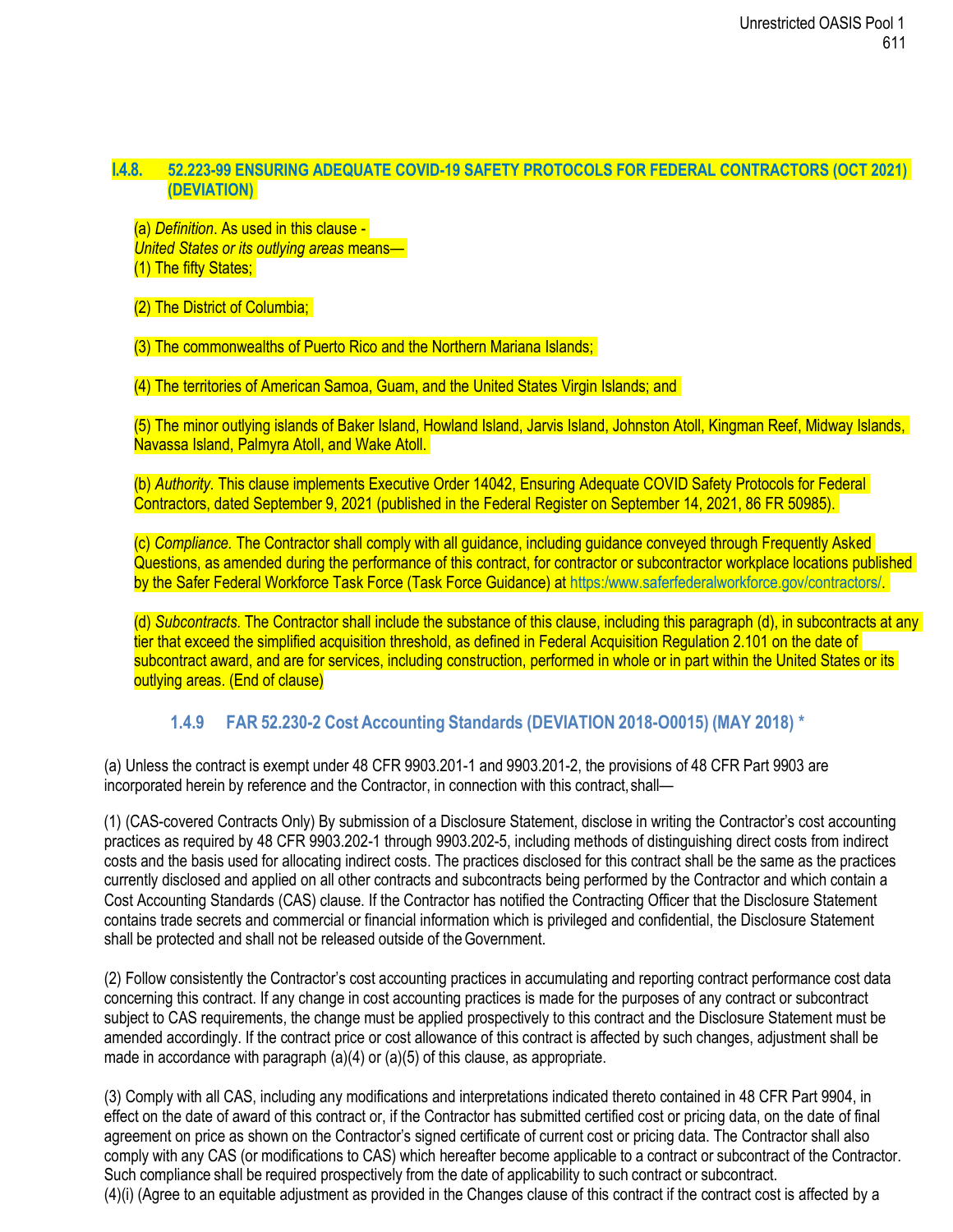### I.4.8. 52.223-99 ENSURING ADEQUATE COVID-19 SAFETY PROTOCOLS FOR FEDERAL CONTRACTORS (OCT 2021) (DEVIATION)

(a) *Definition*. As used in this clause -
*United States or its outlying areas* means—
(1) The fifty States;

(2) The District of Columbia;

(3) The commonwealths of Puerto Rico and the Northern Mariana Islands;

(4) The territories of American Samoa, Guam, and the United States Virgin Islands; and

(5) The minor outlying islands of Baker Island, Howland Island, Jarvis Island, Johnston Atoll, Kingman Reef, Midway Islands, Navassa Island, Palmyra Atoll, and Wake Atoll.

(b) *Authority.* This clause implements Executive Order 14042, Ensuring Adequate COVID Safety Protocols for Federal Contractors, dated September 9, 2021 (published in the Federal Register on September 14, 2021, 86 FR 50985).

(c) *Compliance.* The Contractor shall comply with all guidance, including guidance conveyed through Frequently Asked Questions, as amended during the performance of this contract, for contractor or subcontractor workplace locations published by the Safer Federal Workforce Task Force (Task Force Guidance) at https:/www.saferfederalworkforce.gov/contractors/.

(d) *Subcontracts.* The Contractor shall include the substance of this clause, including this paragraph (d), in subcontracts at any tier that exceed the simplified acquisition threshold, as defined in Federal Acquisition Regulation 2.101 on the date of subcontract award, and are for services, including construction, performed in whole or in part within the United States or its outlying areas. (End of clause)

### 1.4.9 FAR 52.230-2 Cost Accounting Standards (DEVIATION 2018-O0015) (MAY 2018) *

(a) Unless the contract is exempt under 48 CFR 9903.201-1 and 9903.201-2, the provisions of 48 CFR Part 9903 are incorporated herein by reference and the Contractor, in connection with this contract, shall—

(1) (CAS-covered Contracts Only) By submission of a Disclosure Statement, disclose in writing the Contractor's cost accounting practices as required by 48 CFR 9903.202-1 through 9903.202-5, including methods of distinguishing direct costs from indirect costs and the basis used for allocating indirect costs. The practices disclosed for this contract shall be the same as the practices currently disclosed and applied on all other contracts and subcontracts being performed by the Contractor and which contain a Cost Accounting Standards (CAS) clause. If the Contractor has notified the Contracting Officer that the Disclosure Statement contains trade secrets and commercial or financial information which is privileged and confidential, the Disclosure Statement shall be protected and shall not be released outside of the Government.

(2) Follow consistently the Contractor's cost accounting practices in accumulating and reporting contract performance cost data concerning this contract. If any change in cost accounting practices is made for the purposes of any contract or subcontract subject to CAS requirements, the change must be applied prospectively to this contract and the Disclosure Statement must be amended accordingly. If the contract price or cost allowance of this contract is affected by such changes, adjustment shall be made in accordance with paragraph (a)(4) or (a)(5) of this clause, as appropriate.

(3) Comply with all CAS, including any modifications and interpretations indicated thereto contained in 48 CFR Part 9904, in effect on the date of award of this contract or, if the Contractor has submitted certified cost or pricing data, on the date of final agreement on price as shown on the Contractor's signed certificate of current cost or pricing data. The Contractor shall also comply with any CAS (or modifications to CAS) which hereafter become applicable to a contract or subcontract of the Contractor. Such compliance shall be required prospectively from the date of applicability to such contract or subcontract.
(4)(i) (Agree to an equitable adjustment as provided in the Changes clause of this contract if the contract cost is affected by a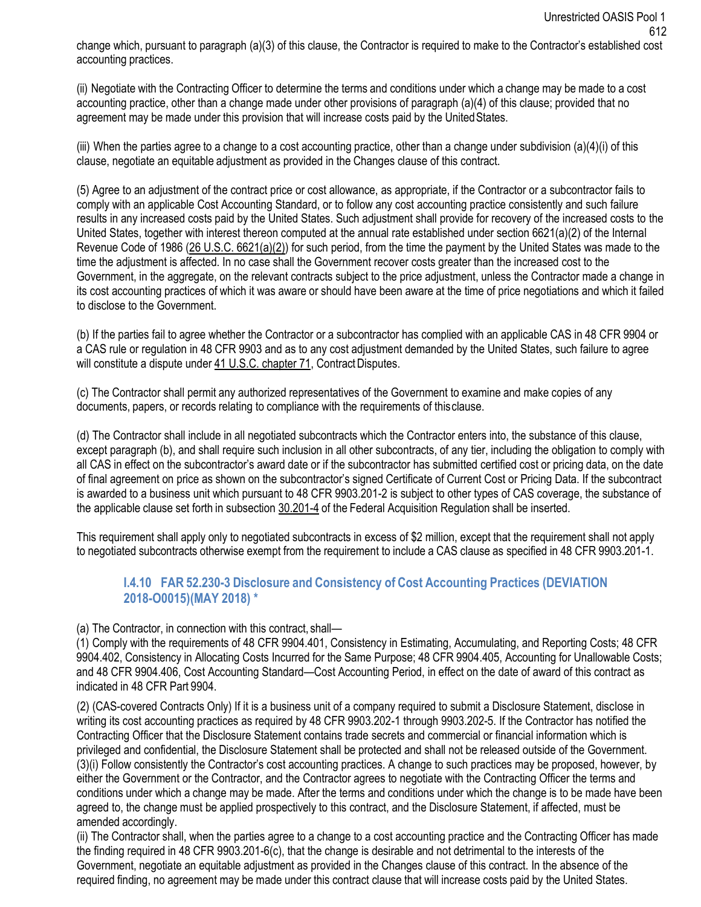change which, pursuant to paragraph (a)(3) of this clause, the Contractor is required to make to the Contractor's established cost accounting practices.

(ii) Negotiate with the Contracting Officer to determine the terms and conditions under which a change may be made to a cost accounting practice, other than a change made under other provisions of paragraph (a)(4) of this clause; provided that no agreement may be made under this provision that will increase costs paid by the United States.

(iii) When the parties agree to a change to a cost accounting practice, other than a change under subdivision (a)(4)(i) of this clause, negotiate an equitable adjustment as provided in the Changes clause of this contract.

(5) Agree to an adjustment of the contract price or cost allowance, as appropriate, if the Contractor or a subcontractor fails to comply with an applicable Cost Accounting Standard, or to follow any cost accounting practice consistently and such failure results in any increased costs paid by the United States. Such adjustment shall provide for recovery of the increased costs to the United States, together with interest thereon computed at the annual rate established under section 6621(a)(2) of the Internal Revenue Code of 1986 (26 U.S.C. 6621(a)(2)) for such period, from the time the payment by the United States was made to the time the adjustment is affected. In no case shall the Government recover costs greater than the increased cost to the Government, in the aggregate, on the relevant contracts subject to the price adjustment, unless the Contractor made a change in its cost accounting practices of which it was aware or should have been aware at the time of price negotiations and which it failed to disclose to the Government.

(b) If the parties fail to agree whether the Contractor or a subcontractor has complied with an applicable CAS in 48 CFR 9904 or a CAS rule or regulation in 48 CFR 9903 and as to any cost adjustment demanded by the United States, such failure to agree will constitute a dispute under 41 U.S.C. chapter 71, Contract Disputes.

(c) The Contractor shall permit any authorized representatives of the Government to examine and make copies of any documents, papers, or records relating to compliance with the requirements of this clause.

(d) The Contractor shall include in all negotiated subcontracts which the Contractor enters into, the substance of this clause, except paragraph (b), and shall require such inclusion in all other subcontracts, of any tier, including the obligation to comply with all CAS in effect on the subcontractor's award date or if the subcontractor has submitted certified cost or pricing data, on the date of final agreement on price as shown on the subcontractor's signed Certificate of Current Cost or Pricing Data. If the subcontract is awarded to a business unit which pursuant to 48 CFR 9903.201-2 is subject to other types of CAS coverage, the substance of the applicable clause set forth in subsection 30.201-4 of the Federal Acquisition Regulation shall be inserted.

This requirement shall apply only to negotiated subcontracts in excess of $2 million, except that the requirement shall not apply to negotiated subcontracts otherwise exempt from the requirement to include a CAS clause as specified in 48 CFR 9903.201-1.

### I.4.10 FAR 52.230-3 Disclosure and Consistency of Cost Accounting Practices (DEVIATION 2018-O0015)(MAY 2018) *

(a) The Contractor, in connection with this contract, shall—

(1) Comply with the requirements of 48 CFR 9904.401, Consistency in Estimating, Accumulating, and Reporting Costs; 48 CFR 9904.402, Consistency in Allocating Costs Incurred for the Same Purpose; 48 CFR 9904.405, Accounting for Unallowable Costs; and 48 CFR 9904.406, Cost Accounting Standard—Cost Accounting Period, in effect on the date of award of this contract as indicated in 48 CFR Part 9904.

(2) (CAS-covered Contracts Only) If it is a business unit of a company required to submit a Disclosure Statement, disclose in writing its cost accounting practices as required by 48 CFR 9903.202-1 through 9903.202-5. If the Contractor has notified the Contracting Officer that the Disclosure Statement contains trade secrets and commercial or financial information which is privileged and confidential, the Disclosure Statement shall be protected and shall not be released outside of the Government.

(3)(i) Follow consistently the Contractor's cost accounting practices. A change to such practices may be proposed, however, by either the Government or the Contractor, and the Contractor agrees to negotiate with the Contracting Officer the terms and conditions under which a change may be made. After the terms and conditions under which the change is to be made have been agreed to, the change must be applied prospectively to this contract, and the Disclosure Statement, if affected, must be amended accordingly.

(ii) The Contractor shall, when the parties agree to a change to a cost accounting practice and the Contracting Officer has made the finding required in 48 CFR 9903.201-6(c), that the change is desirable and not detrimental to the interests of the Government, negotiate an equitable adjustment as provided in the Changes clause of this contract. In the absence of the required finding, no agreement may be made under this contract clause that will increase costs paid by the United States.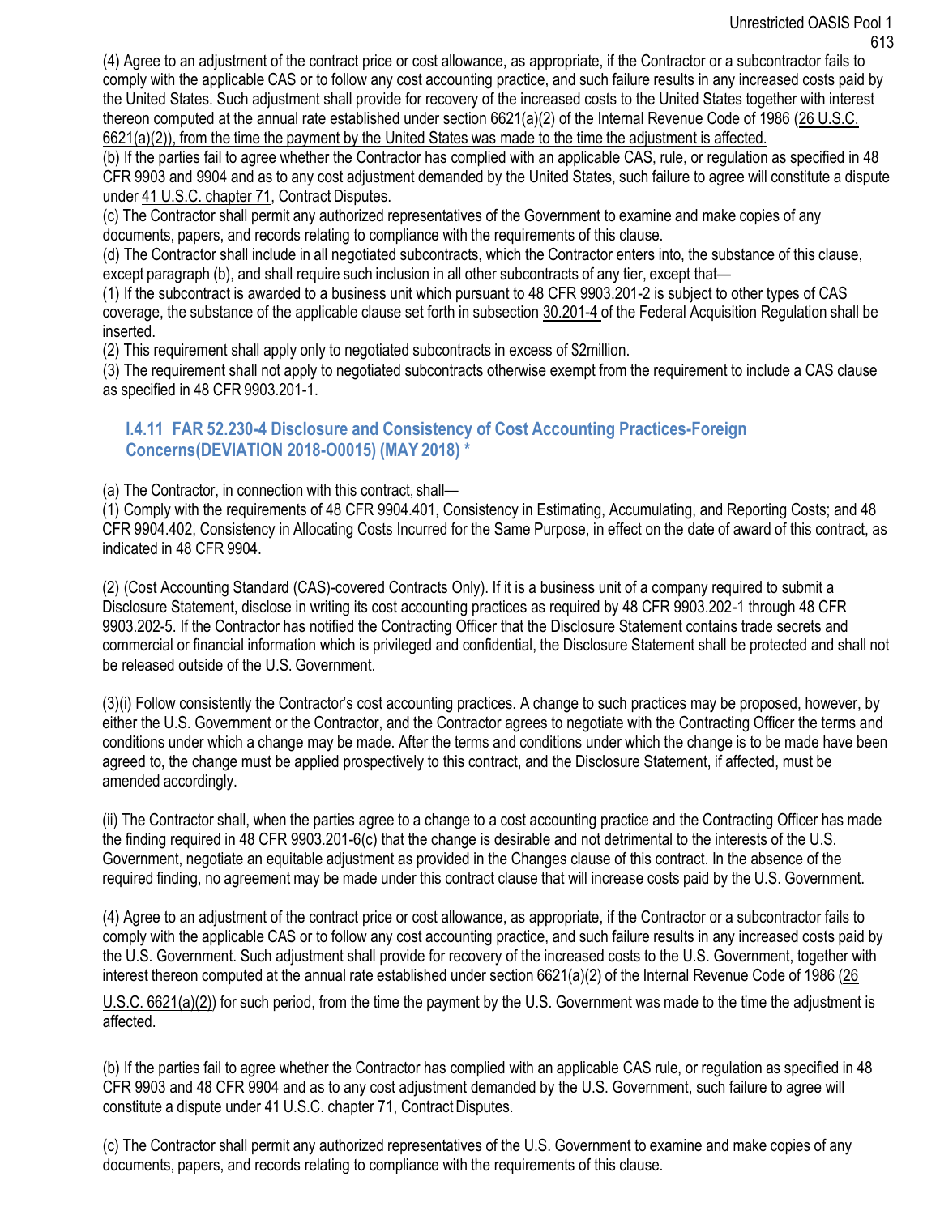(4) Agree to an adjustment of the contract price or cost allowance, as appropriate, if the Contractor or a subcontractor fails to comply with the applicable CAS or to follow any cost accounting practice, and such failure results in any increased costs paid by the United States. Such adjustment shall provide for recovery of the increased costs to the United States together with interest thereon computed at the annual rate established under section 6621(a)(2) of the Internal Revenue Code of 1986 (26 U.S.C. 6621(a)(2)), from the time the payment by the United States was made to the time the adjustment is affected.

(b) If the parties fail to agree whether the Contractor has complied with an applicable CAS, rule, or regulation as specified in 48 CFR 9903 and 9904 and as to any cost adjustment demanded by the United States, such failure to agree will constitute a dispute under 41 U.S.C. chapter 71, Contract Disputes.

(c) The Contractor shall permit any authorized representatives of the Government to examine and make copies of any documents, papers, and records relating to compliance with the requirements of this clause.

(d) The Contractor shall include in all negotiated subcontracts, which the Contractor enters into, the substance of this clause, except paragraph (b), and shall require such inclusion in all other subcontracts of any tier, except that—

(1) If the subcontract is awarded to a business unit which pursuant to 48 CFR 9903.201-2 is subject to other types of CAS coverage, the substance of the applicable clause set forth in subsection 30.201-4 of the Federal Acquisition Regulation shall be inserted.

(2) This requirement shall apply only to negotiated subcontracts in excess of $2million.

(3) The requirement shall not apply to negotiated subcontracts otherwise exempt from the requirement to include a CAS clause as specified in 48 CFR 9903.201-1.

### I.4.11 FAR 52.230-4 Disclosure and Consistency of Cost Accounting Practices-Foreign Concerns(DEVIATION 2018-O0015) (MAY 2018) *

(a) The Contractor, in connection with this contract, shall—

(1) Comply with the requirements of 48 CFR 9904.401, Consistency in Estimating, Accumulating, and Reporting Costs; and 48 CFR 9904.402, Consistency in Allocating Costs Incurred for the Same Purpose, in effect on the date of award of this contract, as indicated in 48 CFR 9904.

(2) (Cost Accounting Standard (CAS)-covered Contracts Only). If it is a business unit of a company required to submit a Disclosure Statement, disclose in writing its cost accounting practices as required by 48 CFR 9903.202-1 through 48 CFR 9903.202-5. If the Contractor has notified the Contracting Officer that the Disclosure Statement contains trade secrets and commercial or financial information which is privileged and confidential, the Disclosure Statement shall be protected and shall not be released outside of the U.S. Government.

(3)(i) Follow consistently the Contractor's cost accounting practices. A change to such practices may be proposed, however, by either the U.S. Government or the Contractor, and the Contractor agrees to negotiate with the Contracting Officer the terms and conditions under which a change may be made. After the terms and conditions under which the change is to be made have been agreed to, the change must be applied prospectively to this contract, and the Disclosure Statement, if affected, must be amended accordingly.

(ii) The Contractor shall, when the parties agree to a change to a cost accounting practice and the Contracting Officer has made the finding required in 48 CFR 9903.201-6(c) that the change is desirable and not detrimental to the interests of the U.S. Government, negotiate an equitable adjustment as provided in the Changes clause of this contract. In the absence of the required finding, no agreement may be made under this contract clause that will increase costs paid by the U.S. Government.

(4) Agree to an adjustment of the contract price or cost allowance, as appropriate, if the Contractor or a subcontractor fails to comply with the applicable CAS or to follow any cost accounting practice, and such failure results in any increased costs paid by the U.S. Government. Such adjustment shall provide for recovery of the increased costs to the U.S. Government, together with interest thereon computed at the annual rate established under section 6621(a)(2) of the Internal Revenue Code of 1986 (26 U.S.C. 6621(a)(2)) for such period, from the time the payment by the U.S. Government was made to the time the adjustment is affected.

(b) If the parties fail to agree whether the Contractor has complied with an applicable CAS rule, or regulation as specified in 48 CFR 9903 and 48 CFR 9904 and as to any cost adjustment demanded by the U.S. Government, such failure to agree will constitute a dispute under 41 U.S.C. chapter 71, Contract Disputes.

(c) The Contractor shall permit any authorized representatives of the U.S. Government to examine and make copies of any documents, papers, and records relating to compliance with the requirements of this clause.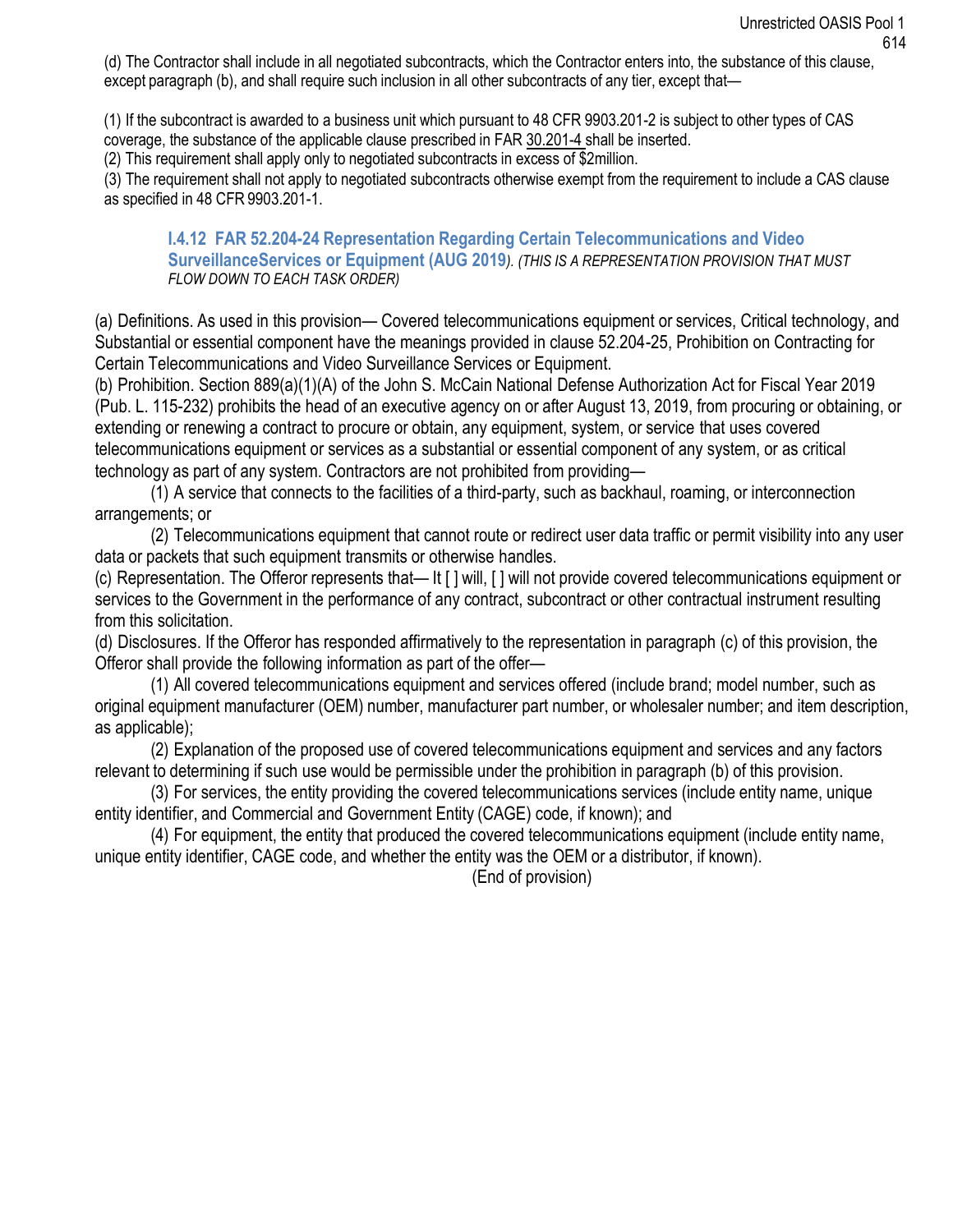(d) The Contractor shall include in all negotiated subcontracts, which the Contractor enters into, the substance of this clause, except paragraph (b), and shall require such inclusion in all other subcontracts of any tier, except that—

(1) If the subcontract is awarded to a business unit which pursuant to 48 CFR 9903.201-2 is subject to other types of CAS coverage, the substance of the applicable clause prescribed in FAR 30.201-4 shall be inserted.
(2) This requirement shall apply only to negotiated subcontracts in excess of $2million.
(3) The requirement shall not apply to negotiated subcontracts otherwise exempt from the requirement to include a CAS clause as specified in 48 CFR 9903.201-1.

### I.4.12 FAR 52.204-24 Representation Regarding Certain Telecommunications and Video SurveillanceServices or Equipment (AUG 2019)*. (THIS IS A REPRESENTATION PROVISION THAT MUST FLOW DOWN TO EACH TASK ORDER)*

(a) Definitions. As used in this provision— Covered telecommunications equipment or services, Critical technology, and Substantial or essential component have the meanings provided in clause 52.204-25, Prohibition on Contracting for Certain Telecommunications and Video Surveillance Services or Equipment.
(b) Prohibition. Section 889(a)(1)(A) of the John S. McCain National Defense Authorization Act for Fiscal Year 2019 (Pub. L. 115-232) prohibits the head of an executive agency on or after August 13, 2019, from procuring or obtaining, or extending or renewing a contract to procure or obtain, any equipment, system, or service that uses covered telecommunications equipment or services as a substantial or essential component of any system, or as critical technology as part of any system. Contractors are not prohibited from providing—

(1) A service that connects to the facilities of a third-party, such as backhaul, roaming, or interconnection arrangements; or

(2) Telecommunications equipment that cannot route or redirect user data traffic or permit visibility into any user data or packets that such equipment transmits or otherwise handles.

(c) Representation. The Offeror represents that— It [ ] will, [ ] will not provide covered telecommunications equipment or services to the Government in the performance of any contract, subcontract or other contractual instrument resulting from this solicitation.
(d) Disclosures. If the Offeror has responded affirmatively to the representation in paragraph (c) of this provision, the Offeror shall provide the following information as part of the offer—

(1) All covered telecommunications equipment and services offered (include brand; model number, such as original equipment manufacturer (OEM) number, manufacturer part number, or wholesaler number; and item description, as applicable);

(2) Explanation of the proposed use of covered telecommunications equipment and services and any factors relevant to determining if such use would be permissible under the prohibition in paragraph (b) of this provision.

(3) For services, the entity providing the covered telecommunications services (include entity name, unique entity identifier, and Commercial and Government Entity (CAGE) code, if known); and

(4) For equipment, the entity that produced the covered telecommunications equipment (include entity name, unique entity identifier, CAGE code, and whether the entity was the OEM or a distributor, if known).

(End of provision)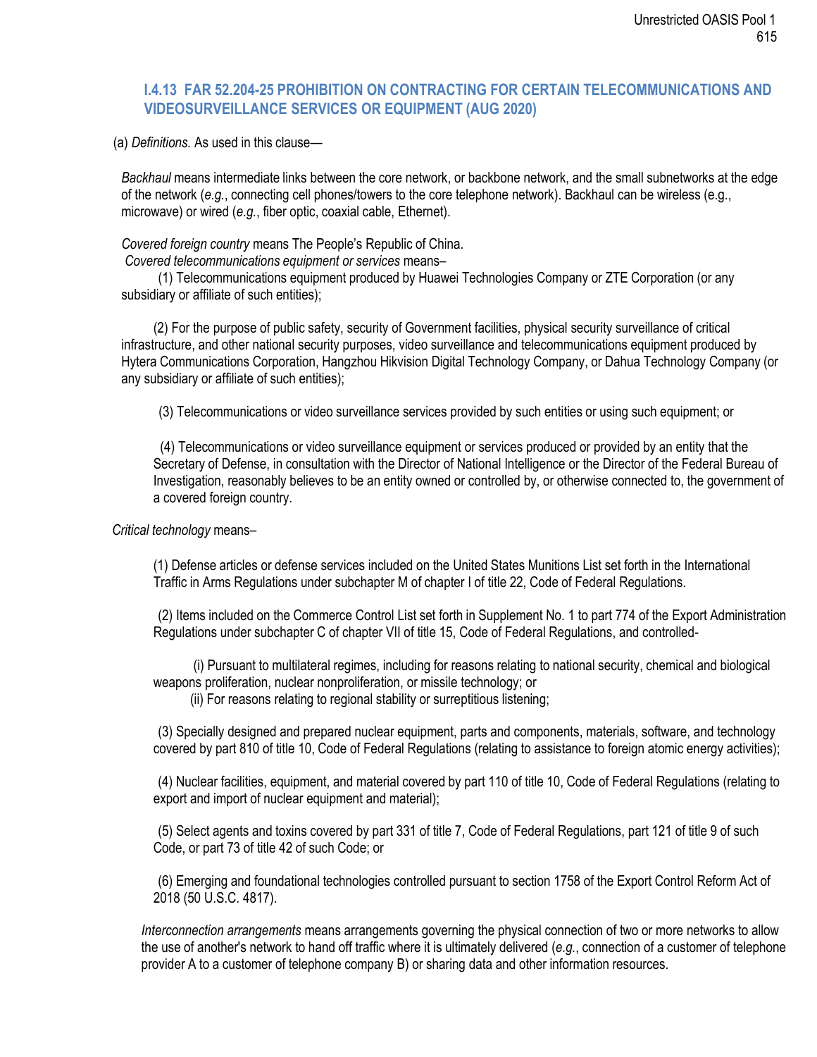### I.4.13 FAR 52.204-25 PROHIBITION ON CONTRACTING FOR CERTAIN TELECOMMUNICATIONS AND VIDEOSURVEILLANCE SERVICES OR EQUIPMENT (AUG 2020)

(a) *Definitions.* As used in this clause—

*Backhaul* means intermediate links between the core network, or backbone network, and the small subnetworks at the edge of the network (*e.g.*, connecting cell phones/towers to the core telephone network). Backhaul can be wireless (e.g., microwave) or wired (*e.g.*, fiber optic, coaxial cable, Ethernet).

*Covered foreign country* means The People's Republic of China.

*Covered telecommunications equipment or services* means–

(1) Telecommunications equipment produced by Huawei Technologies Company or ZTE Corporation (or any subsidiary or affiliate of such entities);

(2) For the purpose of public safety, security of Government facilities, physical security surveillance of critical infrastructure, and other national security purposes, video surveillance and telecommunications equipment produced by Hytera Communications Corporation, Hangzhou Hikvision Digital Technology Company, or Dahua Technology Company (or any subsidiary or affiliate of such entities);

(3) Telecommunications or video surveillance services provided by such entities or using such equipment; or

(4) Telecommunications or video surveillance equipment or services produced or provided by an entity that the Secretary of Defense, in consultation with the Director of National Intelligence or the Director of the Federal Bureau of Investigation, reasonably believes to be an entity owned or controlled by, or otherwise connected to, the government of a covered foreign country.

*Critical technology* means–

(1) Defense articles or defense services included on the United States Munitions List set forth in the International Traffic in Arms Regulations under subchapter M of chapter I of title 22, Code of Federal Regulations.

(2) Items included on the Commerce Control List set forth in Supplement No. 1 to part 774 of the Export Administration Regulations under subchapter C of chapter VII of title 15, Code of Federal Regulations, and controlled-

(i) Pursuant to multilateral regimes, including for reasons relating to national security, chemical and biological weapons proliferation, nuclear nonproliferation, or missile technology; or

(ii) For reasons relating to regional stability or surreptitious listening;

(3) Specially designed and prepared nuclear equipment, parts and components, materials, software, and technology covered by part 810 of title 10, Code of Federal Regulations (relating to assistance to foreign atomic energy activities);

(4) Nuclear facilities, equipment, and material covered by part 110 of title 10, Code of Federal Regulations (relating to export and import of nuclear equipment and material);

(5) Select agents and toxins covered by part 331 of title 7, Code of Federal Regulations, part 121 of title 9 of such Code, or part 73 of title 42 of such Code; or

(6) Emerging and foundational technologies controlled pursuant to section 1758 of the Export Control Reform Act of 2018 (50 U.S.C. 4817).

*Interconnection arrangements* means arrangements governing the physical connection of two or more networks to allow the use of another's network to hand off traffic where it is ultimately delivered (*e.g.*, connection of a customer of telephone provider A to a customer of telephone company B) or sharing data and other information resources.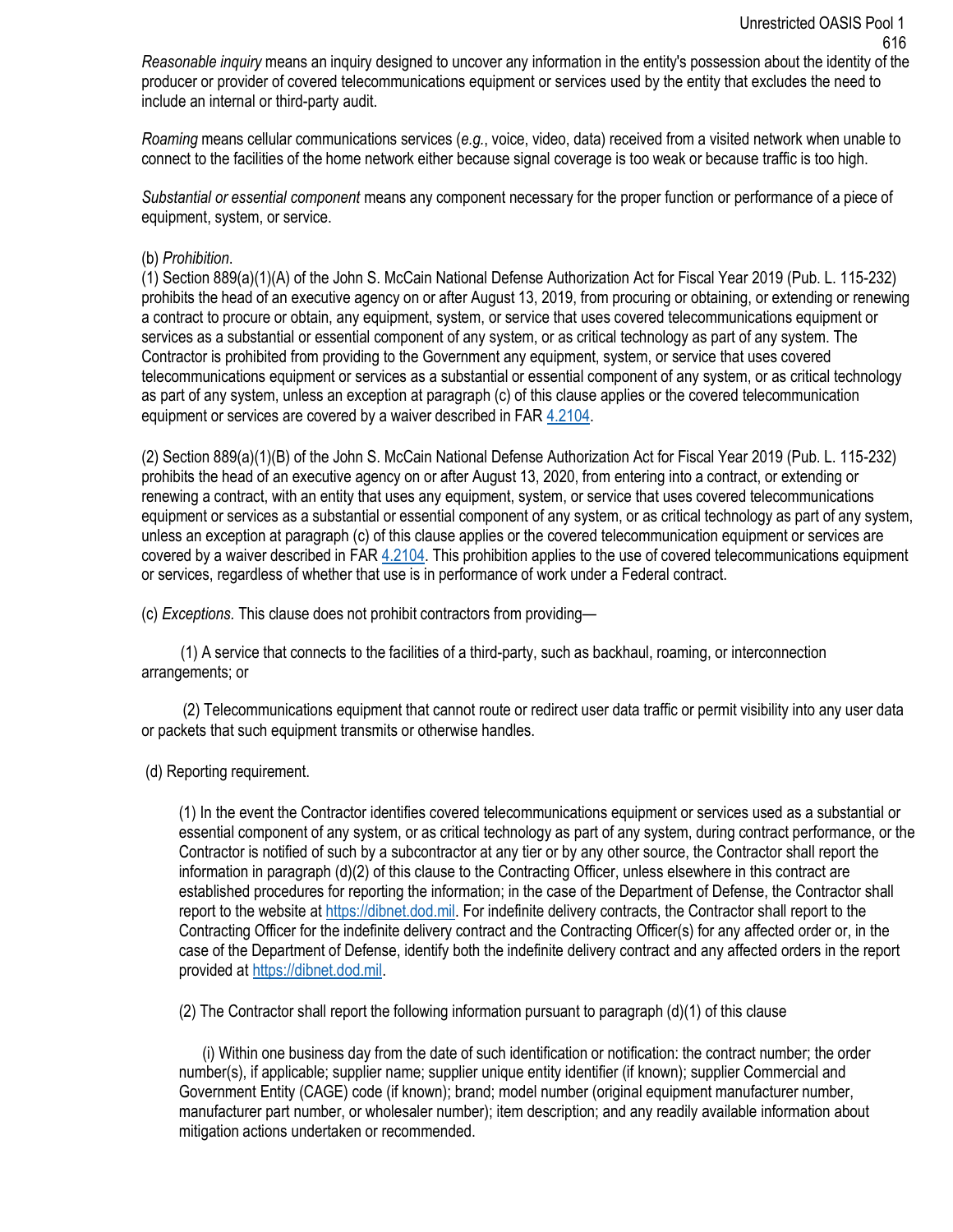*Reasonable inquiry* means an inquiry designed to uncover any information in the entity's possession about the identity of the producer or provider of covered telecommunications equipment or services used by the entity that excludes the need to include an internal or third-party audit.

*Roaming* means cellular communications services (*e.g.*, voice, video, data) received from a visited network when unable to connect to the facilities of the home network either because signal coverage is too weak or because traffic is too high.

*Substantial or essential component* means any component necessary for the proper function or performance of a piece of equipment, system, or service.

(b) *Prohibition*.

(1) Section 889(a)(1)(A) of the John S. McCain National Defense Authorization Act for Fiscal Year 2019 (Pub. L. 115-232) prohibits the head of an executive agency on or after August 13, 2019, from procuring or obtaining, or extending or renewing a contract to procure or obtain, any equipment, system, or service that uses covered telecommunications equipment or services as a substantial or essential component of any system, or as critical technology as part of any system. The Contractor is prohibited from providing to the Government any equipment, system, or service that uses covered telecommunications equipment or services as a substantial or essential component of any system, or as critical technology as part of any system, unless an exception at paragraph (c) of this clause applies or the covered telecommunication equipment or services are covered by a waiver described in FAR 4.2104.

(2) Section 889(a)(1)(B) of the John S. McCain National Defense Authorization Act for Fiscal Year 2019 (Pub. L. 115-232) prohibits the head of an executive agency on or after August 13, 2020, from entering into a contract, or extending or renewing a contract, with an entity that uses any equipment, system, or service that uses covered telecommunications equipment or services as a substantial or essential component of any system, or as critical technology as part of any system, unless an exception at paragraph (c) of this clause applies or the covered telecommunication equipment or services are covered by a waiver described in FAR 4.2104. This prohibition applies to the use of covered telecommunications equipment or services, regardless of whether that use is in performance of work under a Federal contract.

(c) *Exceptions.* This clause does not prohibit contractors from providing—

(1) A service that connects to the facilities of a third-party, such as backhaul, roaming, or interconnection arrangements; or

(2) Telecommunications equipment that cannot route or redirect user data traffic or permit visibility into any user data or packets that such equipment transmits or otherwise handles.

(d) Reporting requirement.

(1) In the event the Contractor identifies covered telecommunications equipment or services used as a substantial or essential component of any system, or as critical technology as part of any system, during contract performance, or the Contractor is notified of such by a subcontractor at any tier or by any other source, the Contractor shall report the information in paragraph (d)(2) of this clause to the Contracting Officer, unless elsewhere in this contract are established procedures for reporting the information; in the case of the Department of Defense, the Contractor shall report to the website at https://dibnet.dod.mil. For indefinite delivery contracts, the Contractor shall report to the Contracting Officer for the indefinite delivery contract and the Contracting Officer(s) for any affected order or, in the case of the Department of Defense, identify both the indefinite delivery contract and any affected orders in the report provided at https://dibnet.dod.mil.

(2) The Contractor shall report the following information pursuant to paragraph (d)(1) of this clause

(i) Within one business day from the date of such identification or notification: the contract number; the order number(s), if applicable; supplier name; supplier unique entity identifier (if known); supplier Commercial and Government Entity (CAGE) code (if known); brand; model number (original equipment manufacturer number, manufacturer part number, or wholesaler number); item description; and any readily available information about mitigation actions undertaken or recommended.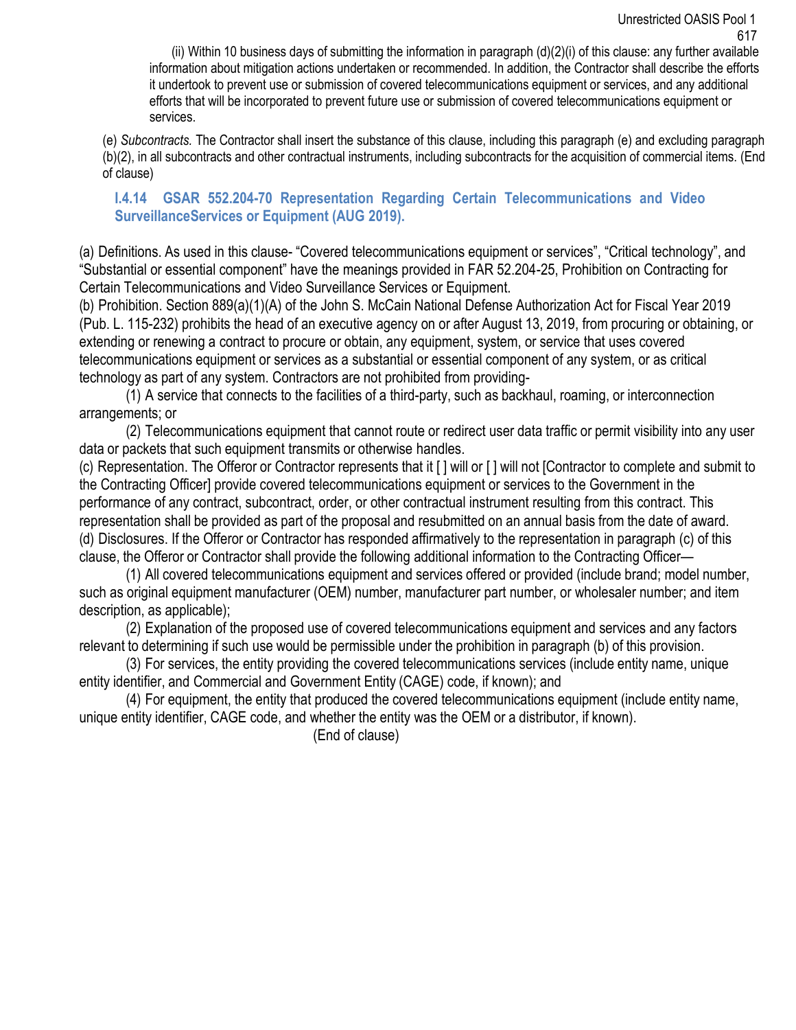(ii) Within 10 business days of submitting the information in paragraph (d)(2)(i) of this clause: any further available information about mitigation actions undertaken or recommended. In addition, the Contractor shall describe the efforts it undertook to prevent use or submission of covered telecommunications equipment or services, and any additional efforts that will be incorporated to prevent future use or submission of covered telecommunications equipment or services.

(e) *Subcontracts.* The Contractor shall insert the substance of this clause, including this paragraph (e) and excluding paragraph (b)(2), in all subcontracts and other contractual instruments, including subcontracts for the acquisition of commercial items. (End of clause)

### I.4.14 GSAR 552.204-70 Representation Regarding Certain Telecommunications and Video SurveillanceServices or Equipment (AUG 2019).

(a) Definitions. As used in this clause- "Covered telecommunications equipment or services", "Critical technology", and "Substantial or essential component" have the meanings provided in FAR 52.204-25, Prohibition on Contracting for Certain Telecommunications and Video Surveillance Services or Equipment.

(b) Prohibition. Section 889(a)(1)(A) of the John S. McCain National Defense Authorization Act for Fiscal Year 2019 (Pub. L. 115-232) prohibits the head of an executive agency on or after August 13, 2019, from procuring or obtaining, or extending or renewing a contract to procure or obtain, any equipment, system, or service that uses covered telecommunications equipment or services as a substantial or essential component of any system, or as critical technology as part of any system. Contractors are not prohibited from providing-

(1) A service that connects to the facilities of a third-party, such as backhaul, roaming, or interconnection arrangements; or

(2) Telecommunications equipment that cannot route or redirect user data traffic or permit visibility into any user data or packets that such equipment transmits or otherwise handles.

(c) Representation. The Offeror or Contractor represents that it [ ] will or [ ] will not [Contractor to complete and submit to the Contracting Officer] provide covered telecommunications equipment or services to the Government in the performance of any contract, subcontract, order, or other contractual instrument resulting from this contract. This representation shall be provided as part of the proposal and resubmitted on an annual basis from the date of award.

(d) Disclosures. If the Offeror or Contractor has responded affirmatively to the representation in paragraph (c) of this clause, the Offeror or Contractor shall provide the following additional information to the Contracting Officer—

(1) All covered telecommunications equipment and services offered or provided (include brand; model number, such as original equipment manufacturer (OEM) number, manufacturer part number, or wholesaler number; and item description, as applicable);

(2) Explanation of the proposed use of covered telecommunications equipment and services and any factors relevant to determining if such use would be permissible under the prohibition in paragraph (b) of this provision.

(3) For services, the entity providing the covered telecommunications services (include entity name, unique entity identifier, and Commercial and Government Entity (CAGE) code, if known); and

(4) For equipment, the entity that produced the covered telecommunications equipment (include entity name, unique entity identifier, CAGE code, and whether the entity was the OEM or a distributor, if known).

(End of clause)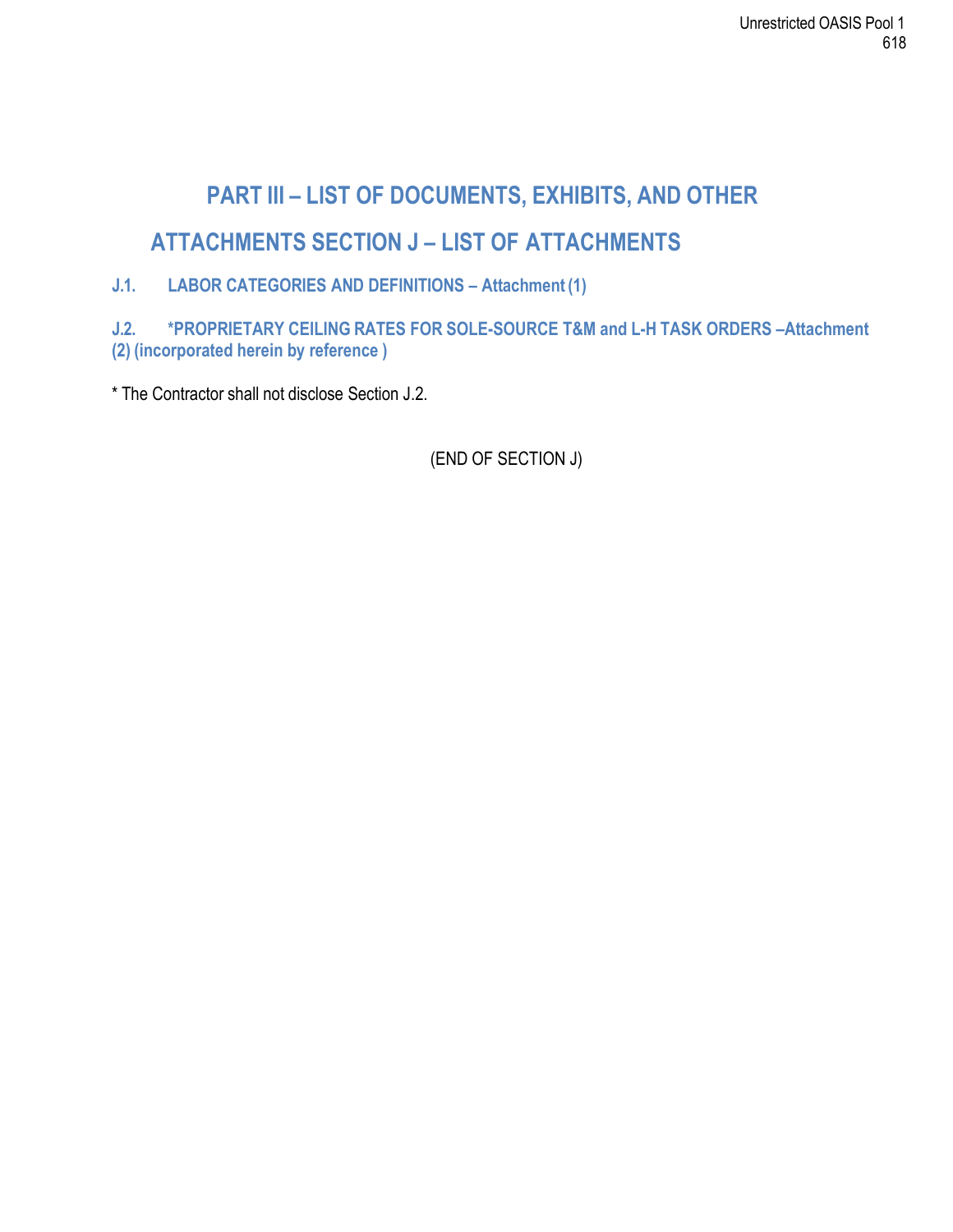# PART III – LIST OF DOCUMENTS, EXHIBITS, AND OTHER ATTACHMENTS SECTION J – LIST OF ATTACHMENTS

### J.1. LABOR CATEGORIES AND DEFINITIONS – Attachment (1)

### J.2. *PROPRIETARY CEILING RATES FOR SOLE-SOURCE T&M and L-H TASK ORDERS –Attachment (2) (incorporated herein by reference )

* The Contractor shall not disclose Section J.2.

(END OF SECTION J)